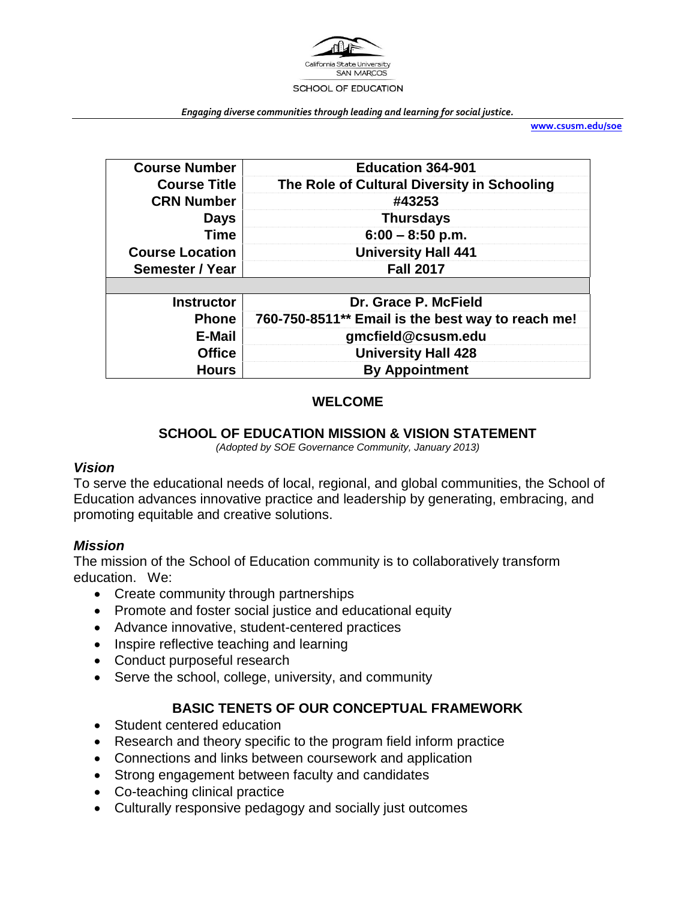California State University
SAN MARCOS
SCHOOL OF EDUCATION

*Engaging diverse communities through leading and learning for social justice.*

**www.csusm.edu/soe**

| | |
|---|---|
| **Course Number** | **Education 364-901** |
| **Course Title** | **The Role of Cultural Diversity in Schooling** |
| **CRN Number** | **#43253** |
| **Days** | **Thursdays** |
| **Time** | **6:00 – 8:50 p.m.** |
| **Course Location** | **University Hall 441** |
| **Semester / Year** | **Fall 2017** |
| | |
| **Instructor** | **Dr. Grace P. McField** |
| **Phone** | **760-750-8511** Email is the best way to reach me!** |
| **E-Mail** | **gmcfield@csusm.edu** |
| **Office** | **University Hall 428** |
| **Hours** | **By Appointment** |

## WELCOME

## SCHOOL OF EDUCATION MISSION & VISION STATEMENT

*(Adopted by SOE Governance Community, January 2013)*

### *Vision*

To serve the educational needs of local, regional, and global communities, the School of Education advances innovative practice and leadership by generating, embracing, and promoting equitable and creative solutions.

### *Mission*

The mission of the School of Education community is to collaboratively transform education. We:

- Create community through partnerships
- Promote and foster social justice and educational equity
- Advance innovative, student-centered practices
- Inspire reflective teaching and learning
- Conduct purposeful research
- Serve the school, college, university, and community

## BASIC TENETS OF OUR CONCEPTUAL FRAMEWORK

- Student centered education
- Research and theory specific to the program field inform practice
- Connections and links between coursework and application
- Strong engagement between faculty and candidates
- Co-teaching clinical practice
- Culturally responsive pedagogy and socially just outcomes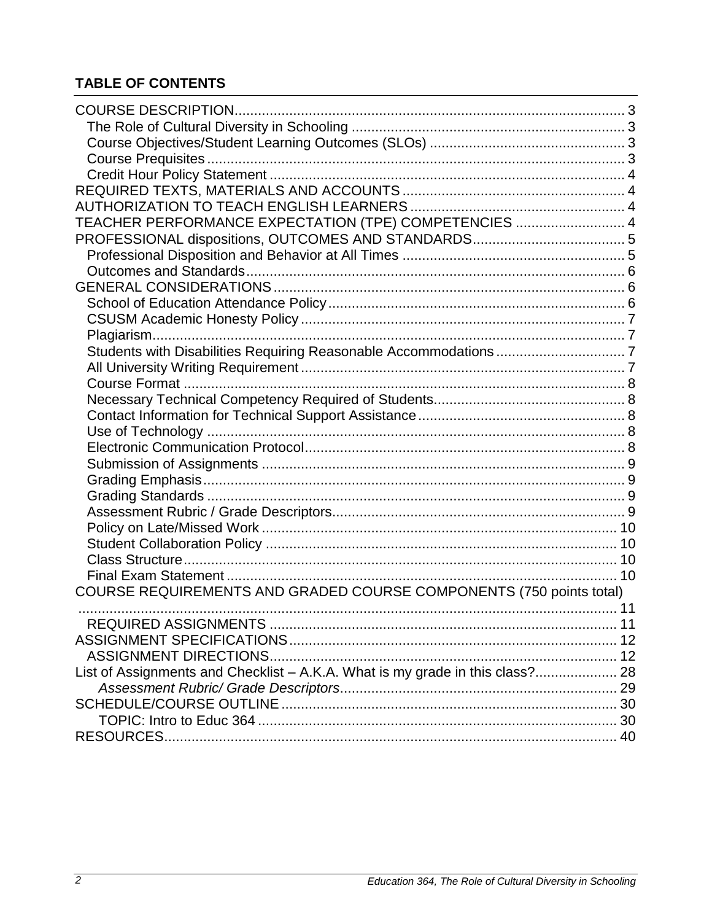## TABLE OF CONTENTS

- COURSE DESCRIPTION .......... 3
  - The Role of Cultural Diversity in Schooling .......... 3
  - Course Objectives/Student Learning Outcomes (SLOs) .......... 3
  - Course Prequisites .......... 3
  - Credit Hour Policy Statement .......... 4
- REQUIRED TEXTS, MATERIALS AND ACCOUNTS .......... 4
- AUTHORIZATION TO TEACH ENGLISH LEARNERS .......... 4
- TEACHER PERFORMANCE EXPECTATION (TPE) COMPETENCIES .......... 4
- PROFESSIONAL dispositions, OUTCOMES AND STANDARDS .......... 5
  - Professional Disposition and Behavior at All Times .......... 5
  - Outcomes and Standards .......... 6
- GENERAL CONSIDERATIONS .......... 6
  - School of Education Attendance Policy .......... 6
  - CSUSM Academic Honesty Policy .......... 7
  - Plagiarism .......... 7
  - Students with Disabilities Requiring Reasonable Accommodations .......... 7
  - All University Writing Requirement .......... 7
  - Course Format .......... 8
  - Necessary Technical Competency Required of Students .......... 8
  - Contact Information for Technical Support Assistance .......... 8
  - Use of Technology .......... 8
  - Electronic Communication Protocol .......... 8
  - Submission of Assignments .......... 9
  - Grading Emphasis .......... 9
  - Grading Standards .......... 9
  - Assessment Rubric / Grade Descriptors .......... 9
  - Policy on Late/Missed Work .......... 10
  - Student Collaboration Policy .......... 10
  - Class Structure .......... 10
  - Final Exam Statement .......... 10
- COURSE REQUIREMENTS AND GRADED COURSE COMPONENTS (750 points total) .......... 11
  - REQUIRED ASSIGNMENTS .......... 11
- ASSIGNMENT SPECIFICATIONS .......... 12
  - ASSIGNMENT DIRECTIONS .......... 12
- List of Assignments and Checklist – A.K.A. What is my grade in this class? .......... 28
  - *Assessment Rubric/ Grade Descriptors* .......... 29
- SCHEDULE/COURSE OUTLINE .......... 30
  - TOPIC: Intro to Educ 364 .......... 30
- RESOURCES .......... 40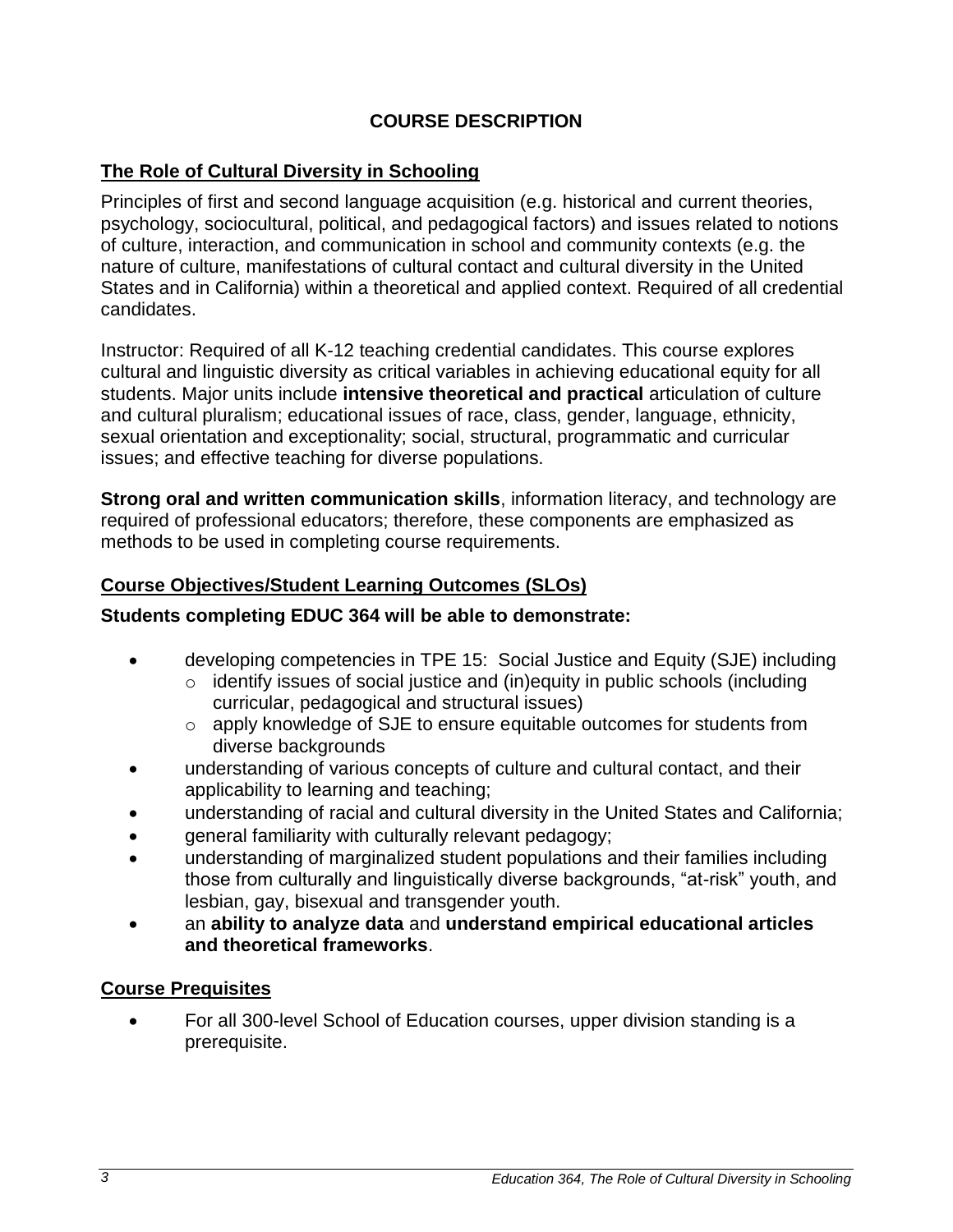# COURSE DESCRIPTION

## The Role of Cultural Diversity in Schooling

Principles of first and second language acquisition (e.g. historical and current theories, psychology, sociocultural, political, and pedagogical factors) and issues related to notions of culture, interaction, and communication in school and community contexts (e.g. the nature of culture, manifestations of cultural contact and cultural diversity in the United States and in California) within a theoretical and applied context. Required of all credential candidates.

Instructor: Required of all K-12 teaching credential candidates. This course explores cultural and linguistic diversity as critical variables in achieving educational equity for all students. Major units include **intensive theoretical and practical** articulation of culture and cultural pluralism; educational issues of race, class, gender, language, ethnicity, sexual orientation and exceptionality; social, structural, programmatic and curricular issues; and effective teaching for diverse populations.

**Strong oral and written communication skills**, information literacy, and technology are required of professional educators; therefore, these components are emphasized as methods to be used in completing course requirements.

## Course Objectives/Student Learning Outcomes (SLOs)

**Students completing EDUC 364 will be able to demonstrate:**

- developing competencies in TPE 15: Social Justice and Equity (SJE) including
  - identify issues of social justice and (in)equity in public schools (including curricular, pedagogical and structural issues)
  - apply knowledge of SJE to ensure equitable outcomes for students from diverse backgrounds
- understanding of various concepts of culture and cultural contact, and their applicability to learning and teaching;
- understanding of racial and cultural diversity in the United States and California;
- general familiarity with culturally relevant pedagogy;
- understanding of marginalized student populations and their families including those from culturally and linguistically diverse backgrounds, "at-risk" youth, and lesbian, gay, bisexual and transgender youth.
- an **ability to analyze data** and **understand empirical educational articles and theoretical frameworks**.

## Course Prequisites

- For all 300-level School of Education courses, upper division standing is a prerequisite.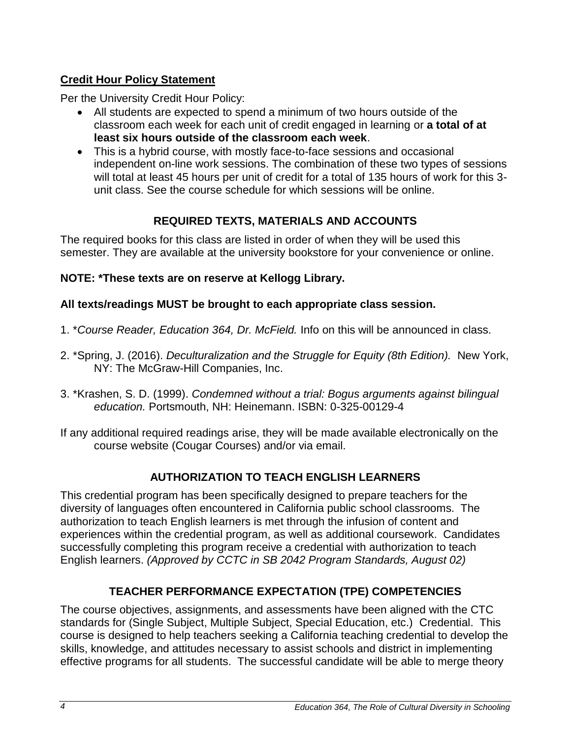**Credit Hour Policy Statement**

Per the University Credit Hour Policy:

- All students are expected to spend a minimum of two hours outside of the classroom each week for each unit of credit engaged in learning or **a total of at least six hours outside of the classroom each week**.
- This is a hybrid course, with mostly face-to-face sessions and occasional independent on-line work sessions. The combination of these two types of sessions will total at least 45 hours per unit of credit for a total of 135 hours of work for this 3-unit class. See the course schedule for which sessions will be online.

## REQUIRED TEXTS, MATERIALS AND ACCOUNTS

The required books for this class are listed in order of when they will be used this semester. They are available at the university bookstore for your convenience or online.

**NOTE: *These texts are on reserve at Kellogg Library.**

**All texts/readings MUST be brought to each appropriate class session.**

1. **Course Reader, Education 364, Dr. McField.* Info on this will be announced in class.

2. *Spring, J. (2016). *Deculturalization and the Struggle for Equity (8th Edition).* New York, NY: The McGraw-Hill Companies, Inc.

3. *Krashen, S. D. (1999). *Condemned without a trial: Bogus arguments against bilingual education.* Portsmouth, NH: Heinemann. ISBN: 0-325-00129-4

If any additional required readings arise, they will be made available electronically on the course website (Cougar Courses) and/or via email.

## AUTHORIZATION TO TEACH ENGLISH LEARNERS

This credential program has been specifically designed to prepare teachers for the diversity of languages often encountered in California public school classrooms. The authorization to teach English learners is met through the infusion of content and experiences within the credential program, as well as additional coursework. Candidates successfully completing this program receive a credential with authorization to teach English learners. *(Approved by CCTC in SB 2042 Program Standards, August 02)*

## TEACHER PERFORMANCE EXPECTATION (TPE) COMPETENCIES

The course objectives, assignments, and assessments have been aligned with the CTC standards for (Single Subject, Multiple Subject, Special Education, etc.) Credential. This course is designed to help teachers seeking a California teaching credential to develop the skills, knowledge, and attitudes necessary to assist schools and district in implementing effective programs for all students. The successful candidate will be able to merge theory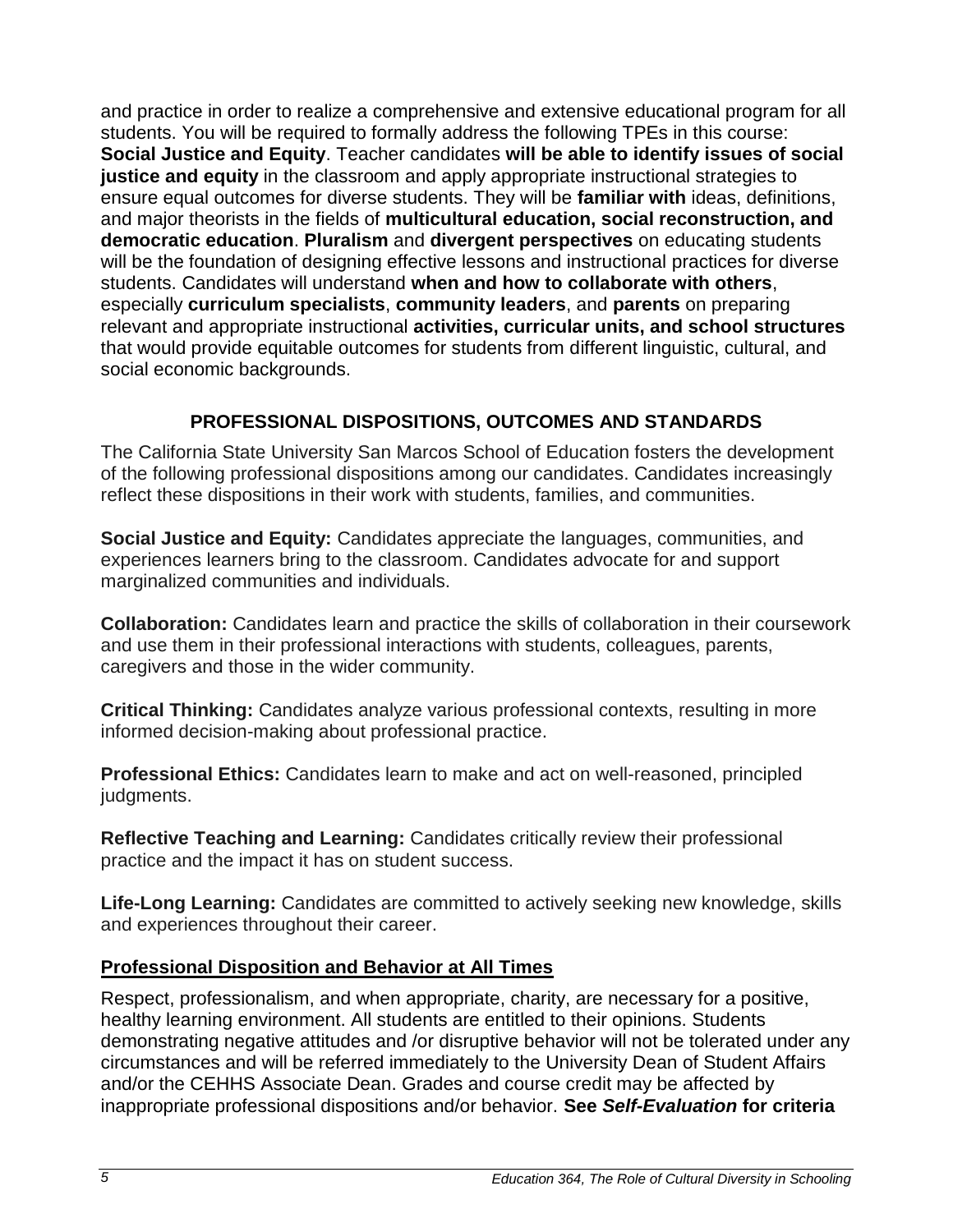and practice in order to realize a comprehensive and extensive educational program for all students. You will be required to formally address the following TPEs in this course: **Social Justice and Equity**. Teacher candidates **will be able to identify issues of social justice and equity** in the classroom and apply appropriate instructional strategies to ensure equal outcomes for diverse students. They will be **familiar with** ideas, definitions, and major theorists in the fields of **multicultural education, social reconstruction, and democratic education**. **Pluralism** and **divergent perspectives** on educating students will be the foundation of designing effective lessons and instructional practices for diverse students. Candidates will understand **when and how to collaborate with others**, especially **curriculum specialists**, **community leaders**, and **parents** on preparing relevant and appropriate instructional **activities, curricular units, and school structures** that would provide equitable outcomes for students from different linguistic, cultural, and social economic backgrounds.

## PROFESSIONAL DISPOSITIONS, OUTCOMES AND STANDARDS

The California State University San Marcos School of Education fosters the development of the following professional dispositions among our candidates. Candidates increasingly reflect these dispositions in their work with students, families, and communities.

**Social Justice and Equity:** Candidates appreciate the languages, communities, and experiences learners bring to the classroom. Candidates advocate for and support marginalized communities and individuals.

**Collaboration:** Candidates learn and practice the skills of collaboration in their coursework and use them in their professional interactions with students, colleagues, parents, caregivers and those in the wider community.

**Critical Thinking:** Candidates analyze various professional contexts, resulting in more informed decision-making about professional practice.

**Professional Ethics:** Candidates learn to make and act on well-reasoned, principled judgments.

**Reflective Teaching and Learning:** Candidates critically review their professional practice and the impact it has on student success.

**Life-Long Learning:** Candidates are committed to actively seeking new knowledge, skills and experiences throughout their career.

### Professional Disposition and Behavior at All Times

Respect, professionalism, and when appropriate, charity, are necessary for a positive, healthy learning environment. All students are entitled to their opinions. Students demonstrating negative attitudes and /or disruptive behavior will not be tolerated under any circumstances and will be referred immediately to the University Dean of Student Affairs and/or the CEHHS Associate Dean. Grades and course credit may be affected by inappropriate professional dispositions and/or behavior. **See *Self-Evaluation* for criteria**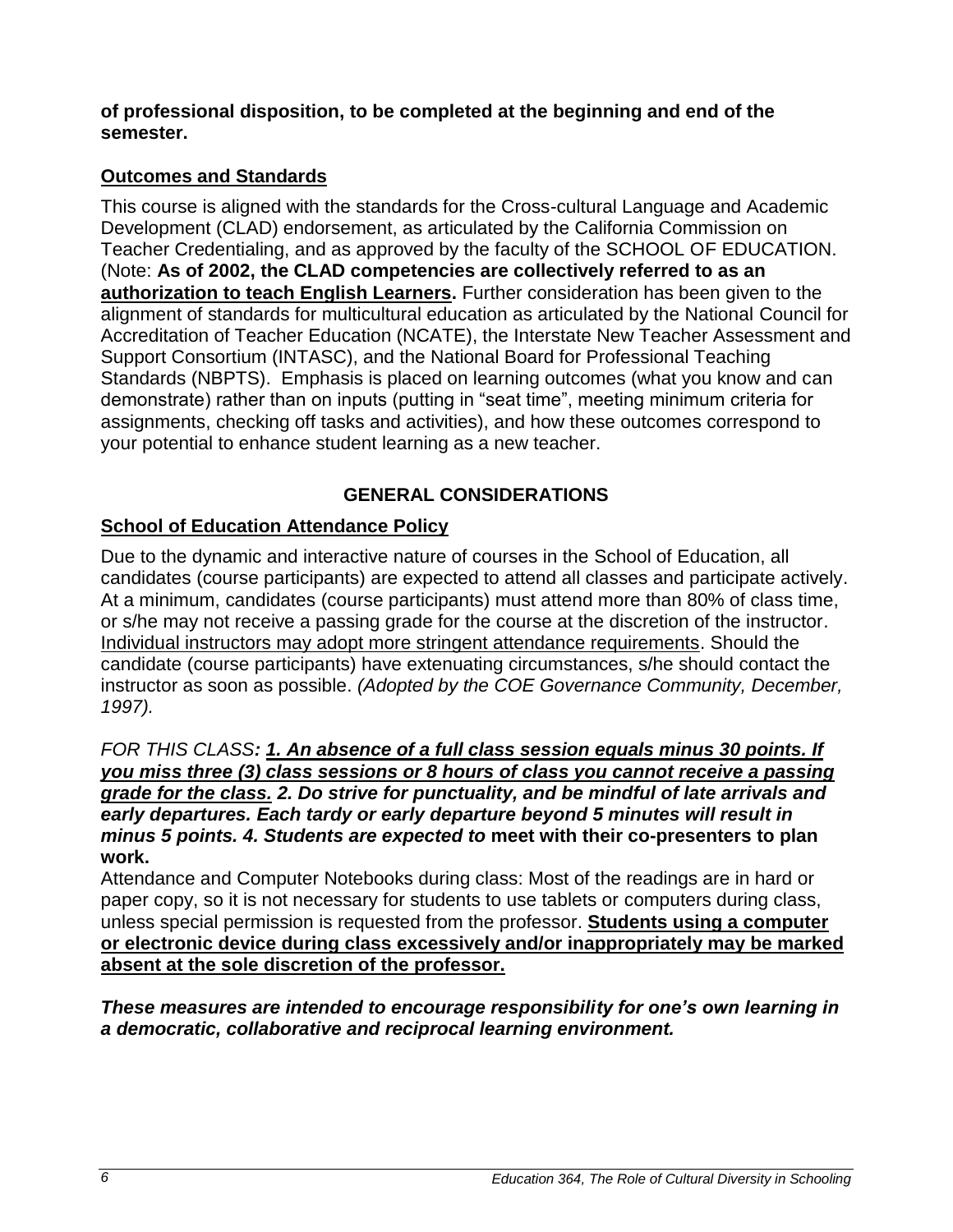**of professional disposition, to be completed at the beginning and end of the semester.**

## Outcomes and Standards

This course is aligned with the standards for the Cross-cultural Language and Academic Development (CLAD) endorsement, as articulated by the California Commission on Teacher Credentialing, and as approved by the faculty of the SCHOOL OF EDUCATION. (Note: **As of 2002, the CLAD competencies are collectively referred to as an <u>authorization to teach English Learners</u>.** Further consideration has been given to the alignment of standards for multicultural education as articulated by the National Council for Accreditation of Teacher Education (NCATE), the Interstate New Teacher Assessment and Support Consortium (INTASC), and the National Board for Professional Teaching Standards (NBPTS). Emphasis is placed on learning outcomes (what you know and can demonstrate) rather than on inputs (putting in "seat time", meeting minimum criteria for assignments, checking off tasks and activities), and how these outcomes correspond to your potential to enhance student learning as a new teacher.

# GENERAL CONSIDERATIONS

## School of Education Attendance Policy

Due to the dynamic and interactive nature of courses in the School of Education, all candidates (course participants) are expected to attend all classes and participate actively. At a minimum, candidates (course participants) must attend more than 80% of class time, or s/he may not receive a passing grade for the course at the discretion of the instructor. <u>Individual instructors may adopt more stringent attendance requirements</u>. Should the candidate (course participants) have extenuating circumstances, s/he should contact the instructor as soon as possible. *(Adopted by the COE Governance Community, December, 1997).*

*FOR THIS CLASS**: <u>1. An absence of a full class session equals minus 30 points. If you miss three (3) class sessions or 8 hours of class you cannot receive a passing grade for the class.</u> 2. Do strive for punctuality, and be mindful of late arrivals and early departures. Each tardy or early departure beyond 5 minutes will result in minus 5 points. 4. Students are expected to*** **meet with their co-presenters to plan work.**

Attendance and Computer Notebooks during class: Most of the readings are in hard or paper copy, so it is not necessary for students to use tablets or computers during class, unless special permission is requested from the professor. **<u>Students using a computer or electronic device during class excessively and/or inappropriately may be marked absent at the sole discretion of the professor.</u>**

***These measures are intended to encourage responsibility for one's own learning in a democratic, collaborative and reciprocal learning environment.***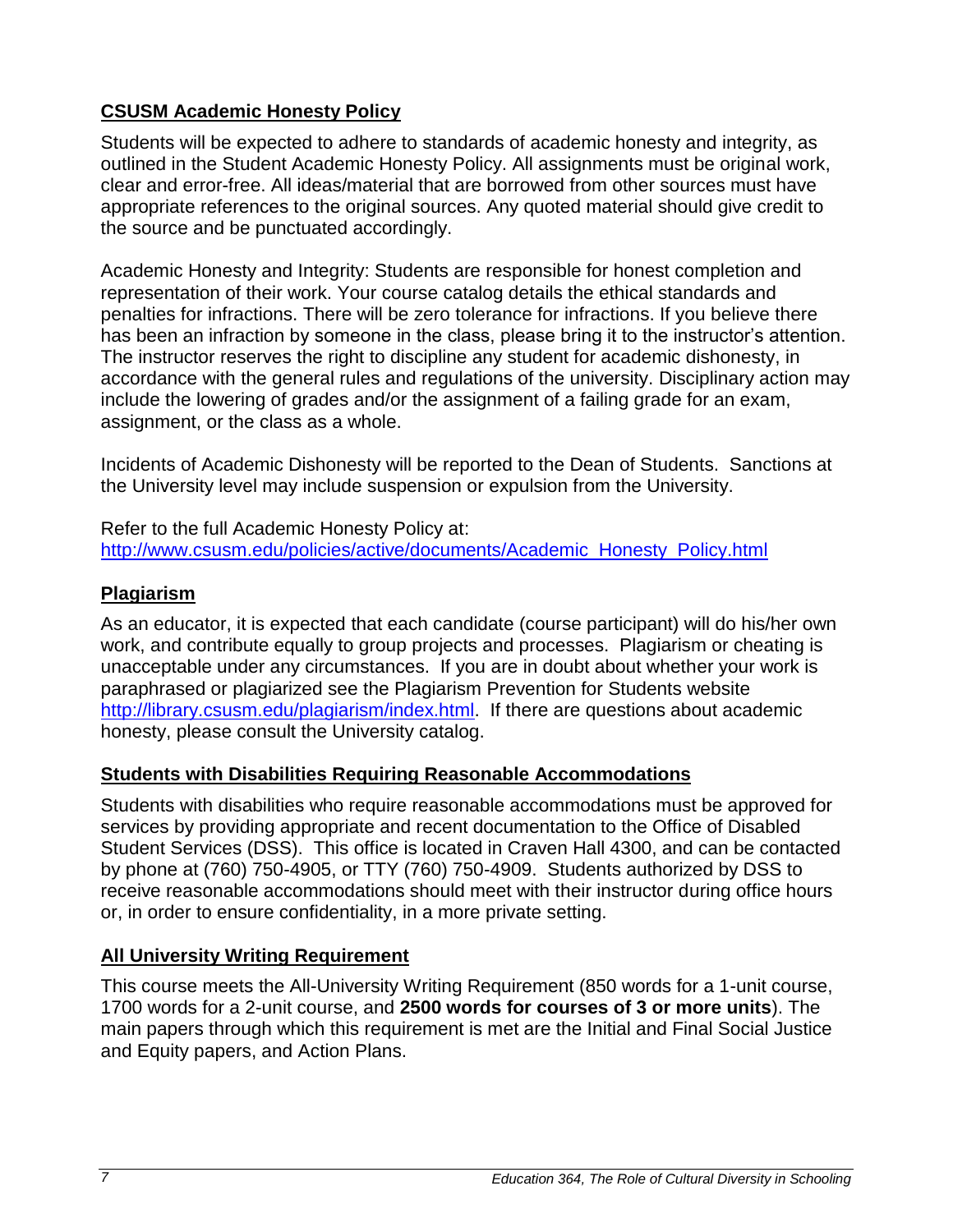## CSUSM Academic Honesty Policy

Students will be expected to adhere to standards of academic honesty and integrity, as outlined in the Student Academic Honesty Policy. All assignments must be original work, clear and error-free. All ideas/material that are borrowed from other sources must have appropriate references to the original sources. Any quoted material should give credit to the source and be punctuated accordingly.

Academic Honesty and Integrity: Students are responsible for honest completion and representation of their work. Your course catalog details the ethical standards and penalties for infractions. There will be zero tolerance for infractions. If you believe there has been an infraction by someone in the class, please bring it to the instructor's attention. The instructor reserves the right to discipline any student for academic dishonesty, in accordance with the general rules and regulations of the university. Disciplinary action may include the lowering of grades and/or the assignment of a failing grade for an exam, assignment, or the class as a whole.

Incidents of Academic Dishonesty will be reported to the Dean of Students. Sanctions at the University level may include suspension or expulsion from the University.

Refer to the full Academic Honesty Policy at:
[http://www.csusm.edu/policies/active/documents/Academic_Honesty_Policy.html](http://www.csusm.edu/policies/active/documents/Academic_Honesty_Policy.html)

## Plagiarism

As an educator, it is expected that each candidate (course participant) will do his/her own work, and contribute equally to group projects and processes. Plagiarism or cheating is unacceptable under any circumstances. If you are in doubt about whether your work is paraphrased or plagiarized see the Plagiarism Prevention for Students website [http://library.csusm.edu/plagiarism/index.html](http://library.csusm.edu/plagiarism/index.html). If there are questions about academic honesty, please consult the University catalog.

## Students with Disabilities Requiring Reasonable Accommodations

Students with disabilities who require reasonable accommodations must be approved for services by providing appropriate and recent documentation to the Office of Disabled Student Services (DSS). This office is located in Craven Hall 4300, and can be contacted by phone at (760) 750-4905, or TTY (760) 750-4909. Students authorized by DSS to receive reasonable accommodations should meet with their instructor during office hours or, in order to ensure confidentiality, in a more private setting.

## All University Writing Requirement

This course meets the All-University Writing Requirement (850 words for a 1-unit course, 1700 words for a 2-unit course, and **2500 words for courses of 3 or more units**). The main papers through which this requirement is met are the Initial and Final Social Justice and Equity papers, and Action Plans.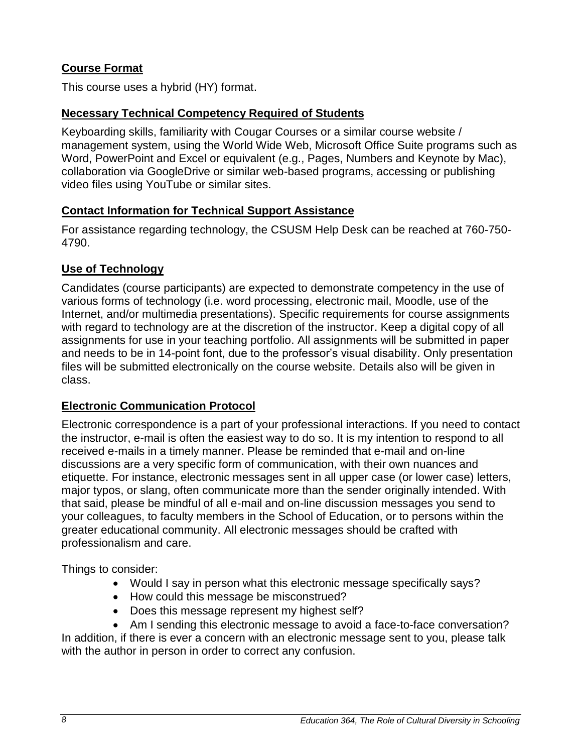## Course Format

This course uses a hybrid (HY) format.

## Necessary Technical Competency Required of Students

Keyboarding skills, familiarity with Cougar Courses or a similar course website / management system, using the World Wide Web, Microsoft Office Suite programs such as Word, PowerPoint and Excel or equivalent (e.g., Pages, Numbers and Keynote by Mac), collaboration via GoogleDrive or similar web-based programs, accessing or publishing video files using YouTube or similar sites.

## Contact Information for Technical Support Assistance

For assistance regarding technology, the CSUSM Help Desk can be reached at 760-750-4790.

## Use of Technology

Candidates (course participants) are expected to demonstrate competency in the use of various forms of technology (i.e. word processing, electronic mail, Moodle, use of the Internet, and/or multimedia presentations). Specific requirements for course assignments with regard to technology are at the discretion of the instructor. Keep a digital copy of all assignments for use in your teaching portfolio. All assignments will be submitted in paper and needs to be in 14-point font, due to the professor's visual disability. Only presentation files will be submitted electronically on the course website. Details also will be given in class.

## Electronic Communication Protocol

Electronic correspondence is a part of your professional interactions. If you need to contact the instructor, e-mail is often the easiest way to do so. It is my intention to respond to all received e-mails in a timely manner. Please be reminded that e-mail and on-line discussions are a very specific form of communication, with their own nuances and etiquette. For instance, electronic messages sent in all upper case (or lower case) letters, major typos, or slang, often communicate more than the sender originally intended. With that said, please be mindful of all e-mail and on-line discussion messages you send to your colleagues, to faculty members in the School of Education, or to persons within the greater educational community. All electronic messages should be crafted with professionalism and care.

Things to consider:

- Would I say in person what this electronic message specifically says?
- How could this message be misconstrued?
- Does this message represent my highest self?
- Am I sending this electronic message to avoid a face-to-face conversation?

In addition, if there is ever a concern with an electronic message sent to you, please talk with the author in person in order to correct any confusion.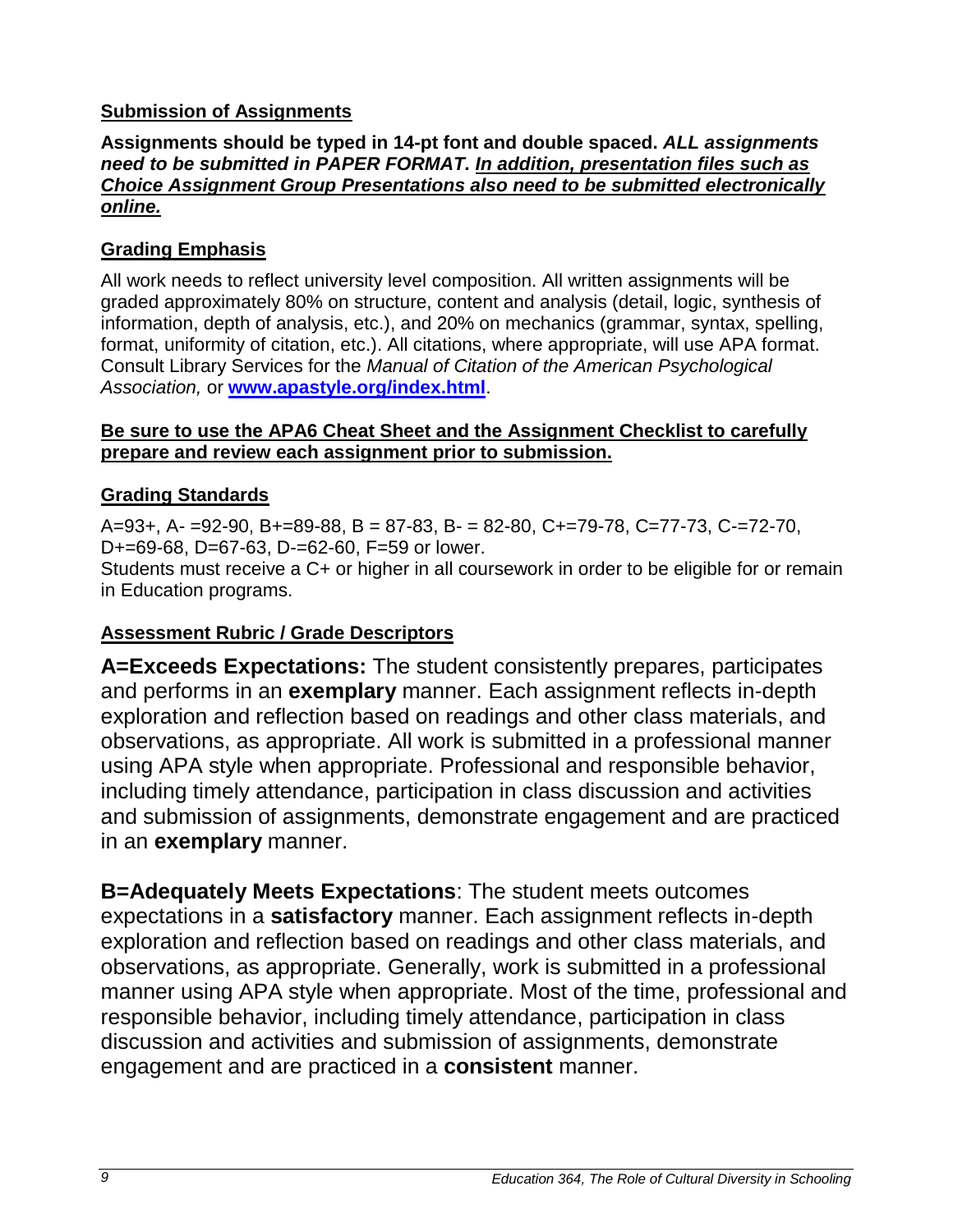## Submission of Assignments

**Assignments should be typed in 14-pt font and double spaced. *ALL assignments need to be submitted in PAPER FORMAT. In addition, presentation files such as Choice Assignment Group Presentations also need to be submitted electronically online.***

## Grading Emphasis

All work needs to reflect university level composition. All written assignments will be graded approximately 80% on structure, content and analysis (detail, logic, synthesis of information, depth of analysis, etc.), and 20% on mechanics (grammar, syntax, spelling, format, uniformity of citation, etc.). All citations, where appropriate, will use APA format. Consult Library Services for the *Manual of Citation of the American Psychological Association,* or **[www.apastyle.org/index.html](www.apastyle.org/index.html)**.

**Be sure to use the APA6 Cheat Sheet and the Assignment Checklist to carefully prepare and review each assignment prior to submission.**

## Grading Standards

A=93+, A- =92-90, B+=89-88, B = 87-83, B- = 82-80, C+=79-78, C=77-73, C-=72-70, D+=69-68, D=67-63, D-=62-60, F=59 or lower.
Students must receive a C+ or higher in all coursework in order to be eligible for or remain in Education programs.

## Assessment Rubric / Grade Descriptors

**A=Exceeds Expectations:** The student consistently prepares, participates and performs in an **exemplary** manner. Each assignment reflects in-depth exploration and reflection based on readings and other class materials, and observations, as appropriate. All work is submitted in a professional manner using APA style when appropriate. Professional and responsible behavior, including timely attendance, participation in class discussion and activities and submission of assignments, demonstrate engagement and are practiced in an **exemplary** manner.

**B=Adequately Meets Expectations**: The student meets outcomes expectations in a **satisfactory** manner. Each assignment reflects in-depth exploration and reflection based on readings and other class materials, and observations, as appropriate. Generally, work is submitted in a professional manner using APA style when appropriate. Most of the time, professional and responsible behavior, including timely attendance, participation in class discussion and activities and submission of assignments, demonstrate engagement and are practiced in a **consistent** manner.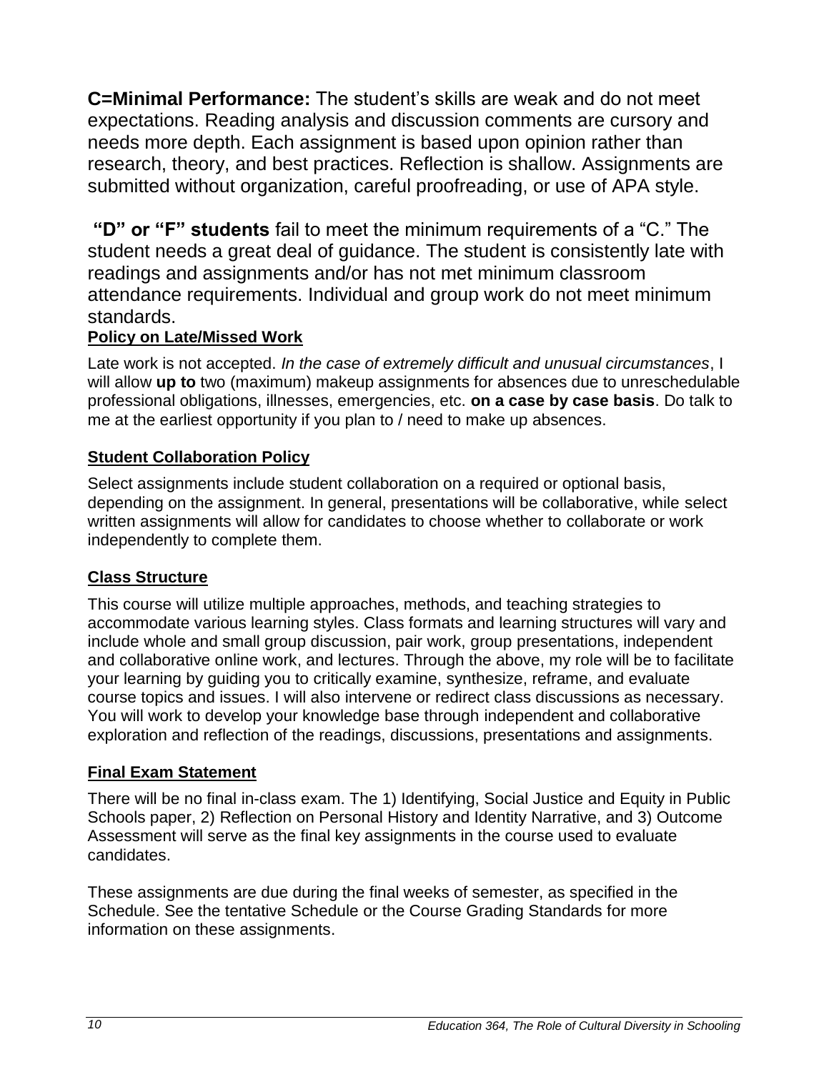**C=Minimal Performance:** The student's skills are weak and do not meet expectations. Reading analysis and discussion comments are cursory and needs more depth. Each assignment is based upon opinion rather than research, theory, and best practices. Reflection is shallow. Assignments are submitted without organization, careful proofreading, or use of APA style.

**"D" or "F" students** fail to meet the minimum requirements of a "C." The student needs a great deal of guidance. The student is consistently late with readings and assignments and/or has not met minimum classroom attendance requirements. Individual and group work do not meet minimum standards.

### Policy on Late/Missed Work

Late work is not accepted. *In the case of extremely difficult and unusual circumstances*, I will allow **up to** two (maximum) makeup assignments for absences due to unreschedulable professional obligations, illnesses, emergencies, etc. **on a case by case basis**. Do talk to me at the earliest opportunity if you plan to / need to make up absences.

### Student Collaboration Policy

Select assignments include student collaboration on a required or optional basis, depending on the assignment. In general, presentations will be collaborative, while select written assignments will allow for candidates to choose whether to collaborate or work independently to complete them.

### Class Structure

This course will utilize multiple approaches, methods, and teaching strategies to accommodate various learning styles. Class formats and learning structures will vary and include whole and small group discussion, pair work, group presentations, independent and collaborative online work, and lectures. Through the above, my role will be to facilitate your learning by guiding you to critically examine, synthesize, reframe, and evaluate course topics and issues. I will also intervene or redirect class discussions as necessary. You will work to develop your knowledge base through independent and collaborative exploration and reflection of the readings, discussions, presentations and assignments.

### Final Exam Statement

There will be no final in-class exam. The 1) Identifying, Social Justice and Equity in Public Schools paper, 2) Reflection on Personal History and Identity Narrative, and 3) Outcome Assessment will serve as the final key assignments in the course used to evaluate candidates.

These assignments are due during the final weeks of semester, as specified in the Schedule. See the tentative Schedule or the Course Grading Standards for more information on these assignments.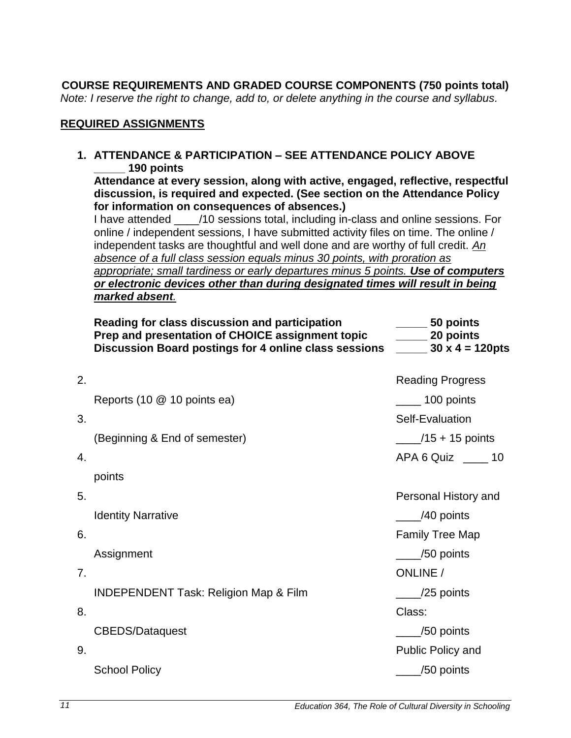**COURSE REQUIREMENTS AND GRADED COURSE COMPONENTS (750 points total)**

*Note: I reserve the right to change, add to, or delete anything in the course and syllabus.*

**REQUIRED ASSIGNMENTS**

1. **ATTENDANCE & PARTICIPATION – SEE ATTENDANCE POLICY ABOVE _____ 190 points**

   **Attendance at every session, along with active, engaged, reflective, respectful discussion, is required and expected. (See section on the Attendance Policy for information on consequences of absences.)**

   I have attended ____/10 sessions total, including in-class and online sessions. For online / independent sessions, I have submitted activity files on time. The online / independent tasks are thoughtful and well done and are worthy of full credit. *An absence of a full class session equals minus 30 points, with proration as appropriate; small tardiness or early departures minus 5 points.* ***Use of computers or electronic devices other than during designated times will result in being marked absent.***

   | | |
   |---|---|
   | **Reading for class discussion and participation** | **_____ 50 points** |
   | **Prep and presentation of CHOICE assignment topic** | **_____ 20 points** |
   | **Discussion Board postings for 4 online class sessions** | **_____ 30 x 4 = 120pts** |

2. Reading Progress Reports (10 @ 10 points ea) ____ 100 points
3. Self-Evaluation (Beginning & End of semester) ____/15 + 15 points
4. APA 6 Quiz ____ 10 points
5. Personal History and Identity Narrative ____/40 points
6. Family Tree Map Assignment ____/50 points
7. ONLINE / INDEPENDENT Task: Religion Map & Film ____/25 points
8. Class: CBEDS/Dataquest ____/50 points
9. Public Policy and School Policy ____/50 points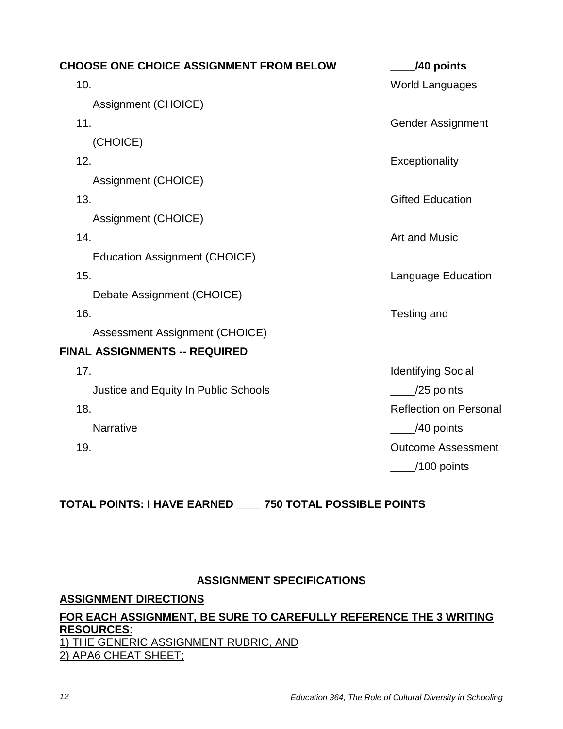**CHOOSE ONE CHOICE ASSIGNMENT FROM BELOW** **____/40 points**

10. World Languages Assignment (CHOICE)
11. Gender Assignment (CHOICE)
12. Exceptionality Assignment (CHOICE)
13. Gifted Education Assignment (CHOICE)
14. Art and Music Education Assignment (CHOICE)
15. Language Education Debate Assignment (CHOICE)
16. Testing and Assessment Assignment (CHOICE)

**FINAL ASSIGNMENTS -- REQUIRED**

17. Identifying Social Justice and Equity In Public Schools ____/25 points
18. Reflection on Personal Narrative ____/40 points
19. Outcome Assessment ____/100 points

**TOTAL POINTS: I HAVE EARNED ____ 750 TOTAL POSSIBLE POINTS**

**ASSIGNMENT SPECIFICATIONS**

**ASSIGNMENT DIRECTIONS**

**FOR EACH ASSIGNMENT, BE SURE TO CAREFULLY REFERENCE THE 3 WRITING RESOURCES**:
1) THE GENERIC ASSIGNMENT RUBRIC, AND
2) APA6 CHEAT SHEET;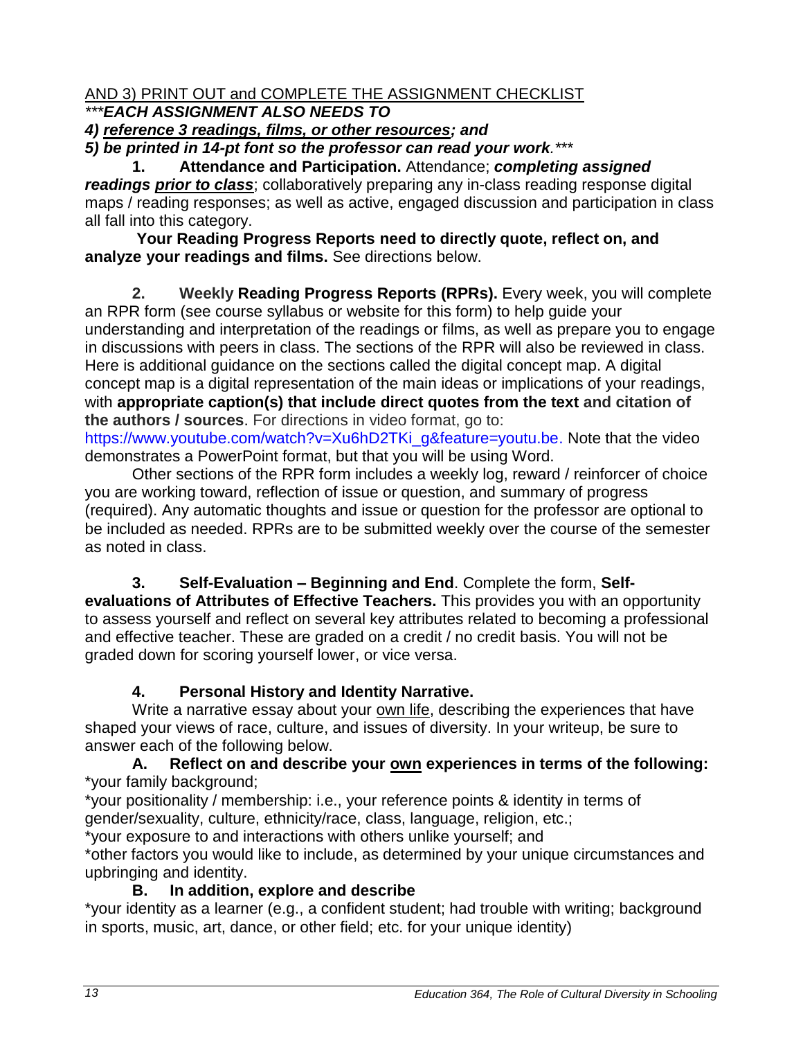<u>AND 3) PRINT OUT and COMPLETE THE ASSIGNMENT CHECKLIST</u>

****EACH ASSIGNMENT ALSO NEEDS TO***

***4) <u>reference 3 readings, films, or other resources</u>; and***

***5) be printed in 14-pt font so the professor can read your work.****

**1. Attendance and Participation.** Attendance; ***completing assigned readings <u>prior to class</u>***; collaboratively preparing any in-class reading response digital maps / reading responses; as well as active, engaged discussion and participation in class all fall into this category.

**Your Reading Progress Reports need to directly quote, reflect on, and analyze your readings and films.** See directions below.

**2. Weekly Reading Progress Reports (RPRs).** Every week, you will complete an RPR form (see course syllabus or website for this form) to help guide your understanding and interpretation of the readings or films, as well as prepare you to engage in discussions with peers in class. The sections of the RPR will also be reviewed in class. Here is additional guidance on the sections called the digital concept map. A digital concept map is a digital representation of the main ideas or implications of your readings, with **appropriate caption(s) that include direct quotes from the text and citation of the authors / sources**. For directions in video format, go to: https://www.youtube.com/watch?v=Xu6hD2TKi_g&feature=youtu.be. Note that the video demonstrates a PowerPoint format, but that you will be using Word.

Other sections of the RPR form includes a weekly log, reward / reinforcer of choice you are working toward, reflection of issue or question, and summary of progress (required). Any automatic thoughts and issue or question for the professor are optional to be included as needed. RPRs are to be submitted weekly over the course of the semester as noted in class.

**3. Self-Evaluation – Beginning and End**. Complete the form, **Self-evaluations of Attributes of Effective Teachers.** This provides you with an opportunity to assess yourself and reflect on several key attributes related to becoming a professional and effective teacher. These are graded on a credit / no credit basis. You will not be graded down for scoring yourself lower, or vice versa.

**4. Personal History and Identity Narrative.**

Write a narrative essay about your <u>own life</u>, describing the experiences that have shaped your views of race, culture, and issues of diversity. In your writeup, be sure to answer each of the following below.

**A. Reflect on and describe your <u>own</u> experiences in terms of the following:**

*your family background;

*your positionality / membership: i.e., your reference points & identity in terms of gender/sexuality, culture, ethnicity/race, class, language, religion, etc.;

*your exposure to and interactions with others unlike yourself; and

*other factors you would like to include, as determined by your unique circumstances and upbringing and identity.

**B. In addition, explore and describe**

*your identity as a learner (e.g., a confident student; had trouble with writing; background in sports, music, art, dance, or other field; etc. for your unique identity)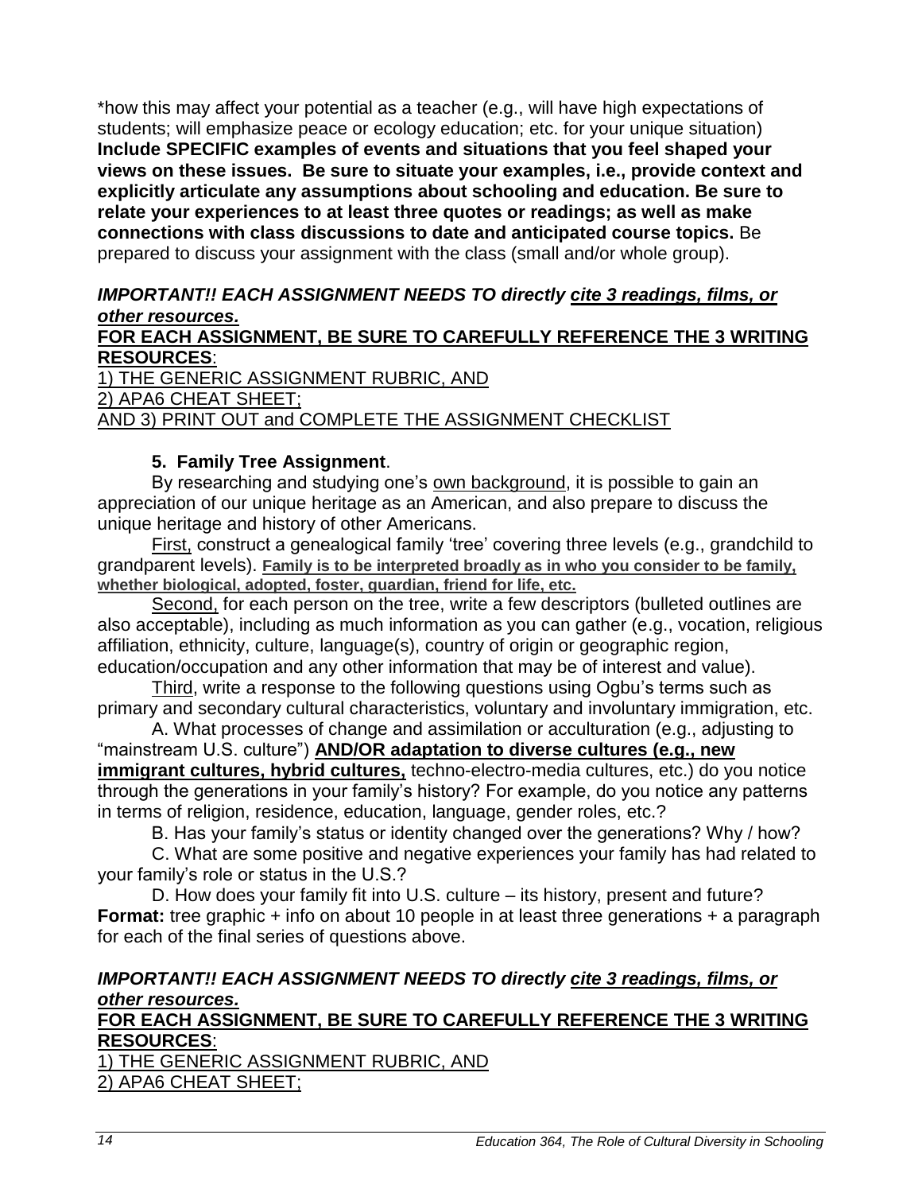*how this may affect your potential as a teacher (e.g., will have high expectations of students; will emphasize peace or ecology education; etc. for your unique situation) **Include SPECIFIC examples of events and situations that you feel shaped your views on these issues. Be sure to situate your examples, i.e., provide context and explicitly articulate any assumptions about schooling and education. Be sure to relate your experiences to at least three quotes or readings; as well as make connections with class discussions to date and anticipated course topics.** Be prepared to discuss your assignment with the class (small and/or whole group).

***IMPORTANT!! EACH ASSIGNMENT NEEDS TO directly <u>cite 3 readings, films, or other resources.</u>***

**<u>FOR EACH ASSIGNMENT, BE SURE TO CAREFULLY REFERENCE THE 3 WRITING RESOURCES</u>:**

<u>1) THE GENERIC ASSIGNMENT RUBRIC, AND</u>

<u>2) APA6 CHEAT SHEET;</u>

<u>AND 3) PRINT OUT and COMPLETE THE ASSIGNMENT CHECKLIST</u>

**5. Family Tree Assignment**.

By researching and studying one's <u>own background</u>, it is possible to gain an appreciation of our unique heritage as an American, and also prepare to discuss the unique heritage and history of other Americans.

<u>First,</u> construct a genealogical family 'tree' covering three levels (e.g., grandchild to grandparent levels). **<u>Family is to be interpreted broadly as in who you consider to be family, whether biological, adopted, foster, guardian, friend for life, etc.</u>**

<u>Second,</u> for each person on the tree, write a few descriptors (bulleted outlines are also acceptable), including as much information as you can gather (e.g., vocation, religious affiliation, ethnicity, culture, language(s), country of origin or geographic region, education/occupation and any other information that may be of interest and value).

<u>Third</u>, write a response to the following questions using Ogbu's terms such as primary and secondary cultural characteristics, voluntary and involuntary immigration, etc.

A. What processes of change and assimilation or acculturation (e.g., adjusting to "mainstream U.S. culture") **<u>AND/OR adaptation to diverse cultures (e.g., new immigrant cultures, hybrid cultures,</u>** techno-electro-media cultures, etc.) do you notice through the generations in your family's history? For example, do you notice any patterns in terms of religion, residence, education, language, gender roles, etc.?

B. Has your family's status or identity changed over the generations? Why / how?

C. What are some positive and negative experiences your family has had related to your family's role or status in the U.S.?

D. How does your family fit into U.S. culture – its history, present and future?

**Format:** tree graphic + info on about 10 people in at least three generations + a paragraph for each of the final series of questions above.

***IMPORTANT!! EACH ASSIGNMENT NEEDS TO directly <u>cite 3 readings, films, or other resources.</u>***

**<u>FOR EACH ASSIGNMENT, BE SURE TO CAREFULLY REFERENCE THE 3 WRITING RESOURCES</u>:**

<u>1) THE GENERIC ASSIGNMENT RUBRIC, AND</u>

<u>2) APA6 CHEAT SHEET;</u>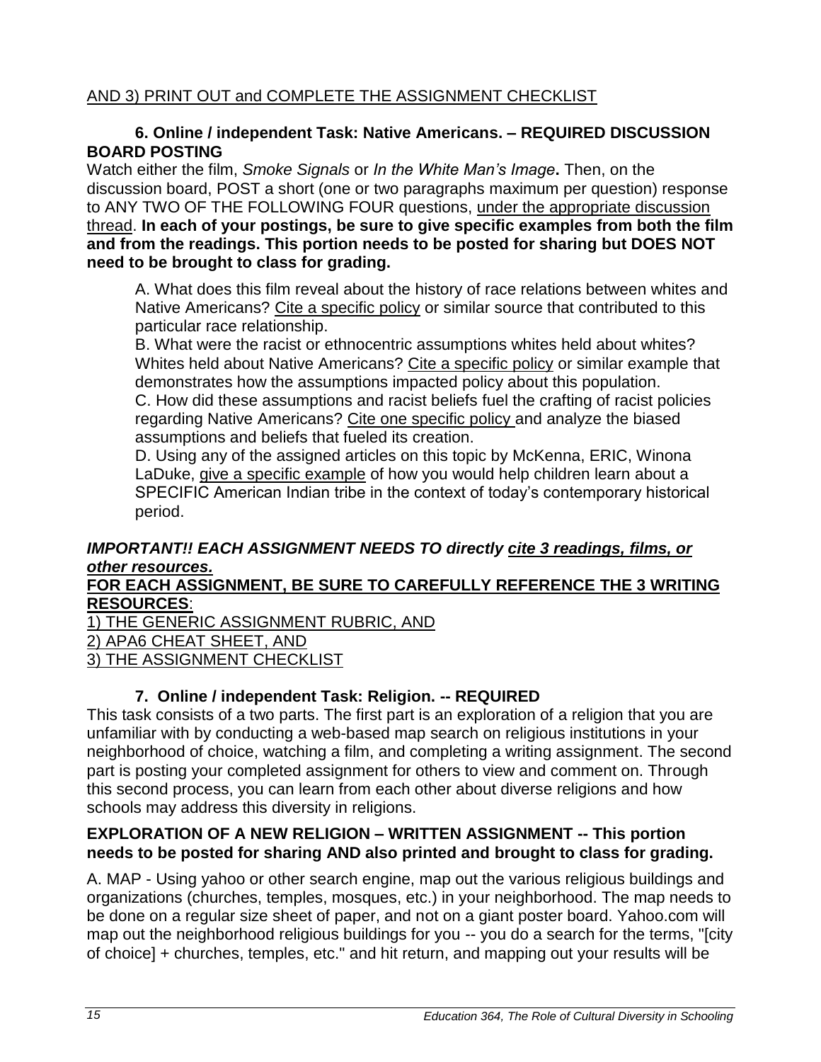AND 3) PRINT OUT and COMPLETE THE ASSIGNMENT CHECKLIST

### 6. Online / independent Task: Native Americans. – REQUIRED DISCUSSION BOARD POSTING

Watch either the film, *Smoke Signals* or *In the White Man's Image***.** Then, on the discussion board, POST a short (one or two paragraphs maximum per question) response to ANY TWO OF THE FOLLOWING FOUR questions, under the appropriate discussion thread. **In each of your postings, be sure to give specific examples from both the film and from the readings. This portion needs to be posted for sharing but DOES NOT need to be brought to class for grading.**

A. What does this film reveal about the history of race relations between whites and Native Americans? Cite a specific policy or similar source that contributed to this particular race relationship.

B. What were the racist or ethnocentric assumptions whites held about whites? Whites held about Native Americans? Cite a specific policy or similar example that demonstrates how the assumptions impacted policy about this population.

C. How did these assumptions and racist beliefs fuel the crafting of racist policies regarding Native Americans? Cite one specific policy and analyze the biased assumptions and beliefs that fueled its creation.

D. Using any of the assigned articles on this topic by McKenna, ERIC, Winona LaDuke, give a specific example of how you would help children learn about a SPECIFIC American Indian tribe in the context of today's contemporary historical period.

***IMPORTANT!! EACH ASSIGNMENT NEEDS TO directly cite 3 readings, films, or other resources.***

**FOR EACH ASSIGNMENT, BE SURE TO CAREFULLY REFERENCE THE 3 WRITING RESOURCES**:

1) THE GENERIC ASSIGNMENT RUBRIC, AND
2) APA6 CHEAT SHEET, AND
3) THE ASSIGNMENT CHECKLIST

### 7. Online / independent Task: Religion. -- REQUIRED

This task consists of a two parts. The first part is an exploration of a religion that you are unfamiliar with by conducting a web-based map search on religious institutions in your neighborhood of choice, watching a film, and completing a writing assignment. The second part is posting your completed assignment for others to view and comment on. Through this second process, you can learn from each other about diverse religions and how schools may address this diversity in religions.

**EXPLORATION OF A NEW RELIGION – WRITTEN ASSIGNMENT -- This portion needs to be posted for sharing AND also printed and brought to class for grading.**

A. MAP - Using yahoo or other search engine, map out the various religious buildings and organizations (churches, temples, mosques, etc.) in your neighborhood. The map needs to be done on a regular size sheet of paper, and not on a giant poster board. Yahoo.com will map out the neighborhood religious buildings for you -- you do a search for the terms, "[city of choice] + churches, temples, etc." and hit return, and mapping out your results will be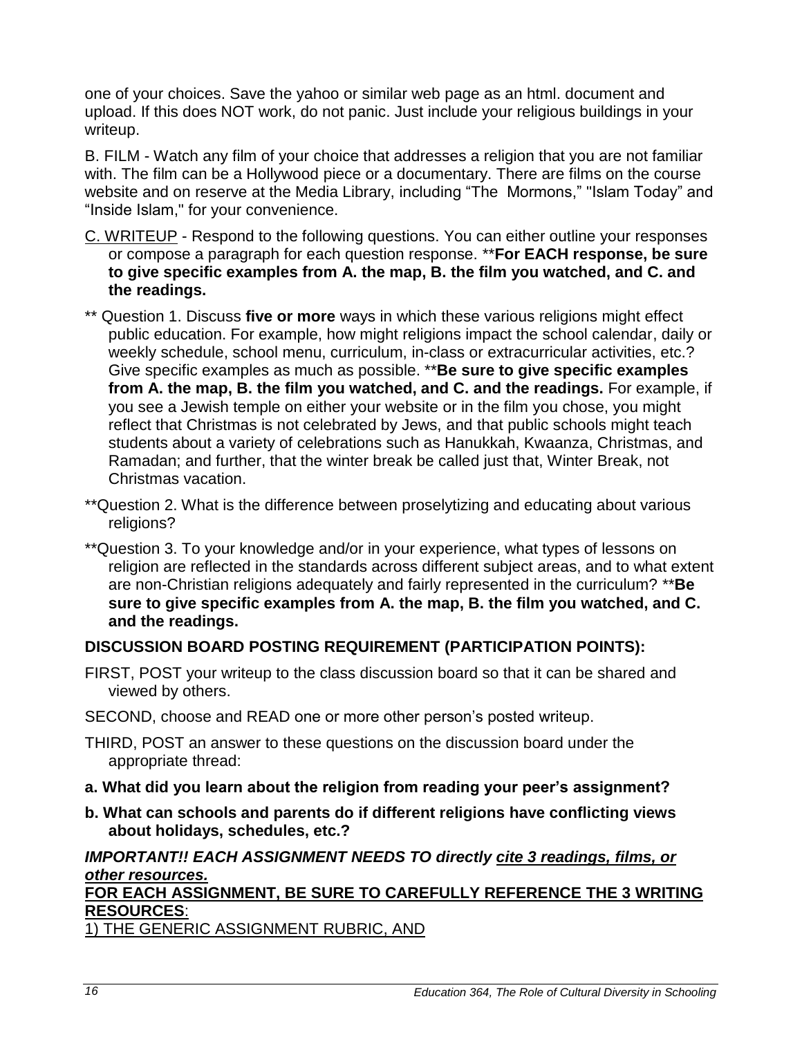one of your choices. Save the yahoo or similar web page as an html. document and upload. If this does NOT work, do not panic. Just include your religious buildings in your writeup.

B. FILM - Watch any film of your choice that addresses a religion that you are not familiar with. The film can be a Hollywood piece or a documentary. There are films on the course website and on reserve at the Media Library, including "The Mormons," "Islam Today" and "Inside Islam," for your convenience.

C. WRITEUP - Respond to the following questions. You can either outline your responses or compose a paragraph for each question response. ****For EACH response, be sure to give specific examples from A. the map, B. the film you watched, and C. and the readings.**

** Question 1. Discuss **five or more** ways in which these various religions might effect public education. For example, how might religions impact the school calendar, daily or weekly schedule, school menu, curriculum, in-class or extracurricular activities, etc.? Give specific examples as much as possible. ****Be sure to give specific examples from A. the map, B. the film you watched, and C. and the readings.** For example, if you see a Jewish temple on either your website or in the film you chose, you might reflect that Christmas is not celebrated by Jews, and that public schools might teach students about a variety of celebrations such as Hanukkah, Kwaanza, Christmas, and Ramadan; and further, that the winter break be called just that, Winter Break, not Christmas vacation.

**Question 2. What is the difference between proselytizing and educating about various religions?

**Question 3. To your knowledge and/or in your experience, what types of lessons on religion are reflected in the standards across different subject areas, and to what extent are non-Christian religions adequately and fairly represented in the curriculum? ****Be sure to give specific examples from A. the map, B. the film you watched, and C. and the readings.**

**DISCUSSION BOARD POSTING REQUIREMENT (PARTICIPATION POINTS):**

FIRST, POST your writeup to the class discussion board so that it can be shared and viewed by others.

SECOND, choose and READ one or more other person's posted writeup.

THIRD, POST an answer to these questions on the discussion board under the appropriate thread:

**a. What did you learn about the religion from reading your peer's assignment?**

**b. What can schools and parents do if different religions have conflicting views about holidays, schedules, etc.?**

***IMPORTANT!! EACH ASSIGNMENT NEEDS TO directly cite 3 readings, films, or other resources.***

**FOR EACH ASSIGNMENT, BE SURE TO CAREFULLY REFERENCE THE 3 WRITING RESOURCES**:

1) THE GENERIC ASSIGNMENT RUBRIC, AND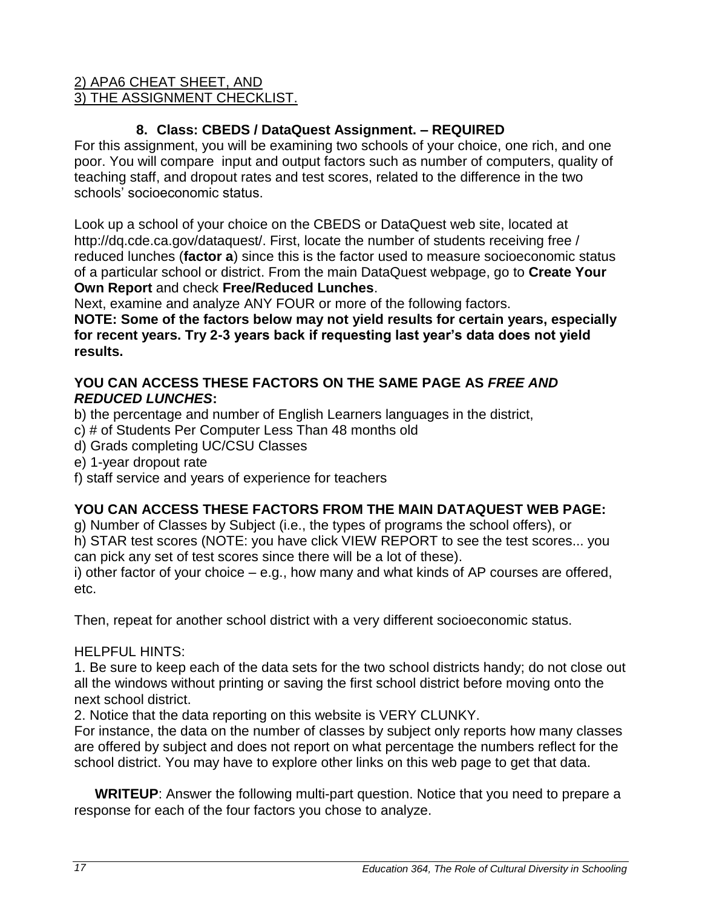2) APA6 CHEAT SHEET, AND
3) THE ASSIGNMENT CHECKLIST.

### 8. Class: CBEDS / DataQuest Assignment. – REQUIRED

For this assignment, you will be examining two schools of your choice, one rich, and one poor. You will compare input and output factors such as number of computers, quality of teaching staff, and dropout rates and test scores, related to the difference in the two schools' socioeconomic status.

Look up a school of your choice on the CBEDS or DataQuest web site, located at http://dq.cde.ca.gov/dataquest/. First, locate the number of students receiving free / reduced lunches (**factor a**) since this is the factor used to measure socioeconomic status of a particular school or district. From the main DataQuest webpage, go to **Create Your Own Report** and check **Free/Reduced Lunches**.

Next, examine and analyze ANY FOUR or more of the following factors.

**NOTE: Some of the factors below may not yield results for certain years, especially for recent years. Try 2-3 years back if requesting last year's data does not yield results.**

**YOU CAN ACCESS THESE FACTORS ON THE SAME PAGE AS *FREE AND REDUCED LUNCHES*:**

b) the percentage and number of English Learners languages in the district,
c) # of Students Per Computer Less Than 48 months old
d) Grads completing UC/CSU Classes
e) 1-year dropout rate
f) staff service and years of experience for teachers

**YOU CAN ACCESS THESE FACTORS FROM THE MAIN DATAQUEST WEB PAGE:**

g) Number of Classes by Subject (i.e., the types of programs the school offers), or
h) STAR test scores (NOTE: you have click VIEW REPORT to see the test scores... you can pick any set of test scores since there will be a lot of these).
i) other factor of your choice – e.g., how many and what kinds of AP courses are offered, etc.

Then, repeat for another school district with a very different socioeconomic status.

HELPFUL HINTS:

1. Be sure to keep each of the data sets for the two school districts handy; do not close out all the windows without printing or saving the first school district before moving onto the next school district.
2. Notice that the data reporting on this website is VERY CLUNKY.

For instance, the data on the number of classes by subject only reports how many classes are offered by subject and does not report on what percentage the numbers reflect for the school district. You may have to explore other links on this web page to get that data.

**WRITEUP**: Answer the following multi-part question. Notice that you need to prepare a response for each of the four factors you chose to analyze.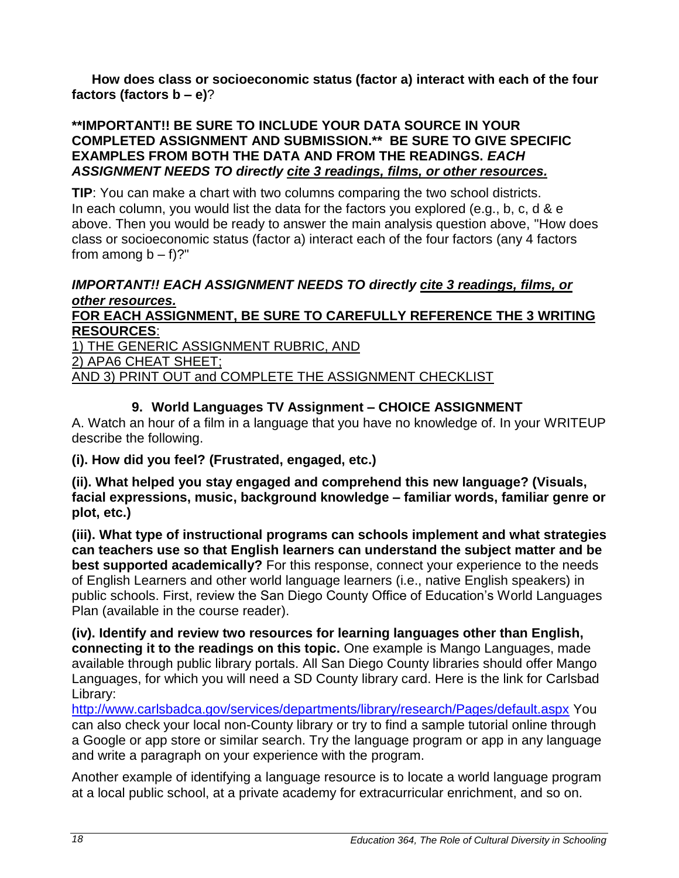**How does class or socioeconomic status (factor a) interact with each of the four factors (factors b – e)**?

**\*\*IMPORTANT!! BE SURE TO INCLUDE YOUR DATA SOURCE IN YOUR COMPLETED ASSIGNMENT AND SUBMISSION.\*\* BE SURE TO GIVE SPECIFIC EXAMPLES FROM BOTH THE DATA AND FROM THE READINGS. *EACH ASSIGNMENT NEEDS TO directly <u>cite 3 readings, films, or other resources.</u>***

**TIP**: You can make a chart with two columns comparing the two school districts. In each column, you would list the data for the factors you explored (e.g., b, c, d & e above. Then you would be ready to answer the main analysis question above, "How does class or socioeconomic status (factor a) interact each of the four factors (any 4 factors from among b – f)?"

***IMPORTANT!! EACH ASSIGNMENT NEEDS TO directly <u>cite 3 readings, films, or other resources.</u>***

**<u>FOR EACH ASSIGNMENT, BE SURE TO CAREFULLY REFERENCE THE 3 WRITING RESOURCES</u>**:

<u>1) THE GENERIC ASSIGNMENT RUBRIC, AND</u>

<u>2) APA6 CHEAT SHEET;</u>

<u>AND 3) PRINT OUT and COMPLETE THE ASSIGNMENT CHECKLIST</u>

### 9. World Languages TV Assignment – CHOICE ASSIGNMENT

A. Watch an hour of a film in a language that you have no knowledge of. In your WRITEUP describe the following.

**(i). How did you feel? (Frustrated, engaged, etc.)**

**(ii). What helped you stay engaged and comprehend this new language? (Visuals, facial expressions, music, background knowledge – familiar words, familiar genre or plot, etc.)**

**(iii). What type of instructional programs can schools implement and what strategies can teachers use so that English learners can understand the subject matter and be best supported academically?** For this response, connect your experience to the needs of English Learners and other world language learners (i.e., native English speakers) in public schools. First, review the San Diego County Office of Education's World Languages Plan (available in the course reader).

**(iv). Identify and review two resources for learning languages other than English, connecting it to the readings on this topic.** One example is Mango Languages, made available through public library portals. All San Diego County libraries should offer Mango Languages, for which you will need a SD County library card. Here is the link for Carlsbad Library: http://www.carlsbadca.gov/services/departments/library/research/Pages/default.aspx You can also check your local non-County library or try to find a sample tutorial online through a Google or app store or similar search. Try the language program or app in any language and write a paragraph on your experience with the program.

Another example of identifying a language resource is to locate a world language program at a local public school, at a private academy for extracurricular enrichment, and so on.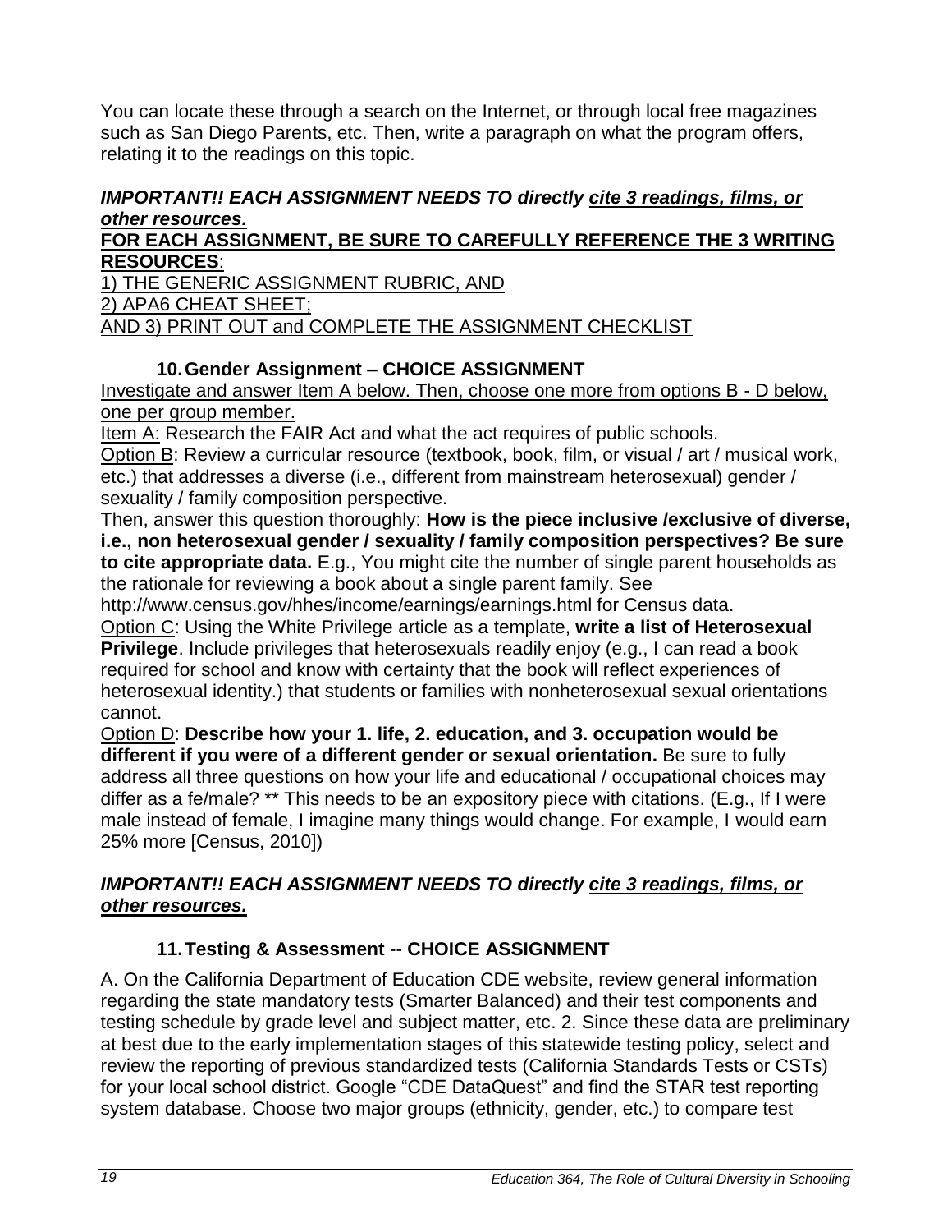You can locate these through a search on the Internet, or through local free magazines such as San Diego Parents, etc. Then, write a paragraph on what the program offers, relating it to the readings on this topic.

***IMPORTANT!! EACH ASSIGNMENT NEEDS TO directly <u>cite 3 readings, films, or other resources.</u>***

<u>**FOR EACH ASSIGNMENT, BE SURE TO CAREFULLY REFERENCE THE 3 WRITING RESOURCES**:</u>
<u>1) THE GENERIC ASSIGNMENT RUBRIC, AND</u>
<u>2) APA6 CHEAT SHEET;</u>
<u>AND 3) PRINT OUT and COMPLETE THE ASSIGNMENT CHECKLIST</u>

### 10. Gender Assignment – CHOICE ASSIGNMENT

<u>Investigate and answer Item A below. Then, choose one more from options B - D below, one per group member.</u>

<u>Item A:</u> Research the FAIR Act and what the act requires of public schools.

<u>Option B</u>: Review a curricular resource (textbook, book, film, or visual / art / musical work, etc.) that addresses a diverse (i.e., different from mainstream heterosexual) gender / sexuality / family composition perspective.

Then, answer this question thoroughly: **How is the piece inclusive /exclusive of diverse, i.e., non heterosexual gender / sexuality / family composition perspectives? Be sure to cite appropriate data.** E.g., You might cite the number of single parent households as the rationale for reviewing a book about a single parent family. See http://www.census.gov/hhes/income/earnings/earnings.html for Census data.

<u>Option C</u>: Using the White Privilege article as a template, **write a list of Heterosexual Privilege**. Include privileges that heterosexuals readily enjoy (e.g., I can read a book required for school and know with certainty that the book will reflect experiences of heterosexual identity.) that students or families with nonheterosexual sexual orientations cannot.

<u>Option D</u>: **Describe how your 1. life, 2. education, and 3. occupation would be different if you were of a different gender or sexual orientation.** Be sure to fully address all three questions on how your life and educational / occupational choices may differ as a fe/male? ** This needs to be an expository piece with citations. (E.g., If I were male instead of female, I imagine many things would change. For example, I would earn 25% more [Census, 2010])

***IMPORTANT!! EACH ASSIGNMENT NEEDS TO directly <u>cite 3 readings, films, or other resources.</u>***

### 11. Testing & Assessment -- CHOICE ASSIGNMENT

A. On the California Department of Education CDE website, review general information regarding the state mandatory tests (Smarter Balanced) and their test components and testing schedule by grade level and subject matter, etc. 2. Since these data are preliminary at best due to the early implementation stages of this statewide testing policy, select and review the reporting of previous standardized tests (California Standards Tests or CSTs) for your local school district. Google "CDE DataQuest" and find the STAR test reporting system database. Choose two major groups (ethnicity, gender, etc.) to compare test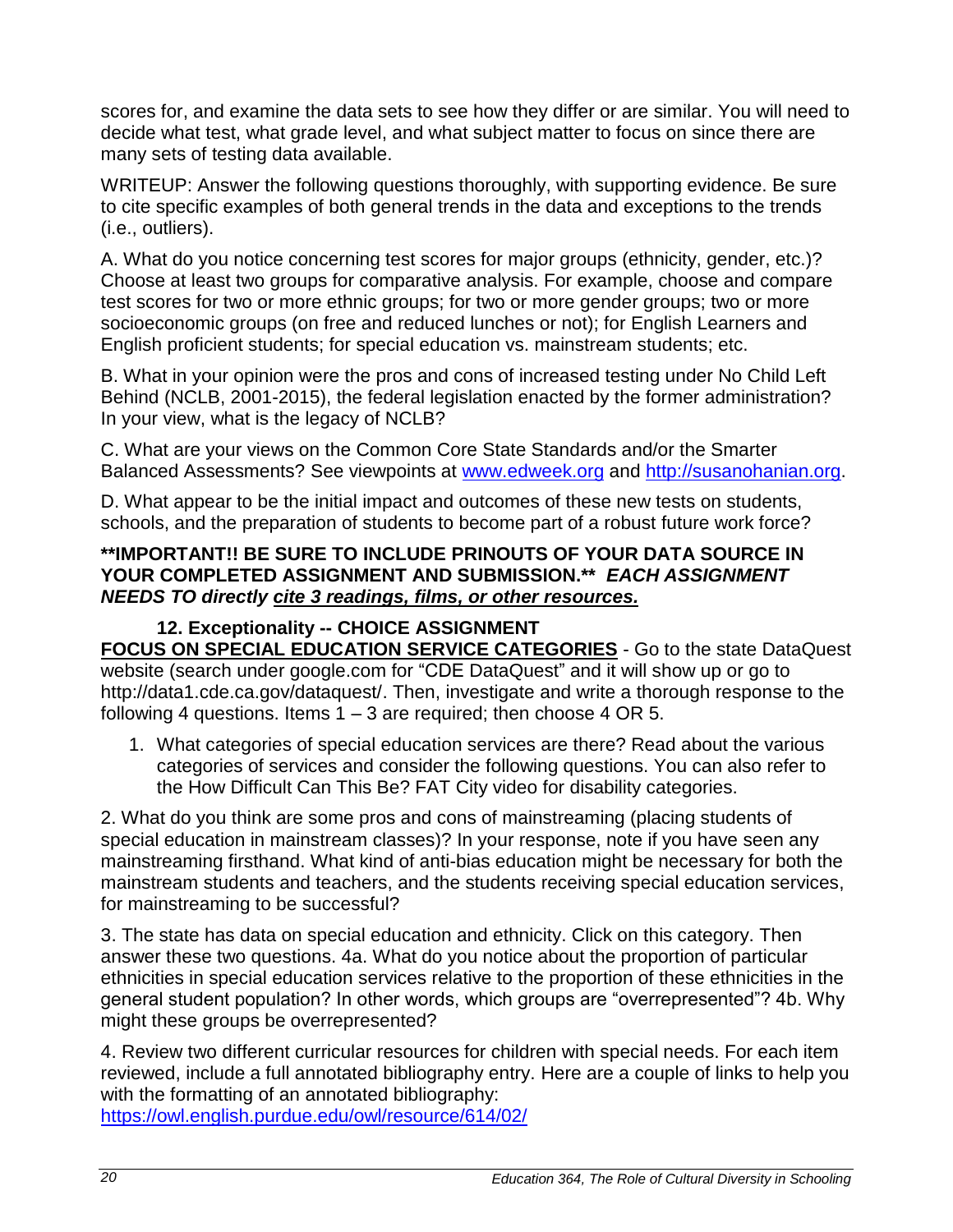scores for, and examine the data sets to see how they differ or are similar. You will need to decide what test, what grade level, and what subject matter to focus on since there are many sets of testing data available.

WRITEUP: Answer the following questions thoroughly, with supporting evidence. Be sure to cite specific examples of both general trends in the data and exceptions to the trends (i.e., outliers).

A. What do you notice concerning test scores for major groups (ethnicity, gender, etc.)? Choose at least two groups for comparative analysis. For example, choose and compare test scores for two or more ethnic groups; for two or more gender groups; two or more socioeconomic groups (on free and reduced lunches or not); for English Learners and English proficient students; for special education vs. mainstream students; etc.

B. What in your opinion were the pros and cons of increased testing under No Child Left Behind (NCLB, 2001-2015), the federal legislation enacted by the former administration? In your view, what is the legacy of NCLB?

C. What are your views on the Common Core State Standards and/or the Smarter Balanced Assessments? See viewpoints at [www.edweek.org](www.edweek.org) and [http://susanohanian.org](http://susanohanian.org).

D. What appear to be the initial impact and outcomes of these new tests on students, schools, and the preparation of students to become part of a robust future work force?

**\*\*IMPORTANT!! BE SURE TO INCLUDE PRINOUTS OF YOUR DATA SOURCE IN YOUR COMPLETED ASSIGNMENT AND SUBMISSION.\*\*** ***EACH ASSIGNMENT NEEDS TO directly <u>cite 3 readings, films, or other resources.</u>***

### 12. Exceptionality -- CHOICE ASSIGNMENT

**<u>FOCUS ON SPECIAL EDUCATION SERVICE CATEGORIES</u>** - Go to the state DataQuest website (search under google.com for "CDE DataQuest" and it will show up or go to http://data1.cde.ca.gov/dataquest/. Then, investigate and write a thorough response to the following 4 questions. Items 1 – 3 are required; then choose 4 OR 5.

1. What categories of special education services are there? Read about the various categories of services and consider the following questions. You can also refer to the How Difficult Can This Be? FAT City video for disability categories.

2. What do you think are some pros and cons of mainstreaming (placing students of special education in mainstream classes)? In your response, note if you have seen any mainstreaming firsthand. What kind of anti-bias education might be necessary for both the mainstream students and teachers, and the students receiving special education services, for mainstreaming to be successful?

3. The state has data on special education and ethnicity. Click on this category. Then answer these two questions. 4a. What do you notice about the proportion of particular ethnicities in special education services relative to the proportion of these ethnicities in the general student population? In other words, which groups are "overrepresented"? 4b. Why might these groups be overrepresented?

4. Review two different curricular resources for children with special needs. For each item reviewed, include a full annotated bibliography entry. Here are a couple of links to help you with the formatting of an annotated bibliography:
[https://owl.english.purdue.edu/owl/resource/614/02/](https://owl.english.purdue.edu/owl/resource/614/02/)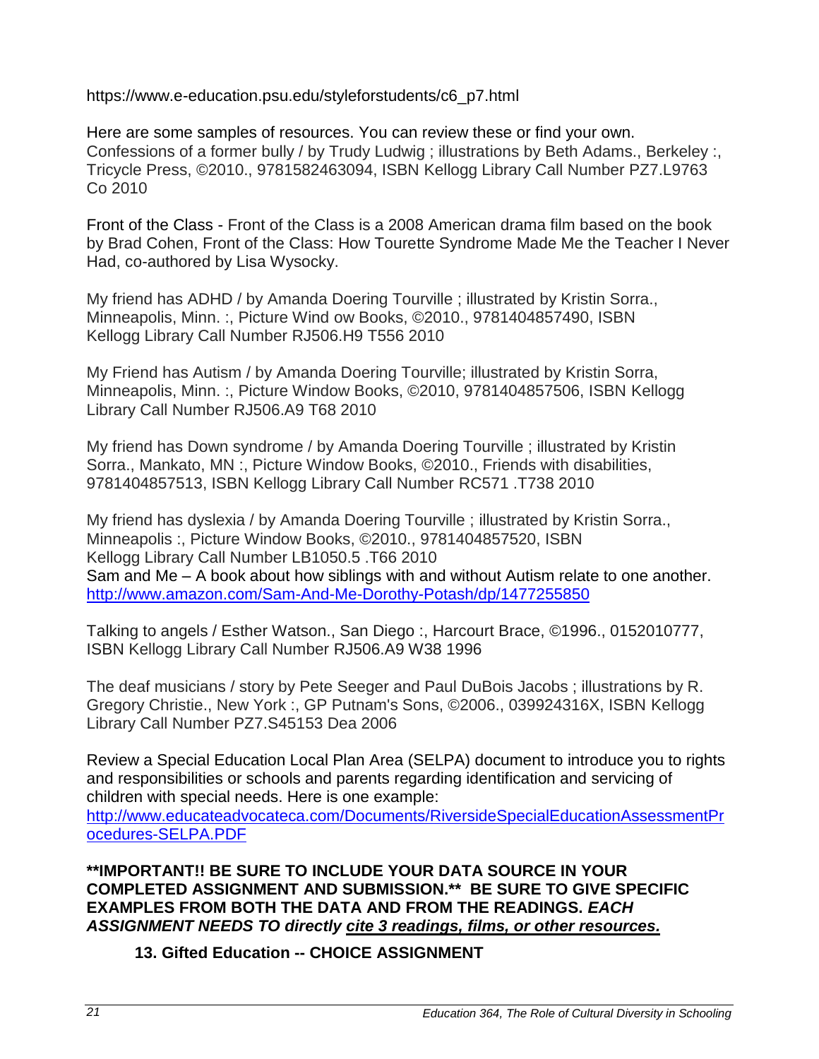https://www.e-education.psu.edu/styleforstudents/c6_p7.html

Here are some samples of resources. You can review these or find your own.
Confessions of a former bully / by Trudy Ludwig ; illustrations by Beth Adams., Berkeley :, Tricycle Press, ©2010., 9781582463094, ISBN Kellogg Library Call Number PZ7.L9763 Co 2010

Front of the Class - Front of the Class is a 2008 American drama film based on the book by Brad Cohen, Front of the Class: How Tourette Syndrome Made Me the Teacher I Never Had, co-authored by Lisa Wysocky.

My friend has ADHD / by Amanda Doering Tourville ; illustrated by Kristin Sorra., Minneapolis, Minn. :, Picture Wind ow Books, ©2010., 9781404857490, ISBN Kellogg Library Call Number RJ506.H9 T556 2010

My Friend has Autism / by Amanda Doering Tourville; illustrated by Kristin Sorra, Minneapolis, Minn. :, Picture Window Books, ©2010, 9781404857506, ISBN Kellogg Library Call Number RJ506.A9 T68 2010

My friend has Down syndrome / by Amanda Doering Tourville ; illustrated by Kristin Sorra., Mankato, MN :, Picture Window Books, ©2010., Friends with disabilities, 9781404857513, ISBN Kellogg Library Call Number RC571 .T738 2010

My friend has dyslexia / by Amanda Doering Tourville ; illustrated by Kristin Sorra., Minneapolis :, Picture Window Books, ©2010., 9781404857520, ISBN Kellogg Library Call Number LB1050.5 .T66 2010
Sam and Me – A book about how siblings with and without Autism relate to one another. http://www.amazon.com/Sam-And-Me-Dorothy-Potash/dp/1477255850

Talking to angels / Esther Watson., San Diego :, Harcourt Brace, ©1996., 0152010777, ISBN Kellogg Library Call Number RJ506.A9 W38 1996

The deaf musicians / story by Pete Seeger and Paul DuBois Jacobs ; illustrations by R. Gregory Christie., New York :, GP Putnam's Sons, ©2006., 039924316X, ISBN Kellogg Library Call Number PZ7.S45153 Dea 2006

Review a Special Education Local Plan Area (SELPA) document to introduce you to rights and responsibilities or schools and parents regarding identification and servicing of children with special needs. Here is one example:
http://www.educateadvocateca.com/Documents/RiversideSpecialEducationAssessmentProcedures-SELPA.PDF

**\*\*IMPORTANT!! BE SURE TO INCLUDE YOUR DATA SOURCE IN YOUR COMPLETED ASSIGNMENT AND SUBMISSION.\*\* BE SURE TO GIVE SPECIFIC EXAMPLES FROM BOTH THE DATA AND FROM THE READINGS. *EACH ASSIGNMENT NEEDS TO directly <u>cite 3 readings, films, or other resources.</u>***

### 13. Gifted Education -- CHOICE ASSIGNMENT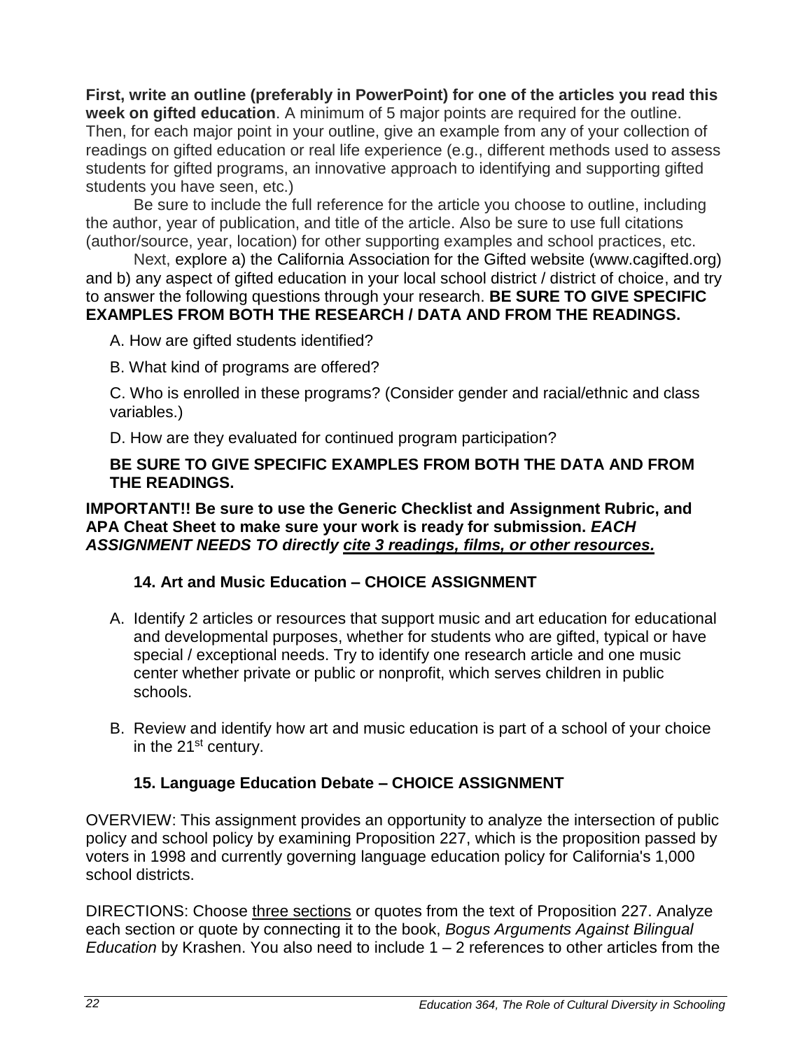**First, write an outline (preferably in PowerPoint) for one of the articles you read this week on gifted education**. A minimum of 5 major points are required for the outline. Then, for each major point in your outline, give an example from any of your collection of readings on gifted education or real life experience (e.g., different methods used to assess students for gifted programs, an innovative approach to identifying and supporting gifted students you have seen, etc.)

Be sure to include the full reference for the article you choose to outline, including the author, year of publication, and title of the article. Also be sure to use full citations (author/source, year, location) for other supporting examples and school practices, etc.

Next, explore a) the California Association for the Gifted website (www.cagifted.org) and b) any aspect of gifted education in your local school district / district of choice, and try to answer the following questions through your research. **BE SURE TO GIVE SPECIFIC EXAMPLES FROM BOTH THE RESEARCH / DATA AND FROM THE READINGS.**

A. How are gifted students identified?

B. What kind of programs are offered?

C. Who is enrolled in these programs? (Consider gender and racial/ethnic and class variables.)

D. How are they evaluated for continued program participation?

**BE SURE TO GIVE SPECIFIC EXAMPLES FROM BOTH THE DATA AND FROM THE READINGS.**

**IMPORTANT!! Be sure to use the Generic Checklist and Assignment Rubric, and APA Cheat Sheet to make sure your work is ready for submission. *EACH ASSIGNMENT NEEDS TO directly <u>cite 3 readings, films, or other resources.</u>***

### 14. Art and Music Education – CHOICE ASSIGNMENT

A. Identify 2 articles or resources that support music and art education for educational and developmental purposes, whether for students who are gifted, typical or have special / exceptional needs. Try to identify one research article and one music center whether private or public or nonprofit, which serves children in public schools.

B. Review and identify how art and music education is part of a school of your choice in the 21st century.

### 15. Language Education Debate – CHOICE ASSIGNMENT

OVERVIEW: This assignment provides an opportunity to analyze the intersection of public policy and school policy by examining Proposition 227, which is the proposition passed by voters in 1998 and currently governing language education policy for California's 1,000 school districts.

DIRECTIONS: Choose <u>three sections</u> or quotes from the text of Proposition 227. Analyze each section or quote by connecting it to the book, *Bogus Arguments Against Bilingual Education* by Krashen. You also need to include 1 – 2 references to other articles from the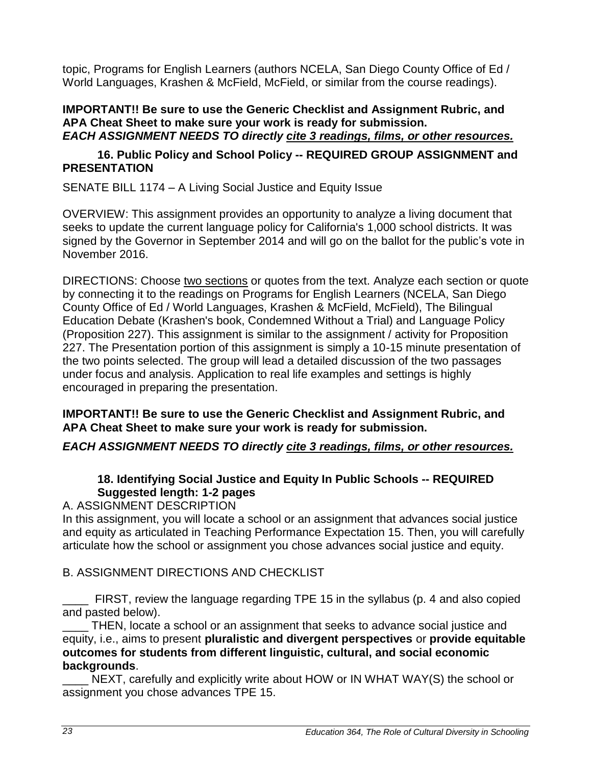topic, Programs for English Learners (authors NCELA, San Diego County Office of Ed / World Languages, Krashen & McField, McField, or similar from the course readings).

**IMPORTANT!! Be sure to use the Generic Checklist and Assignment Rubric, and APA Cheat Sheet to make sure your work is ready for submission.**
***EACH ASSIGNMENT NEEDS TO directly <u>cite 3 readings, films, or other resources.</u>***

### 16. Public Policy and School Policy -- REQUIRED GROUP ASSIGNMENT and PRESENTATION

SENATE BILL 1174 – A Living Social Justice and Equity Issue

OVERVIEW: This assignment provides an opportunity to analyze a living document that seeks to update the current language policy for California's 1,000 school districts. It was signed by the Governor in September 2014 and will go on the ballot for the public's vote in November 2016.

DIRECTIONS: Choose <u>two sections</u> or quotes from the text. Analyze each section or quote by connecting it to the readings on Programs for English Learners (NCELA, San Diego County Office of Ed / World Languages, Krashen & McField, McField), The Bilingual Education Debate (Krashen's book, Condemned Without a Trial) and Language Policy (Proposition 227). This assignment is similar to the assignment / activity for Proposition 227. The Presentation portion of this assignment is simply a 10-15 minute presentation of the two points selected. The group will lead a detailed discussion of the two passages under focus and analysis. Application to real life examples and settings is highly encouraged in preparing the presentation.

**IMPORTANT!! Be sure to use the Generic Checklist and Assignment Rubric, and APA Cheat Sheet to make sure your work is ready for submission.**

***EACH ASSIGNMENT NEEDS TO directly <u>cite 3 readings, films, or other resources.</u>***

### 18. Identifying Social Justice and Equity In Public Schools -- REQUIRED Suggested length: 1-2 pages

A. ASSIGNMENT DESCRIPTION

In this assignment, you will locate a school or an assignment that advances social justice and equity as articulated in Teaching Performance Expectation 15. Then, you will carefully articulate how the school or assignment you chose advances social justice and equity.

B. ASSIGNMENT DIRECTIONS AND CHECKLIST

____ FIRST, review the language regarding TPE 15 in the syllabus (p. 4 and also copied and pasted below).

____ THEN, locate a school or an assignment that seeks to advance social justice and equity, i.e., aims to present **pluralistic and divergent perspectives** or **provide equitable outcomes for students from different linguistic, cultural, and social economic backgrounds**.

____ NEXT, carefully and explicitly write about HOW or IN WHAT WAY(S) the school or assignment you chose advances TPE 15.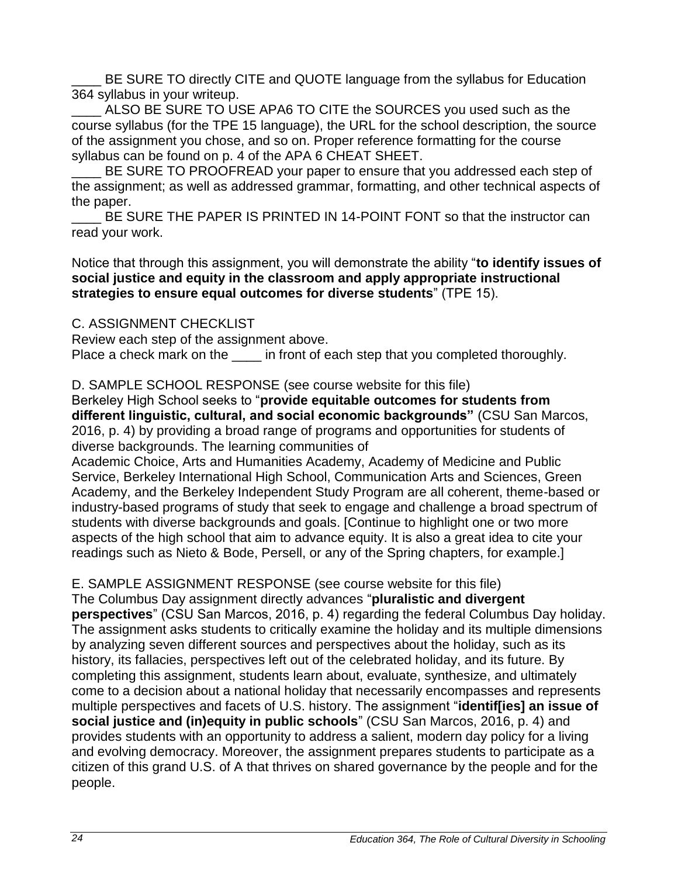____ BE SURE TO directly CITE and QUOTE language from the syllabus for Education 364 syllabus in your writeup.

____ ALSO BE SURE TO USE APA6 TO CITE the SOURCES you used such as the course syllabus (for the TPE 15 language), the URL for the school description, the source of the assignment you chose, and so on. Proper reference formatting for the course syllabus can be found on p. 4 of the APA 6 CHEAT SHEET.

____ BE SURE TO PROOFREAD your paper to ensure that you addressed each step of the assignment; as well as addressed grammar, formatting, and other technical aspects of the paper.

____ BE SURE THE PAPER IS PRINTED IN 14-POINT FONT so that the instructor can read your work.

Notice that through this assignment, you will demonstrate the ability "**to identify issues of social justice and equity in the classroom and apply appropriate instructional strategies to ensure equal outcomes for diverse students**" (TPE 15).

C. ASSIGNMENT CHECKLIST

Review each step of the assignment above.

Place a check mark on the ____ in front of each step that you completed thoroughly.

D. SAMPLE SCHOOL RESPONSE (see course website for this file)

Berkeley High School seeks to "**provide equitable outcomes for students from different linguistic, cultural, and social economic backgrounds"** (CSU San Marcos, 2016, p. 4) by providing a broad range of programs and opportunities for students of diverse backgrounds. The learning communities of Academic Choice, Arts and Humanities Academy, Academy of Medicine and Public Service, Berkeley International High School, Communication Arts and Sciences, Green Academy, and the Berkeley Independent Study Program are all coherent, theme-based or industry-based programs of study that seek to engage and challenge a broad spectrum of students with diverse backgrounds and goals. [Continue to highlight one or two more aspects of the high school that aim to advance equity. It is also a great idea to cite your readings such as Nieto & Bode, Persell, or any of the Spring chapters, for example.]

E. SAMPLE ASSIGNMENT RESPONSE (see course website for this file)

The Columbus Day assignment directly advances "**pluralistic and divergent perspectives**" (CSU San Marcos, 2016, p. 4) regarding the federal Columbus Day holiday. The assignment asks students to critically examine the holiday and its multiple dimensions by analyzing seven different sources and perspectives about the holiday, such as its history, its fallacies, perspectives left out of the celebrated holiday, and its future. By completing this assignment, students learn about, evaluate, synthesize, and ultimately come to a decision about a national holiday that necessarily encompasses and represents multiple perspectives and facets of U.S. history. The assignment "**identif[ies] an issue of social justice and (in)equity in public schools**" (CSU San Marcos, 2016, p. 4) and provides students with an opportunity to address a salient, modern day policy for a living and evolving democracy. Moreover, the assignment prepares students to participate as a citizen of this grand U.S. of A that thrives on shared governance by the people and for the people.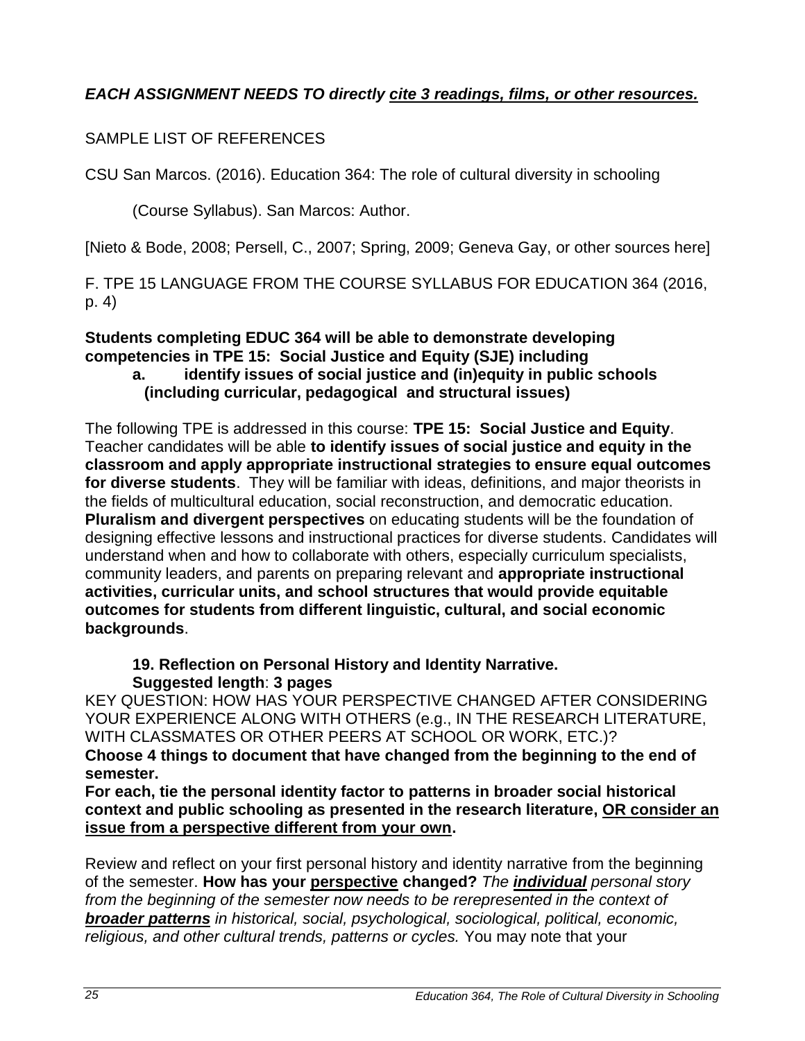***EACH ASSIGNMENT NEEDS TO directly <u>cite 3 readings, films, or other resources.</u>***

SAMPLE LIST OF REFERENCES

CSU San Marcos. (2016). Education 364: The role of cultural diversity in schooling

(Course Syllabus). San Marcos: Author.

[Nieto & Bode, 2008; Persell, C., 2007; Spring, 2009; Geneva Gay, or other sources here]

F. TPE 15 LANGUAGE FROM THE COURSE SYLLABUS FOR EDUCATION 364 (2016, p. 4)

**Students completing EDUC 364 will be able to demonstrate developing competencies in TPE 15: Social Justice and Equity (SJE) including**

**a. identify issues of social justice and (in)equity in public schools (including curricular, pedagogical and structural issues)**

The following TPE is addressed in this course: **TPE 15: Social Justice and Equity**. Teacher candidates will be able **to identify issues of social justice and equity in the classroom and apply appropriate instructional strategies to ensure equal outcomes for diverse students**. They will be familiar with ideas, definitions, and major theorists in the fields of multicultural education, social reconstruction, and democratic education. **Pluralism and divergent perspectives** on educating students will be the foundation of designing effective lessons and instructional practices for diverse students. Candidates will understand when and how to collaborate with others, especially curriculum specialists, community leaders, and parents on preparing relevant and **appropriate instructional activities, curricular units, and school structures that would provide equitable outcomes for students from different linguistic, cultural, and social economic backgrounds**.

**19. Reflection on Personal History and Identity Narrative.**
**Suggested length**: **3 pages**

KEY QUESTION: HOW HAS YOUR PERSPECTIVE CHANGED AFTER CONSIDERING YOUR EXPERIENCE ALONG WITH OTHERS (e.g., IN THE RESEARCH LITERATURE, WITH CLASSMATES OR OTHER PEERS AT SCHOOL OR WORK, ETC.)?

**Choose 4 things to document that have changed from the beginning to the end of semester.**

**For each, tie the personal identity factor to patterns in broader social historical context and public schooling as presented in the research literature, <u>OR consider an issue from a perspective different from your own</u>.**

Review and reflect on your first personal history and identity narrative from the beginning of the semester. **How has your <u>perspective</u> changed?** *The **<u>individual</u>** personal story from the beginning of the semester now needs to be rerepresented in the context of **<u>broader patterns</u>** in historical, social, psychological, sociological, political, economic, religious, and other cultural trends, patterns or cycles.* You may note that your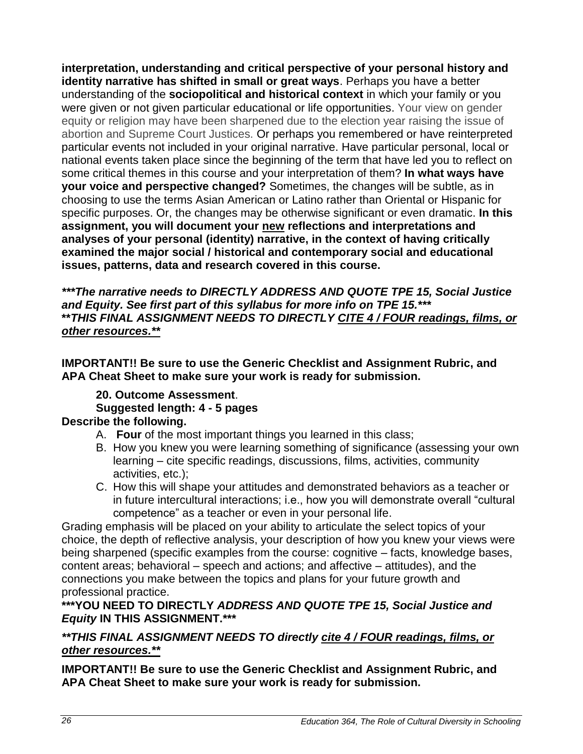**interpretation, understanding and critical perspective of your personal history and identity narrative has shifted in small or great ways**. Perhaps you have a better understanding of the **sociopolitical and historical context** in which your family or you were given or not given particular educational or life opportunities. Your view on gender equity or religion may have been sharpened due to the election year raising the issue of abortion and Supreme Court Justices. Or perhaps you remembered or have reinterpreted particular events not included in your original narrative. Have particular personal, local or national events taken place since the beginning of the term that have led you to reflect on some critical themes in this course and your interpretation of them? **In what ways have your voice and perspective changed?** Sometimes, the changes will be subtle, as in choosing to use the terms Asian American or Latino rather than Oriental or Hispanic for specific purposes. Or, the changes may be otherwise significant or even dramatic. **In this assignment, you will document your <u>new</u> reflections and interpretations and analyses of your personal (identity) narrative, in the context of having critically examined the major social / historical and contemporary social and educational issues, patterns, data and research covered in this course.**

***\*\*\*The narrative needs to DIRECTLY ADDRESS AND QUOTE TPE 15, Social Justice and Equity. See first part of this syllabus for more info on TPE 15.\*\*\****
***\*\*THIS FINAL ASSIGNMENT NEEDS TO DIRECTLY <u>CITE 4 / FOUR readings, films, or other resources.\*\*</u>***

**IMPORTANT!! Be sure to use the Generic Checklist and Assignment Rubric, and APA Cheat Sheet to make sure your work is ready for submission.**

**20. Outcome Assessment**.
**Suggested length: 4 - 5 pages**

**Describe the following.**

A. **Four** of the most important things you learned in this class;
B. How you knew you were learning something of significance (assessing your own learning – cite specific readings, discussions, films, activities, community activities, etc.);
C. How this will shape your attitudes and demonstrated behaviors as a teacher or in future intercultural interactions; i.e., how you will demonstrate overall "cultural competence" as a teacher or even in your personal life.

Grading emphasis will be placed on your ability to articulate the select topics of your choice, the depth of reflective analysis, your description of how you knew your views were being sharpened (specific examples from the course: cognitive – facts, knowledge bases, content areas; behavioral – speech and actions; and affective – attitudes), and the connections you make between the topics and plans for your future growth and professional practice.

**\*\*\*YOU NEED TO DIRECTLY *ADDRESS AND QUOTE TPE 15, Social Justice and Equity* IN THIS ASSIGNMENT.\*\*\***

***\*\*THIS FINAL ASSIGNMENT NEEDS TO directly <u>cite 4 / FOUR readings, films, or other resources.\*\*</u>***

**IMPORTANT!! Be sure to use the Generic Checklist and Assignment Rubric, and APA Cheat Sheet to make sure your work is ready for submission.**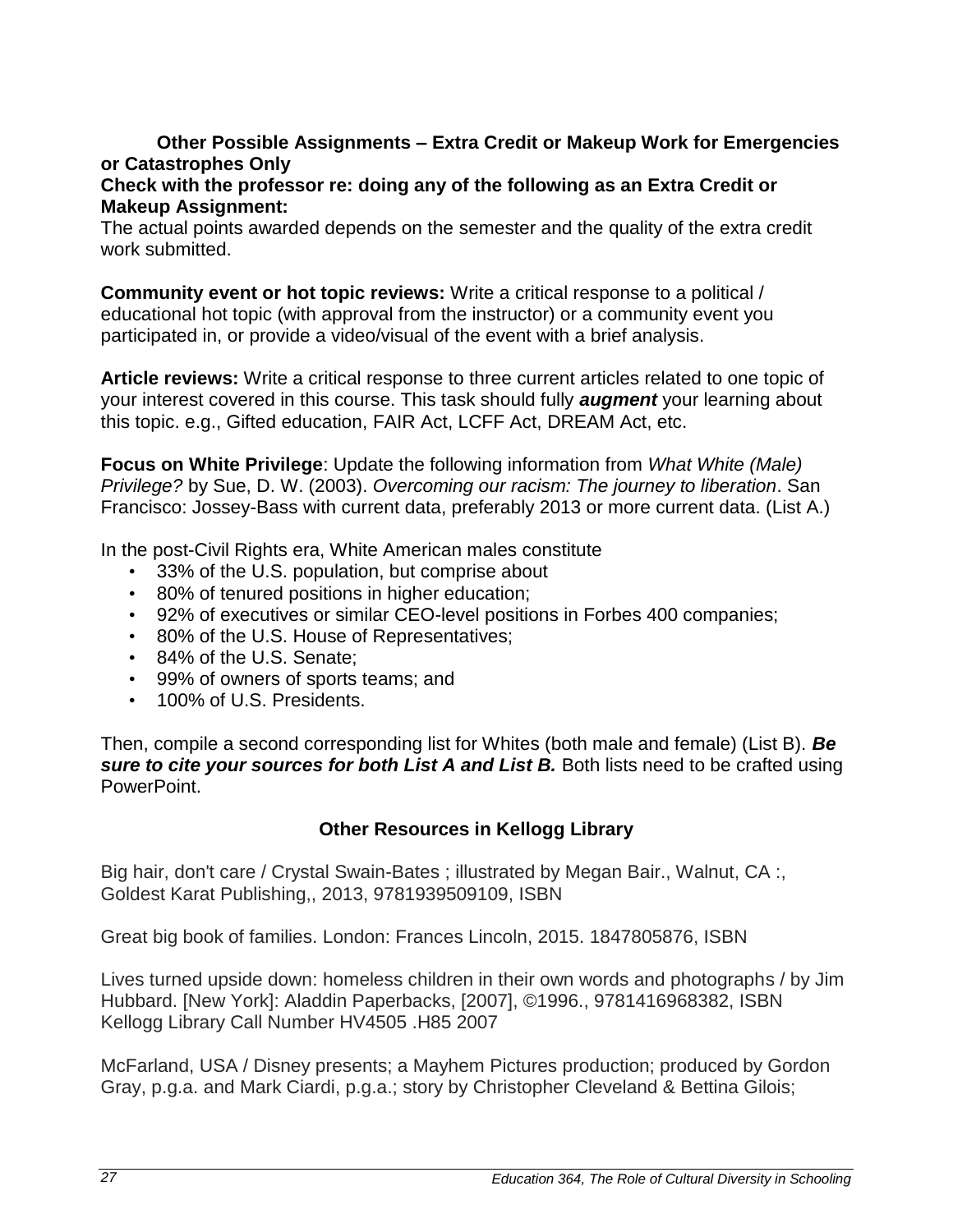### Other Possible Assignments – Extra Credit or Makeup Work for Emergencies or Catastrophes Only

**Check with the professor re: doing any of the following as an Extra Credit or Makeup Assignment:**

The actual points awarded depends on the semester and the quality of the extra credit work submitted.

**Community event or hot topic reviews:** Write a critical response to a political / educational hot topic (with approval from the instructor) or a community event you participated in, or provide a video/visual of the event with a brief analysis.

**Article reviews:** Write a critical response to three current articles related to one topic of your interest covered in this course. This task should fully ***augment*** your learning about this topic. e.g., Gifted education, FAIR Act, LCFF Act, DREAM Act, etc.

**Focus on White Privilege**: Update the following information from *What White (Male) Privilege?* by Sue, D. W. (2003). *Overcoming our racism: The journey to liberation*. San Francisco: Jossey-Bass with current data, preferably 2013 or more current data. (List A.)

In the post-Civil Rights era, White American males constitute

- 33% of the U.S. population, but comprise about
- 80% of tenured positions in higher education;
- 92% of executives or similar CEO-level positions in Forbes 400 companies;
- 80% of the U.S. House of Representatives;
- 84% of the U.S. Senate;
- 99% of owners of sports teams; and
- 100% of U.S. Presidents.

Then, compile a second corresponding list for Whites (both male and female) (List B). ***Be sure to cite your sources for both List A and List B.*** Both lists need to be crafted using PowerPoint.

### Other Resources in Kellogg Library

Big hair, don't care / Crystal Swain-Bates ; illustrated by Megan Bair., Walnut, CA :, Goldest Karat Publishing,, 2013, 9781939509109, ISBN

Great big book of families. London: Frances Lincoln, 2015. 1847805876, ISBN

Lives turned upside down: homeless children in their own words and photographs / by Jim Hubbard. [New York]: Aladdin Paperbacks, [2007], ©1996., 9781416968382, ISBN
Kellogg Library Call Number HV4505 .H85 2007

McFarland, USA / Disney presents; a Mayhem Pictures production; produced by Gordon Gray, p.g.a. and Mark Ciardi, p.g.a.; story by Christopher Cleveland & Bettina Gilois;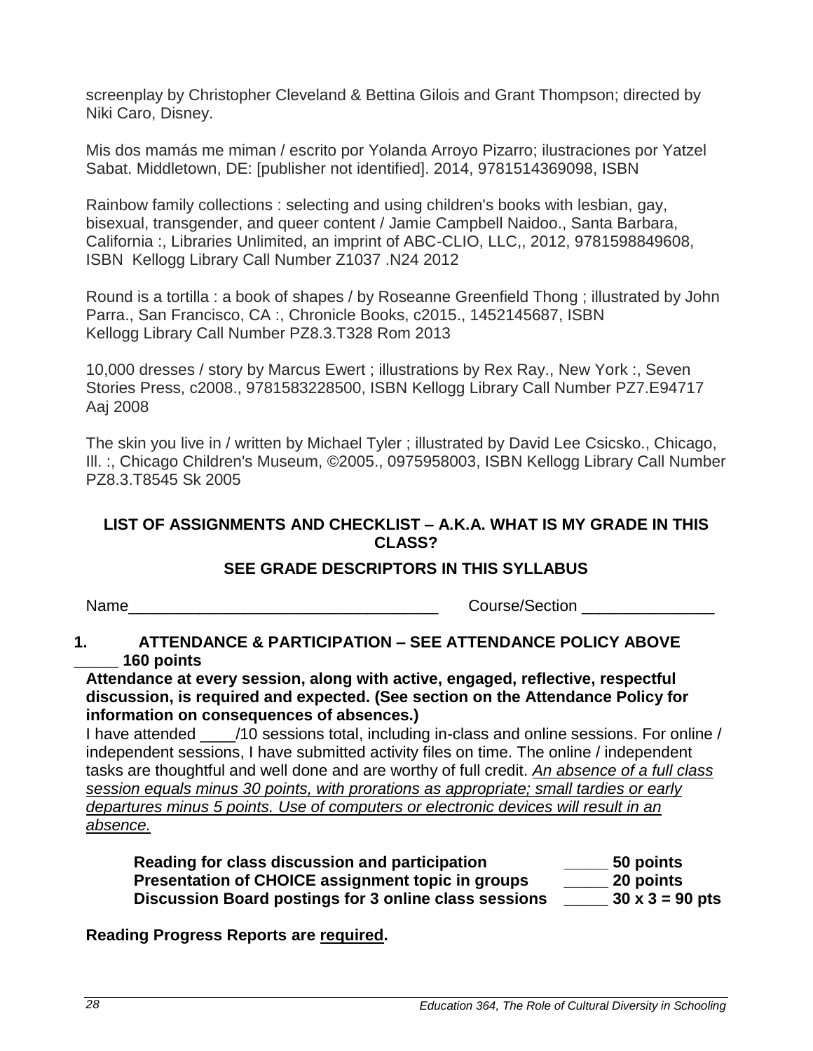screenplay by Christopher Cleveland & Bettina Gilois and Grant Thompson; directed by Niki Caro, Disney.

Mis dos mamás me miman / escrito por Yolanda Arroyo Pizarro; ilustraciones por Yatzel Sabat. Middletown, DE: [publisher not identified]. 2014, 9781514369098, ISBN

Rainbow family collections : selecting and using children's books with lesbian, gay, bisexual, transgender, and queer content / Jamie Campbell Naidoo., Santa Barbara, California :, Libraries Unlimited, an imprint of ABC-CLIO, LLC,, 2012, 9781598849608, ISBN Kellogg Library Call Number Z1037 .N24 2012

Round is a tortilla : a book of shapes / by Roseanne Greenfield Thong ; illustrated by John Parra., San Francisco, CA :, Chronicle Books, c2015., 1452145687, ISBN Kellogg Library Call Number PZ8.3.T328 Rom 2013

10,000 dresses / story by Marcus Ewert ; illustrations by Rex Ray., New York :, Seven Stories Press, c2008., 9781583228500, ISBN Kellogg Library Call Number PZ7.E94717 Aaj 2008

The skin you live in / written by Michael Tyler ; illustrated by David Lee Csicsko., Chicago, Ill. :, Chicago Children's Museum, ©2005., 0975958003, ISBN Kellogg Library Call Number PZ8.3.T8545 Sk 2005

## LIST OF ASSIGNMENTS AND CHECKLIST – A.K.A. WHAT IS MY GRADE IN THIS CLASS?

### SEE GRADE DESCRIPTORS IN THIS SYLLABUS

Name___________________________________ Course/Section _______________

**1. ATTENDANCE & PARTICIPATION – SEE ATTENDANCE POLICY ABOVE _____ 160 points**

**Attendance at every session, along with active, engaged, reflective, respectful discussion, is required and expected. (See section on the Attendance Policy for information on consequences of absences.)**

I have attended ____/10 sessions total, including in-class and online sessions. For online / independent sessions, I have submitted activity files on time. The online / independent tasks are thoughtful and well done and are worthy of full credit. *An absence of a full class session equals minus 30 points, with prorations as appropriate; small tardies or early departures minus 5 points. Use of computers or electronic devices will result in an absence.*

**Reading for class discussion and participation _____ 50 points**
**Presentation of CHOICE assignment topic in groups _____ 20 points**
**Discussion Board postings for 3 online class sessions _____ 30 x 3 = 90 pts**

**Reading Progress Reports are required.**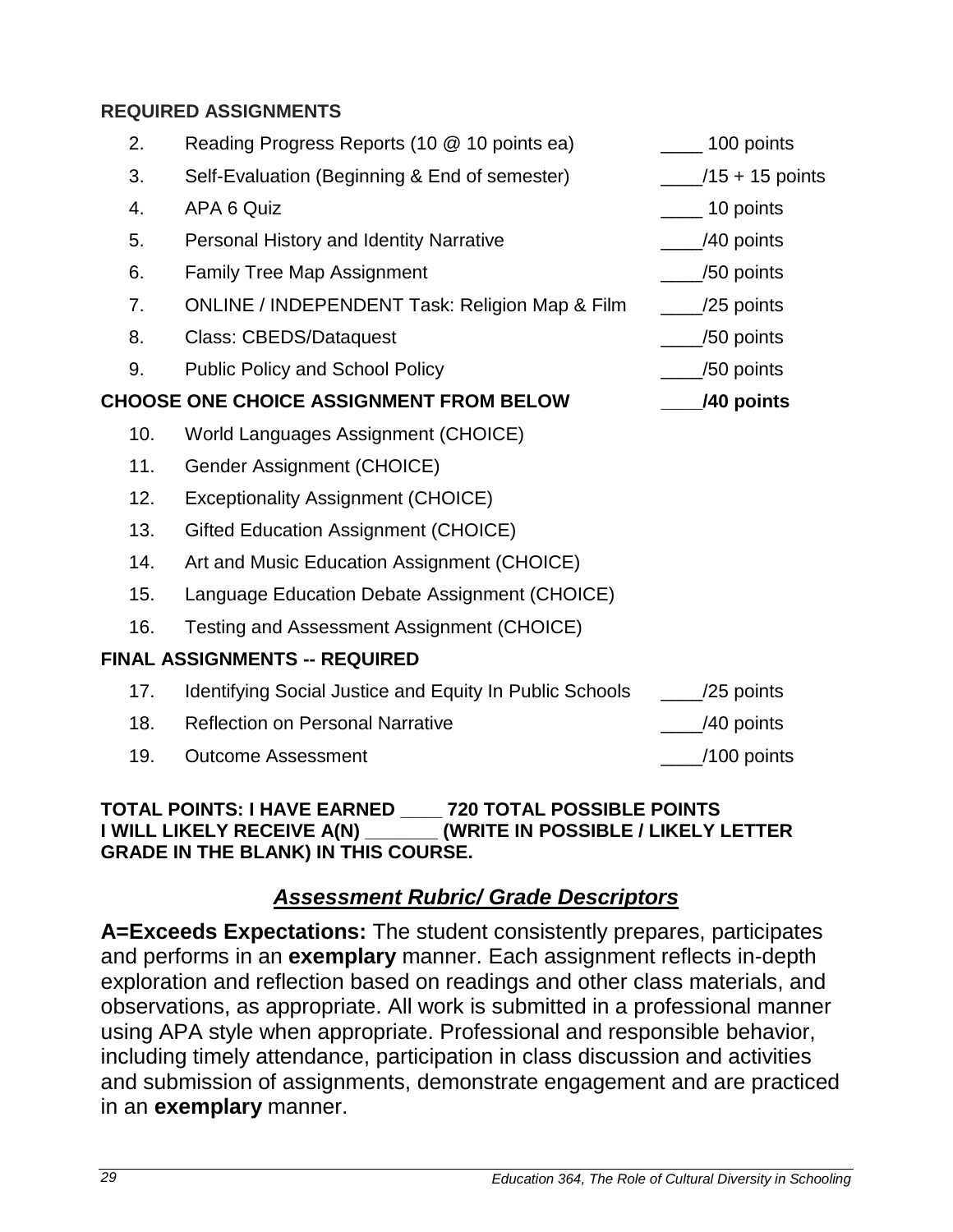**REQUIRED ASSIGNMENTS**

| | | |
|---|---|---|
| 2. | Reading Progress Reports (10 @ 10 points ea) | ____ 100 points |
| 3. | Self-Evaluation (Beginning & End of semester) | ____/15 + 15 points |
| 4. | APA 6 Quiz | ____ 10 points |
| 5. | Personal History and Identity Narrative | ____/40 points |
| 6. | Family Tree Map Assignment | ____/50 points |
| 7. | ONLINE / INDEPENDENT Task: Religion Map & Film | ____/25 points |
| 8. | Class: CBEDS/Dataquest | ____/50 points |
| 9. | Public Policy and School Policy | ____/50 points |
| **CHOOSE ONE CHOICE ASSIGNMENT FROM BELOW** | | **____/40 points** |
| 10. | World Languages Assignment (CHOICE) | |
| 11. | Gender Assignment (CHOICE) | |
| 12. | Exceptionality Assignment (CHOICE) | |
| 13. | Gifted Education Assignment (CHOICE) | |
| 14. | Art and Music Education Assignment (CHOICE) | |
| 15. | Language Education Debate Assignment (CHOICE) | |
| 16. | Testing and Assessment Assignment (CHOICE) | |
| **FINAL ASSIGNMENTS -- REQUIRED** | | |
| 17. | Identifying Social Justice and Equity In Public Schools | ____/25 points |
| 18. | Reflection on Personal Narrative | ____/40 points |
| 19. | Outcome Assessment | ____/100 points |

**TOTAL POINTS: I HAVE EARNED ____ 720 TOTAL POSSIBLE POINTS**
**I WILL LIKELY RECEIVE A(N) _______ (WRITE IN POSSIBLE / LIKELY LETTER GRADE IN THE BLANK) IN THIS COURSE.**

## ***Assessment Rubric/ Grade Descriptors***

**A=Exceeds Expectations:** The student consistently prepares, participates and performs in an **exemplary** manner. Each assignment reflects in-depth exploration and reflection based on readings and other class materials, and observations, as appropriate. All work is submitted in a professional manner using APA style when appropriate. Professional and responsible behavior, including timely attendance, participation in class discussion and activities and submission of assignments, demonstrate engagement and are practiced in an **exemplary** manner.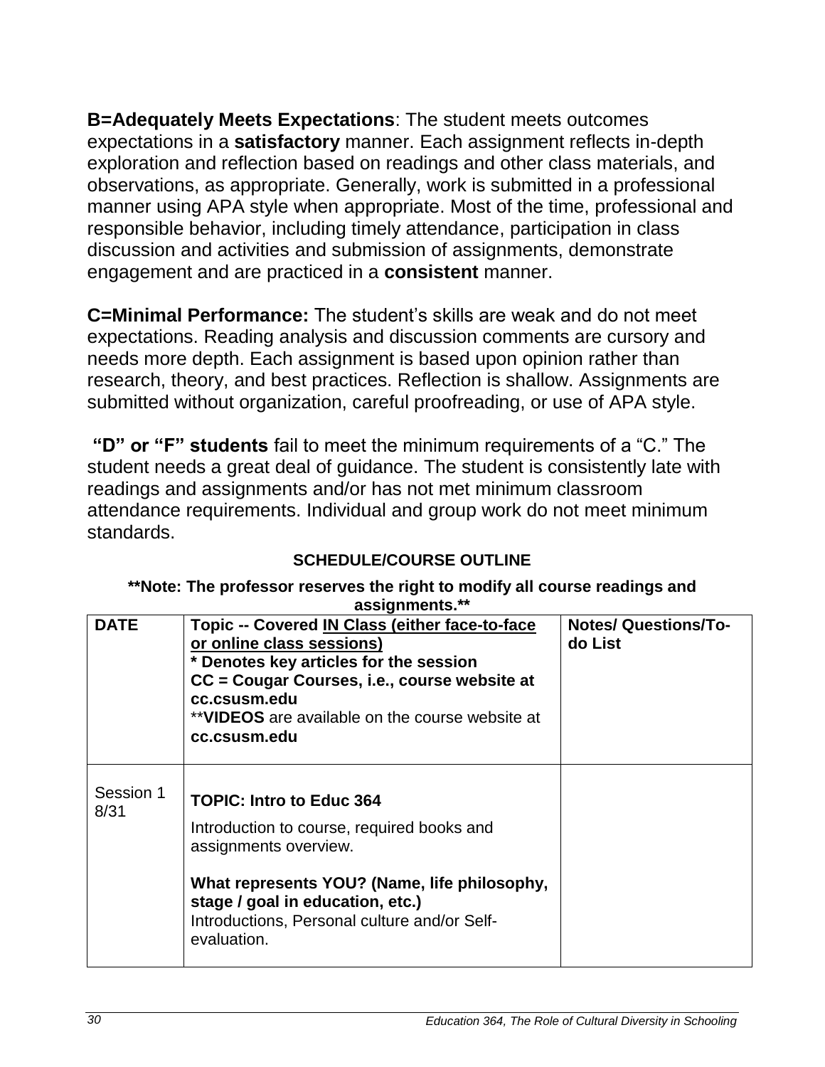**B=Adequately Meets Expectations**: The student meets outcomes expectations in a **satisfactory** manner. Each assignment reflects in-depth exploration and reflection based on readings and other class materials, and observations, as appropriate. Generally, work is submitted in a professional manner using APA style when appropriate. Most of the time, professional and responsible behavior, including timely attendance, participation in class discussion and activities and submission of assignments, demonstrate engagement and are practiced in a **consistent** manner.

**C=Minimal Performance:** The student's skills are weak and do not meet expectations. Reading analysis and discussion comments are cursory and needs more depth. Each assignment is based upon opinion rather than research, theory, and best practices. Reflection is shallow. Assignments are submitted without organization, careful proofreading, or use of APA style.

**"D" or "F" students** fail to meet the minimum requirements of a "C." The student needs a great deal of guidance. The student is consistently late with readings and assignments and/or has not met minimum classroom attendance requirements. Individual and group work do not meet minimum standards.

**SCHEDULE/COURSE OUTLINE**

**\*\*Note: The professor reserves the right to modify all course readings and assignments.\*\***

| DATE | Topic -- Covered IN Class (either face-to-face or online class sessions)<br>* Denotes key articles for the session<br>CC = Cougar Courses, i.e., course website at cc.csusm.edu<br>**VIDEOS are available on the course website at cc.csusm.edu | Notes/ Questions/To-do List |
|---|---|---|
| Session 1<br>8/31 | **TOPIC: Intro to Educ 364**<br>Introduction to course, required books and assignments overview.<br>**What represents YOU? (Name, life philosophy, stage / goal in education, etc.)**<br>Introductions, Personal culture and/or Self-evaluation. | |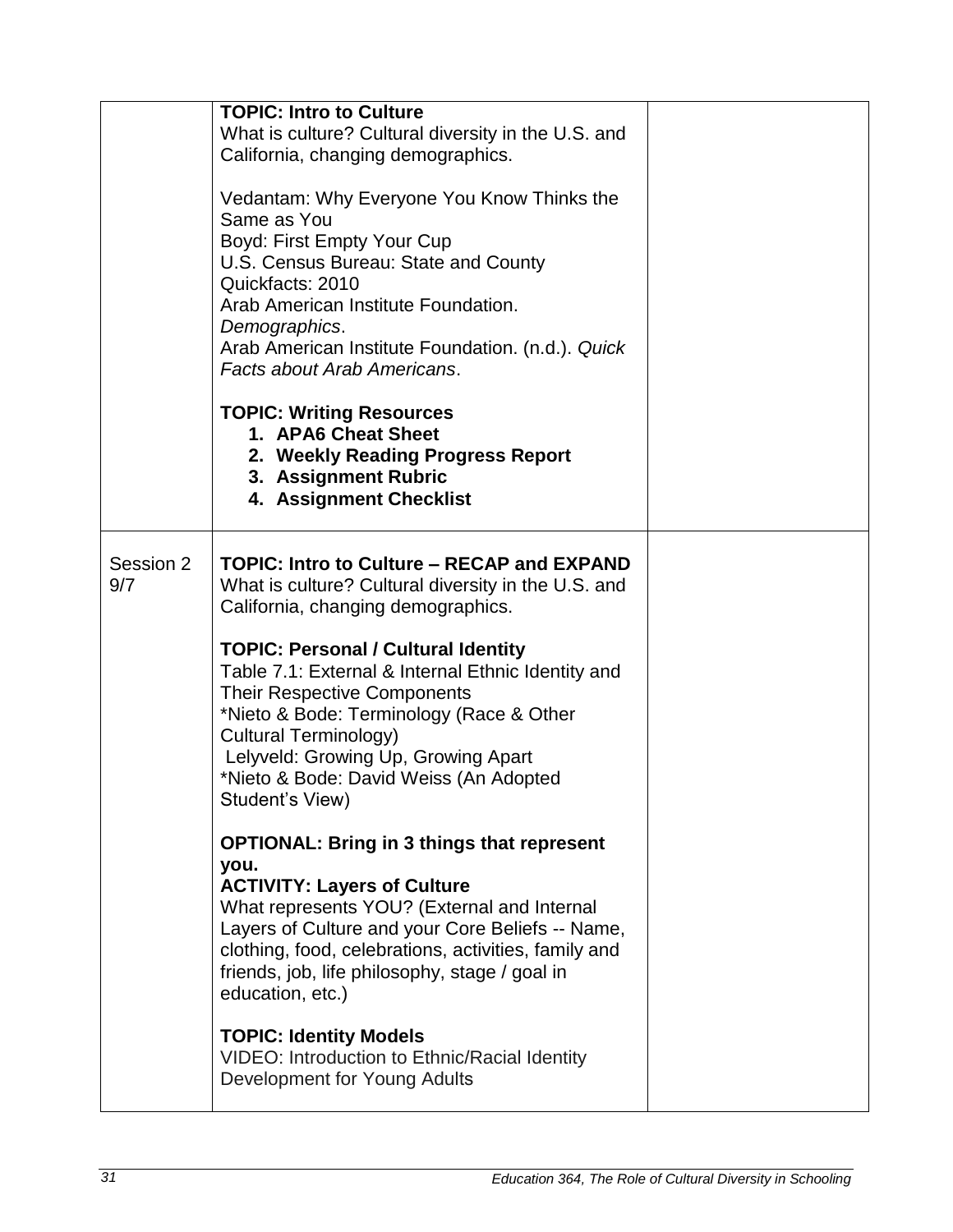| | | |
|---|---|---|
| | **TOPIC: Intro to Culture**<br>What is culture? Cultural diversity in the U.S. and California, changing demographics.<br><br>Vedantam: Why Everyone You Know Thinks the Same as You<br>Boyd: First Empty Your Cup<br>U.S. Census Bureau: State and County Quickfacts: 2010<br>Arab American Institute Foundation. *Demographics*.<br>Arab American Institute Foundation. (n.d.). *Quick Facts about Arab Americans*.<br><br>**TOPIC: Writing Resources**<br>**1. APA6 Cheat Sheet**<br>**2. Weekly Reading Progress Report**<br>**3. Assignment Rubric**<br>**4. Assignment Checklist** | |
| Session 2<br>9/7 | **TOPIC: Intro to Culture – RECAP and EXPAND**<br>What is culture? Cultural diversity in the U.S. and California, changing demographics.<br><br>**TOPIC: Personal / Cultural Identity**<br>Table 7.1: External & Internal Ethnic Identity and Their Respective Components<br>*Nieto & Bode: Terminology (Race & Other Cultural Terminology)<br>Lelyveld: Growing Up, Growing Apart<br>*Nieto & Bode: David Weiss (An Adopted Student's View)<br><br>**OPTIONAL: Bring in 3 things that represent you.**<br>**ACTIVITY: Layers of Culture**<br>What represents YOU? (External and Internal Layers of Culture and your Core Beliefs -- Name, clothing, food, celebrations, activities, family and friends, job, life philosophy, stage / goal in education, etc.)<br><br>**TOPIC: Identity Models**<br>VIDEO: Introduction to Ethnic/Racial Identity Development for Young Adults | |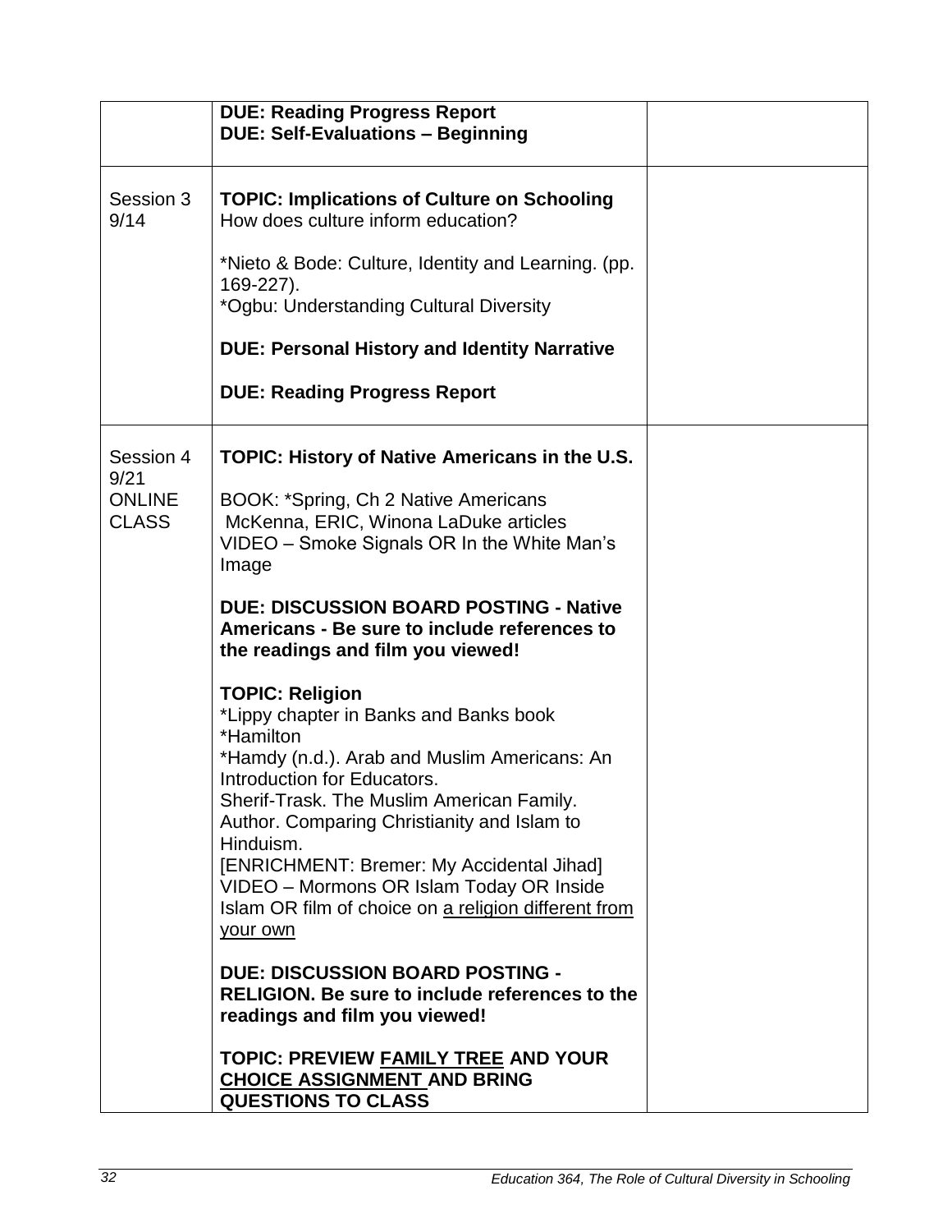| | | |
|---|---|---|
| | **DUE: Reading Progress Report**<br>**DUE: Self-Evaluations – Beginning** | |
| Session 3<br>9/14 | **TOPIC: Implications of Culture on Schooling**<br>How does culture inform education?<br><br>*Nieto & Bode: Culture, Identity and Learning. (pp. 169-227).<br>*Ogbu: Understanding Cultural Diversity<br><br>**DUE: Personal History and Identity Narrative**<br><br>**DUE: Reading Progress Report** | |
| Session 4<br>9/21<br>ONLINE<br>CLASS | **TOPIC: History of Native Americans in the U.S.**<br><br>BOOK: *Spring, Ch 2 Native Americans<br>McKenna, ERIC, Winona LaDuke articles<br>VIDEO – Smoke Signals OR In the White Man's Image<br><br>**DUE: DISCUSSION BOARD POSTING - Native Americans - Be sure to include references to the readings and film you viewed!**<br><br>**TOPIC: Religion**<br>*Lippy chapter in Banks and Banks book<br>*Hamilton<br>*Hamdy (n.d.). Arab and Muslim Americans: An Introduction for Educators.<br>Sherif-Trask. The Muslim American Family.<br>Author. Comparing Christianity and Islam to Hinduism.<br>[ENRICHMENT: Bremer: My Accidental Jihad]<br>VIDEO – Mormons OR Islam Today OR Inside Islam OR film of choice on <u>a religion different from your own</u><br><br>**DUE: DISCUSSION BOARD POSTING - RELIGION. Be sure to include references to the readings and film you viewed!**<br><br>**TOPIC: PREVIEW <u>FAMILY TREE</u> AND YOUR <u>CHOICE ASSIGNMENT</u> AND BRING QUESTIONS TO CLASS** | |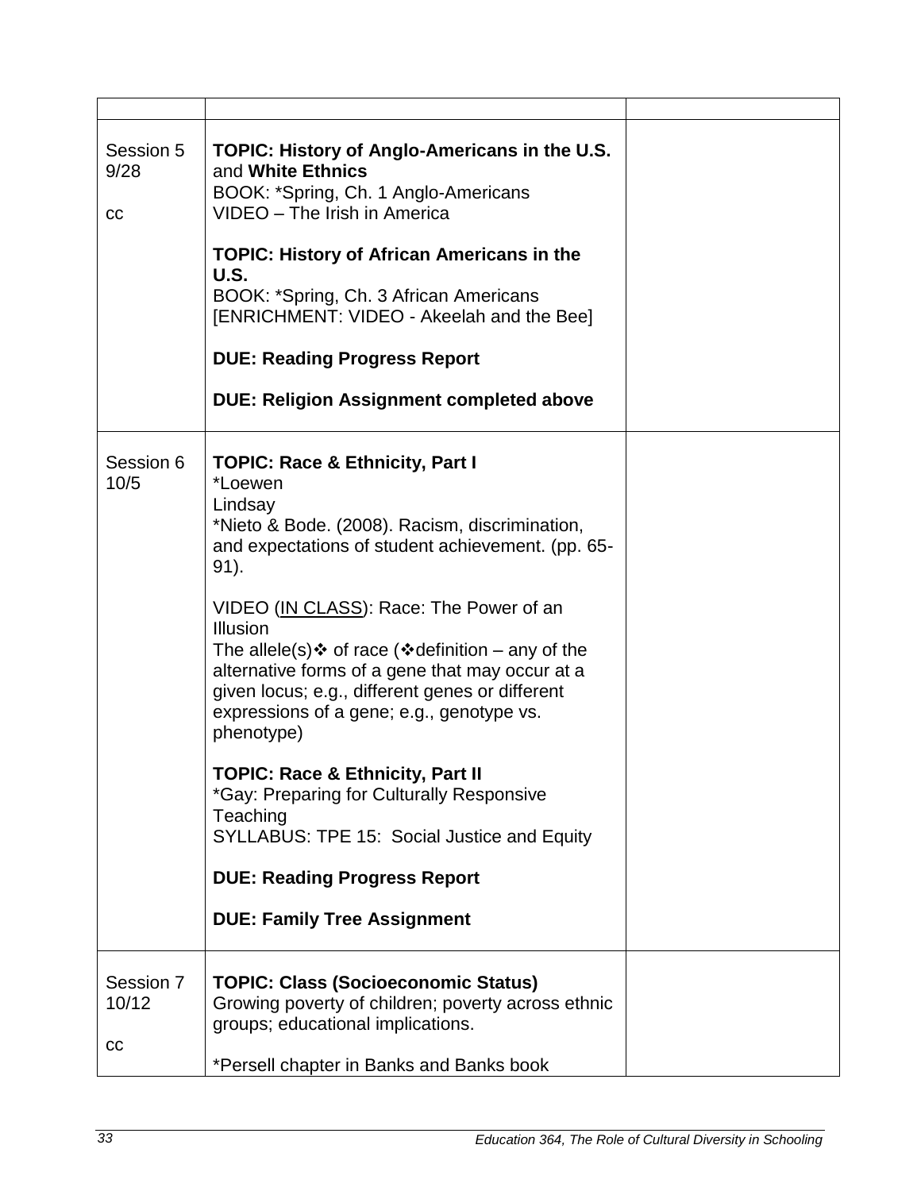| | | |
|---|---|---|
| Session 5<br>9/28<br><br>cc | **TOPIC: History of Anglo-Americans in the U.S.** and **White Ethnics**<br>BOOK: *Spring, Ch. 1 Anglo-Americans<br>VIDEO – The Irish in America<br><br>**TOPIC: History of African Americans in the U.S.**<br>BOOK: *Spring, Ch. 3 African Americans<br>[ENRICHMENT: VIDEO - Akeelah and the Bee]<br><br>**DUE: Reading Progress Report**<br><br>**DUE: Religion Assignment completed above** | |
| Session 6<br>10/5 | **TOPIC: Race & Ethnicity, Part I**<br>*Loewen<br>Lindsay<br>*Nieto & Bode. (2008). Racism, discrimination, and expectations of student achievement. (pp. 65-91).<br><br>VIDEO (<u>IN CLASS</u>): Race: The Power of an Illusion<br>The allele(s)❖ of race (❖definition – any of the alternative forms of a gene that may occur at a given locus; e.g., different genes or different expressions of a gene; e.g., genotype vs. phenotype)<br><br>**TOPIC: Race & Ethnicity, Part II**<br>*Gay: Preparing for Culturally Responsive Teaching<br>SYLLABUS: TPE 15: Social Justice and Equity<br><br>**DUE: Reading Progress Report**<br><br>**DUE: Family Tree Assignment** | |
| Session 7<br>10/12<br><br>cc | **TOPIC: Class (Socioeconomic Status)**<br>Growing poverty of children; poverty across ethnic groups; educational implications.<br><br>*Persell chapter in Banks and Banks book | |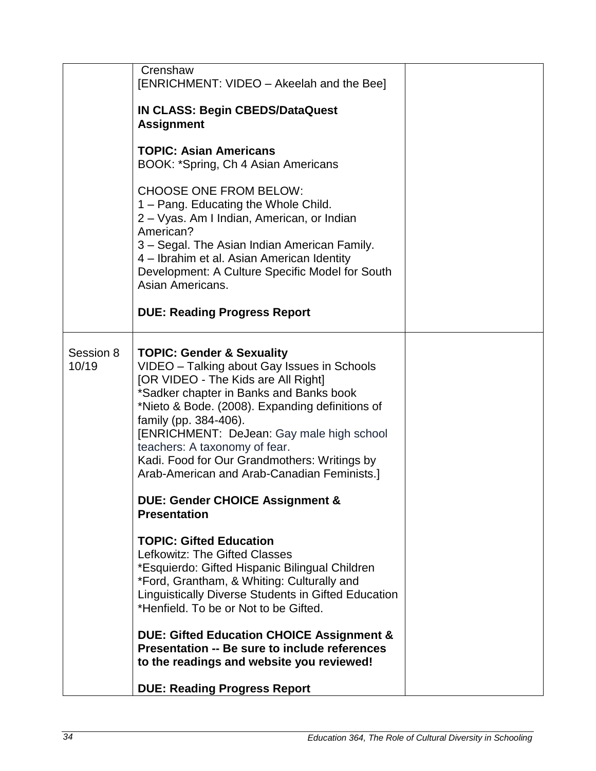| | | | |
|---|---|---|---|
| | Crenshaw<br>[ENRICHMENT: VIDEO – Akeelah and the Bee]<br><br>**IN CLASS: Begin CBEDS/DataQuest Assignment**<br><br>**TOPIC: Asian Americans**<br>BOOK: *Spring, Ch 4 Asian Americans<br><br>CHOOSE ONE FROM BELOW:<br>1 – Pang. Educating the Whole Child.<br>2 – Vyas. Am I Indian, American, or Indian American?<br>3 – Segal. The Asian Indian American Family.<br>4 – Ibrahim et al. Asian American Identity Development: A Culture Specific Model for South Asian Americans.<br><br>**DUE: Reading Progress Report** | | |
| Session 8<br>10/19 | **TOPIC: Gender & Sexuality**<br>VIDEO – Talking about Gay Issues in Schools<br>[OR VIDEO - The Kids are All Right]<br>*Sadker chapter in Banks and Banks book<br>*Nieto & Bode. (2008). Expanding definitions of family (pp. 384-406).<br>[ENRICHMENT: DeJean: Gay male high school teachers: A taxonomy of fear.<br>Kadi. Food for Our Grandmothers: Writings by Arab-American and Arab-Canadian Feminists.]<br><br>**DUE: Gender CHOICE Assignment & Presentation**<br><br>**TOPIC: Gifted Education**<br>Lefkowitz: The Gifted Classes<br>*Esquierdo: Gifted Hispanic Bilingual Children<br>*Ford, Grantham, & Whiting: Culturally and Linguistically Diverse Students in Gifted Education<br>*Henfield. To be or Not to be Gifted.<br><br>**DUE: Gifted Education CHOICE Assignment & Presentation -- Be sure to include references to the readings and website you reviewed!**<br><br>**DUE: Reading Progress Report** | | |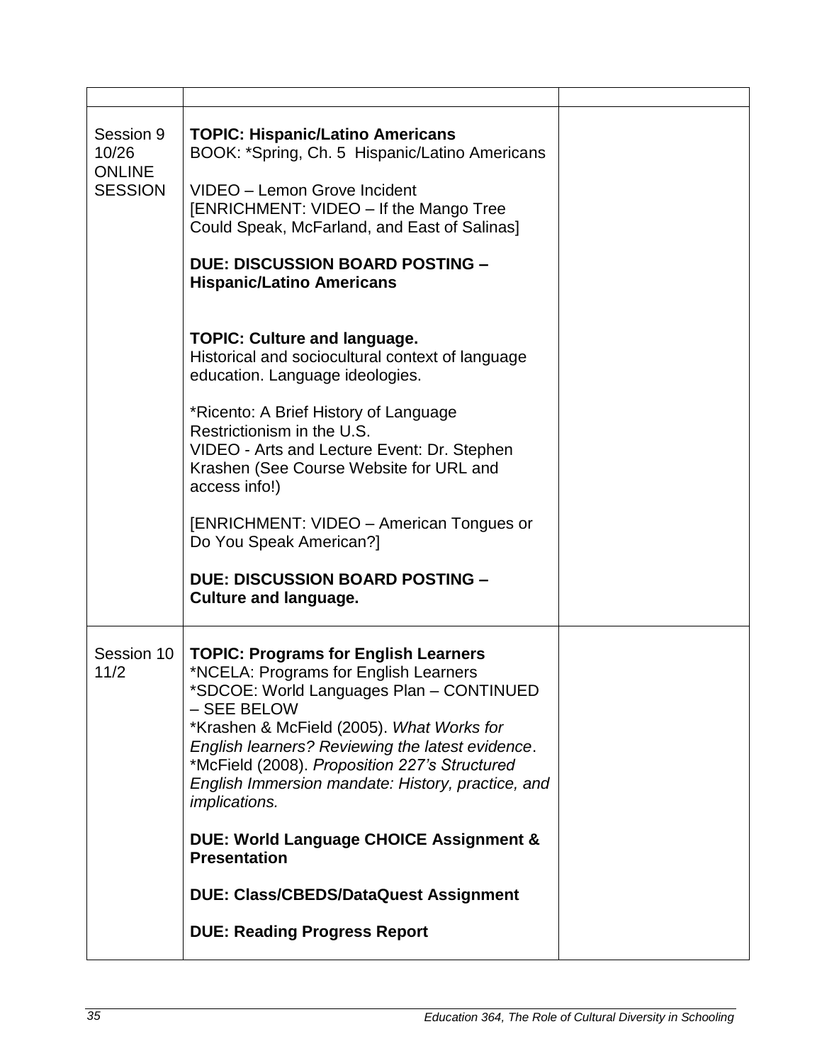| | | |
|---|---|---|
| Session 9<br>10/26<br>ONLINE<br>SESSION | **TOPIC: Hispanic/Latino Americans**<br>BOOK: *Spring, Ch. 5 Hispanic/Latino Americans<br><br>VIDEO – Lemon Grove Incident<br>[ENRICHMENT: VIDEO – If the Mango Tree Could Speak, McFarland, and East of Salinas]<br><br>**DUE: DISCUSSION BOARD POSTING – Hispanic/Latino Americans**<br><br>**TOPIC: Culture and language.**<br>Historical and sociocultural context of language education. Language ideologies.<br><br>*Ricento: A Brief History of Language Restrictionism in the U.S.<br>VIDEO - Arts and Lecture Event: Dr. Stephen Krashen (See Course Website for URL and access info!)<br><br>[ENRICHMENT: VIDEO – American Tongues or Do You Speak American?]<br><br>**DUE: DISCUSSION BOARD POSTING – Culture and language.** | |
| Session 10<br>11/2 | **TOPIC: Programs for English Learners**<br>*NCELA: Programs for English Learners<br>*SDCOE: World Languages Plan – CONTINUED – SEE BELOW<br>*Krashen & McField (2005). *What Works for English learners? Reviewing the latest evidence*.<br>*McField (2008). *Proposition 227's Structured English Immersion mandate: History, practice, and implications.*<br><br>**DUE: World Language CHOICE Assignment & Presentation**<br><br>**DUE: Class/CBEDS/DataQuest Assignment**<br><br>**DUE: Reading Progress Report** | |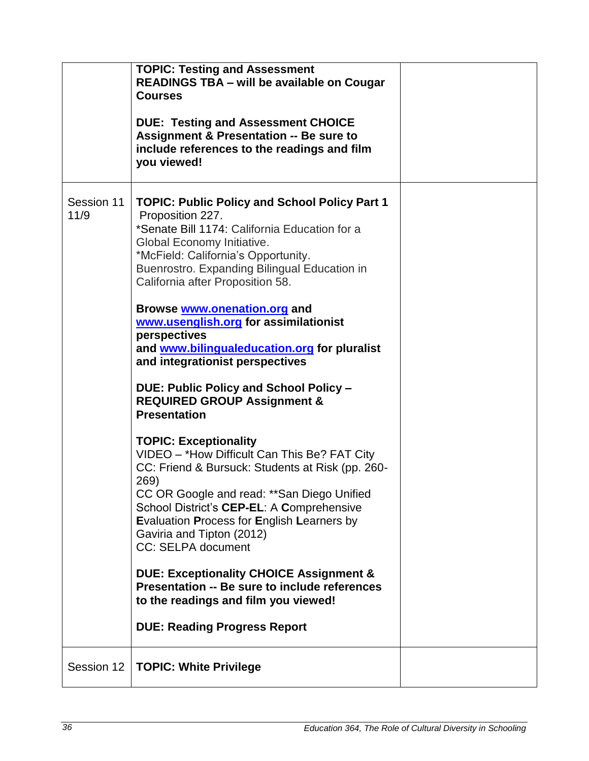| | | |
|---|---|---|
| | **TOPIC: Testing and Assessment**<br>**READINGS TBA – will be available on Cougar Courses**<br><br>**DUE: Testing and Assessment CHOICE Assignment & Presentation -- Be sure to include references to the readings and film you viewed!** | |
| Session 11<br>11/9 | **TOPIC: Public Policy and School Policy Part 1**<br>Proposition 227.<br>*Senate Bill 1174: California Education for a Global Economy Initiative.<br>*McField: California's Opportunity.<br>Buenrostro. Expanding Bilingual Education in California after Proposition 58.<br><br>**Browse [www.onenation.org](http://www.onenation.org) and [www.usenglish.org](http://www.usenglish.org) for assimilationist perspectives**<br>**and [www.bilingualeducation.org](http://www.bilingualeducation.org) for pluralist and integrationist perspectives**<br><br>**DUE: Public Policy and School Policy – REQUIRED GROUP Assignment & Presentation**<br><br>**TOPIC: Exceptionality**<br>VIDEO – *How Difficult Can This Be? FAT City<br>CC: Friend & Bursuck: Students at Risk (pp. 260-269)<br>CC OR Google and read: **San Diego Unified School District's **CEP-EL**: A **C**omprehensive **E**valuation **P**rocess for **E**nglish **L**earners by Gaviria and Tipton (2012)<br>CC: SELPA document<br><br>**DUE: Exceptionality CHOICE Assignment & Presentation -- Be sure to include references to the readings and film you viewed!**<br><br>**DUE: Reading Progress Report** | |
| Session 12 | **TOPIC: White Privilege** | |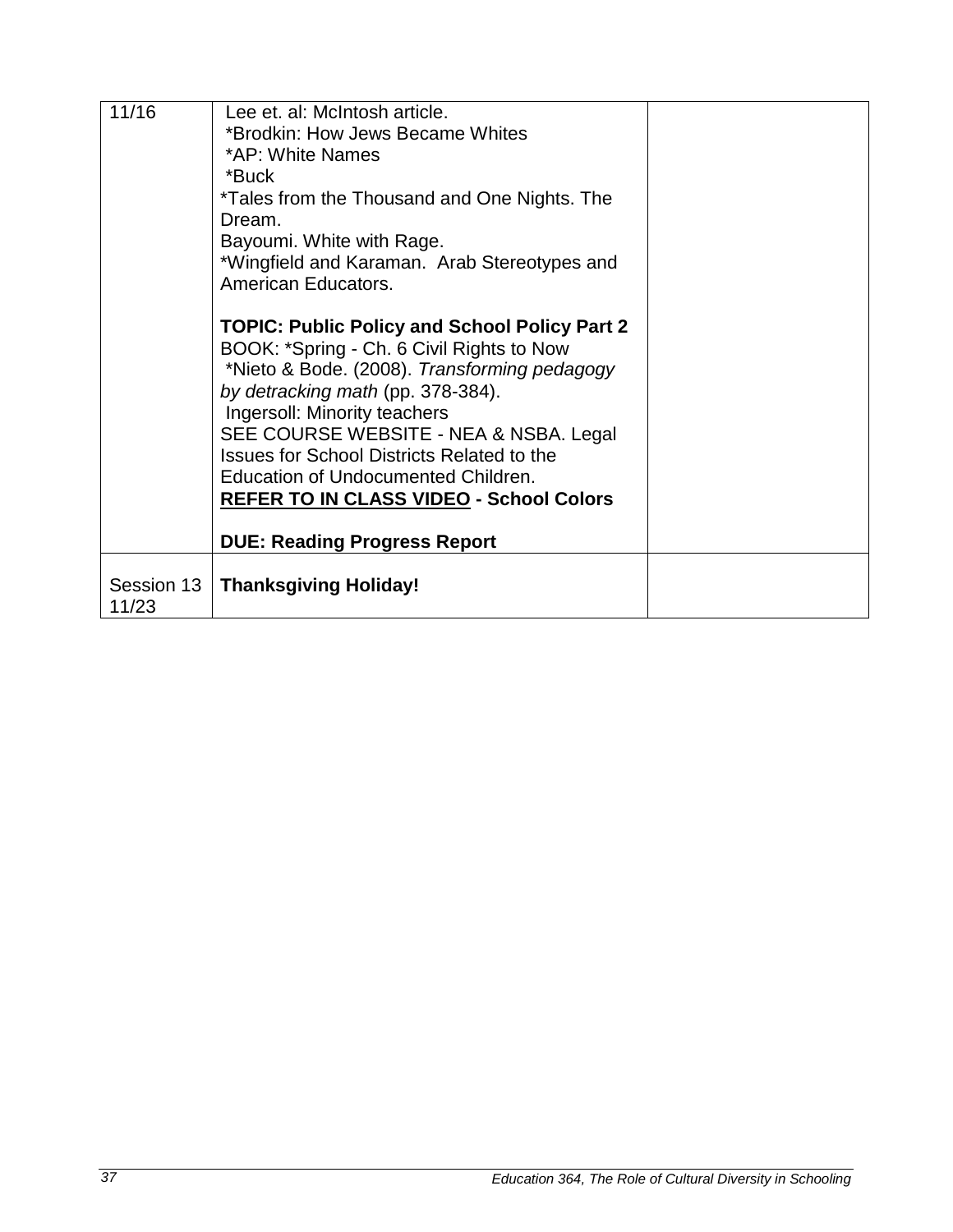| | | |
|---|---|---|
| 11/16 | Lee et. al: McIntosh article.<br>*Brodkin: How Jews Became Whites<br>*AP: White Names<br>*Buck<br>*Tales from the Thousand and One Nights. The Dream.<br>Bayoumi. White with Rage.<br>*Wingfield and Karaman. Arab Stereotypes and American Educators.<br><br>**TOPIC: Public Policy and School Policy Part 2**<br>BOOK: *Spring - Ch. 6 Civil Rights to Now<br>*Nieto & Bode. (2008). *Transforming pedagogy by detracking math* (pp. 378-384).<br>Ingersoll: Minority teachers<br>SEE COURSE WEBSITE - NEA & NSBA. Legal Issues for School Districts Related to the Education of Undocumented Children.<br>**<u>REFER TO IN CLASS VIDEO</u> - School Colors**<br><br>**DUE: Reading Progress Report** | |
| Session 13<br>11/23 | **Thanksgiving Holiday!** | |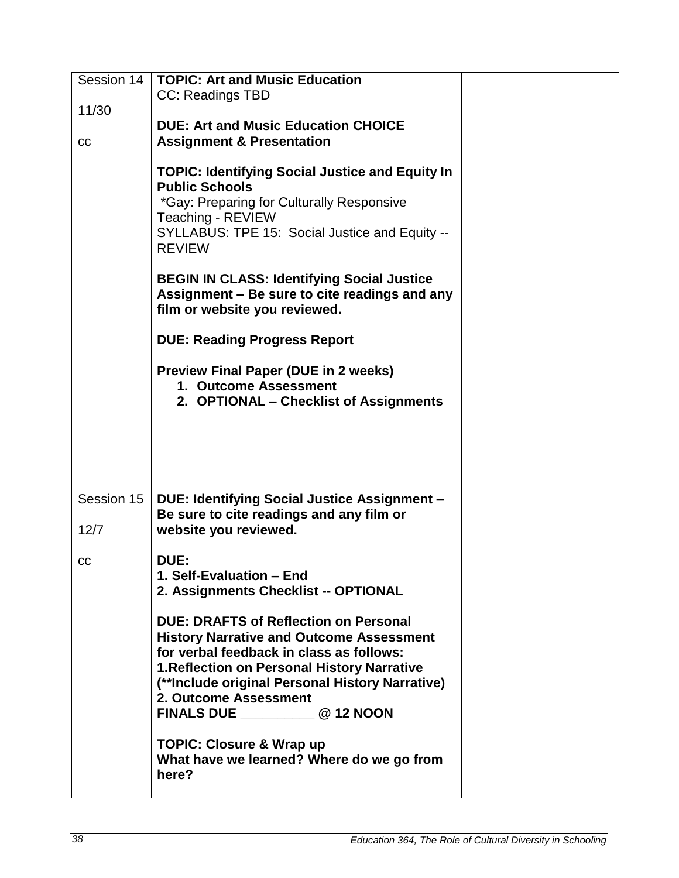| | | |
|---|---|---|
| Session 14<br><br>11/30<br><br>cc | **TOPIC: Art and Music Education**<br>CC: Readings TBD<br><br>**DUE: Art and Music Education CHOICE Assignment & Presentation**<br><br>**TOPIC: Identifying Social Justice and Equity In Public Schools**<br>*Gay: Preparing for Culturally Responsive Teaching - REVIEW<br>SYLLABUS: TPE 15: Social Justice and Equity -- REVIEW<br><br>**BEGIN IN CLASS: Identifying Social Justice Assignment – Be sure to cite readings and any film or website you reviewed.**<br><br>**DUE: Reading Progress Report**<br><br>**Preview Final Paper (DUE in 2 weeks)**<br>**1. Outcome Assessment**<br>**2. OPTIONAL – Checklist of Assignments** | |
| Session 15<br><br>12/7<br><br>cc | **DUE: Identifying Social Justice Assignment – Be sure to cite readings and any film or website you reviewed.**<br><br>**DUE:**<br>**1. Self-Evaluation – End**<br>**2. Assignments Checklist -- OPTIONAL**<br><br>**DUE: DRAFTS of Reflection on Personal History Narrative and Outcome Assessment for verbal feedback in class as follows:**<br>**1.Reflection on Personal History Narrative (**Include original Personal History Narrative)**<br>**2. Outcome Assessment**<br>**FINALS DUE __________ @ 12 NOON**<br><br>**TOPIC: Closure & Wrap up**<br>**What have we learned? Where do we go from here?** | |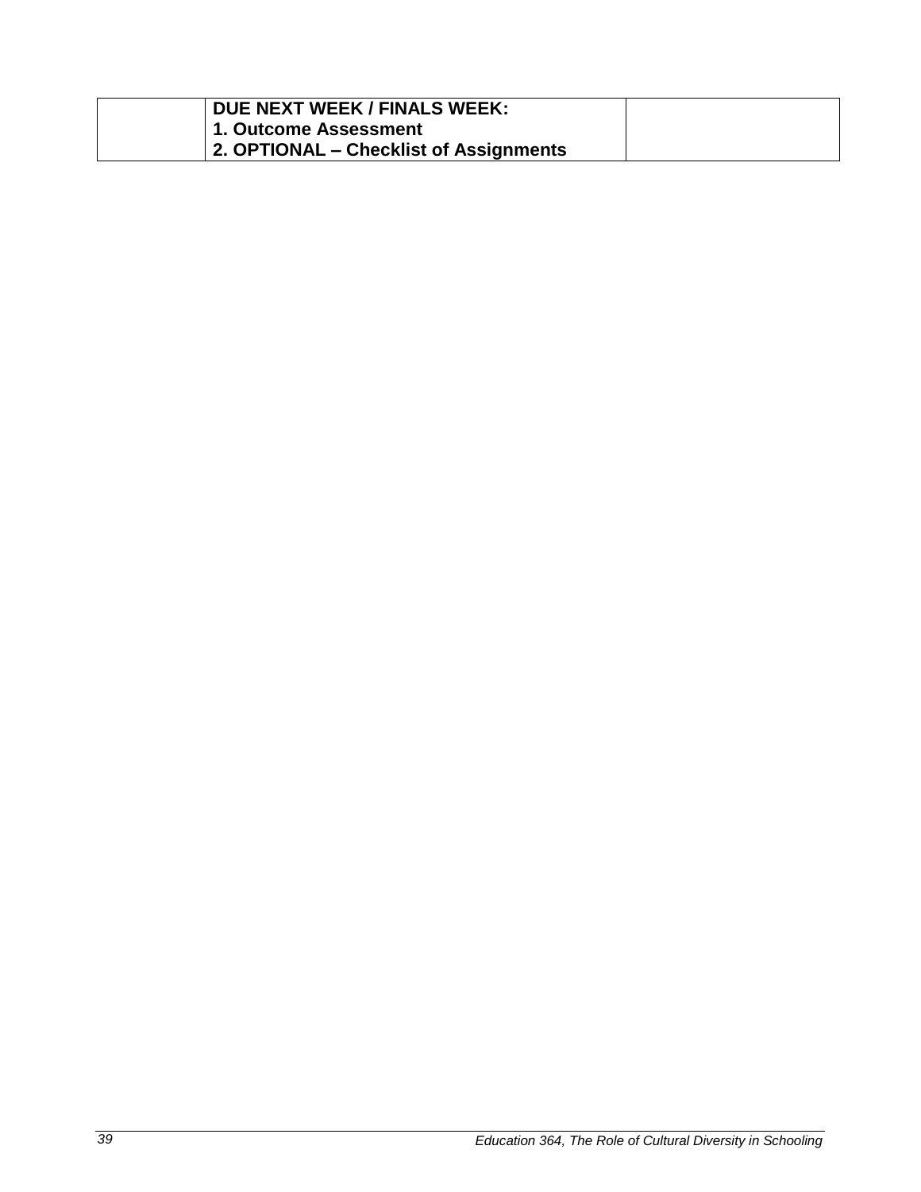| | **DUE NEXT WEEK / FINALS WEEK:**<br>**1. Outcome Assessment**<br>**2. OPTIONAL – Checklist of Assignments** | |
|---|---|---|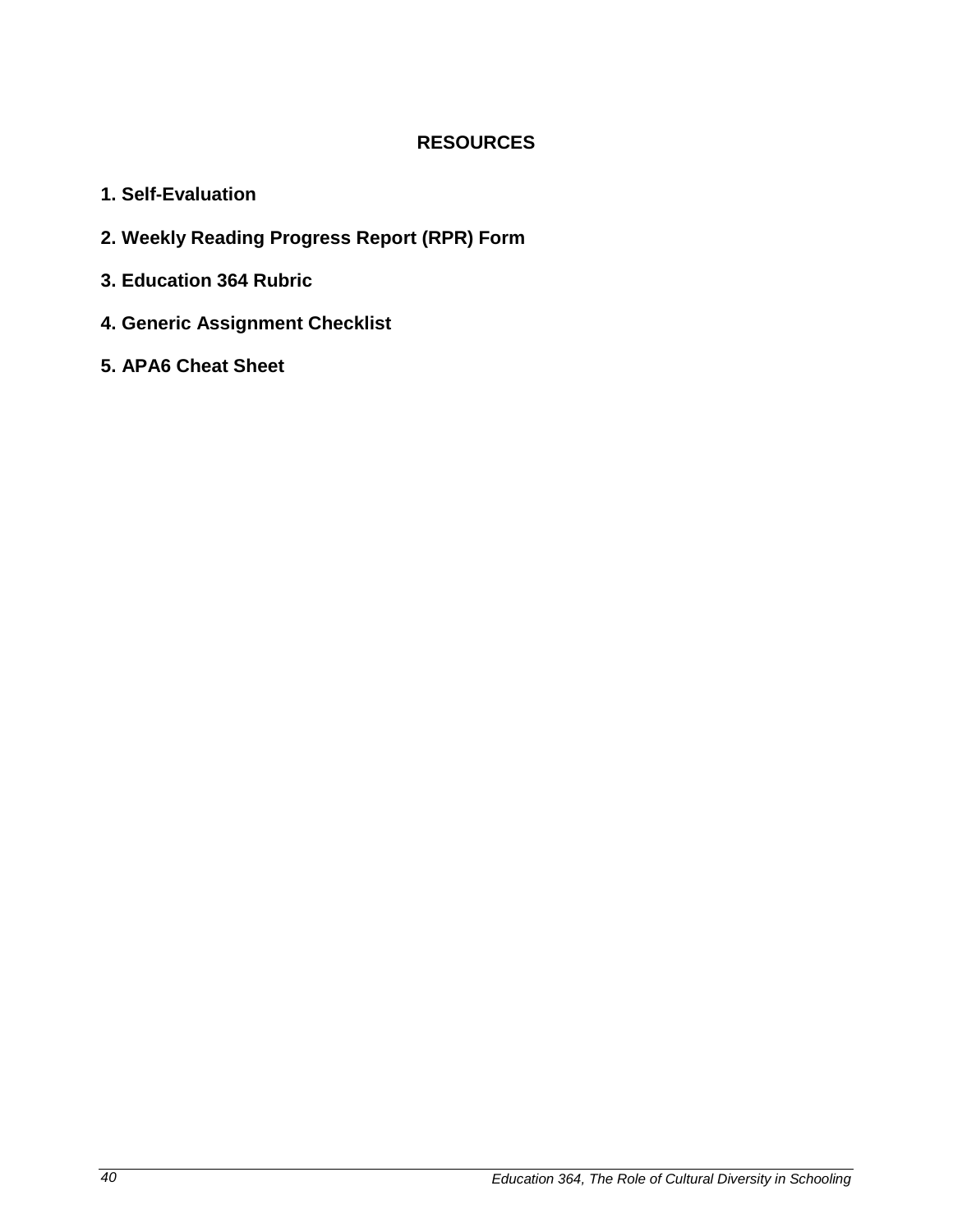# RESOURCES

**1. Self-Evaluation**

**2. Weekly Reading Progress Report (RPR) Form**

**3. Education 364 Rubric**

**4. Generic Assignment Checklist**

**5. APA6 Cheat Sheet**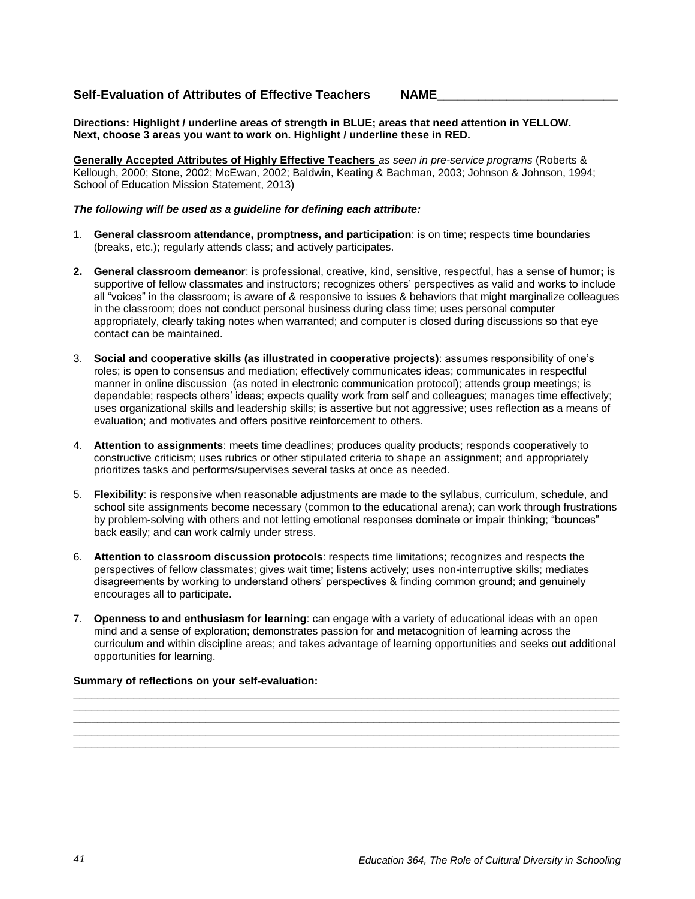**Self-Evaluation of Attributes of Effective Teachers NAME___________________________**

**Directions: Highlight / underline areas of strength in BLUE; areas that need attention in YELLOW. Next, choose 3 areas you want to work on. Highlight / underline these in RED.**

**Generally Accepted Attributes of Highly Effective Teachers** *as seen in pre-service programs* (Roberts & Kellough, 2000; Stone, 2002; McEwan, 2002; Baldwin, Keating & Bachman, 2003; Johnson & Johnson, 1994; School of Education Mission Statement, 2013)

***The following will be used as a guideline for defining each attribute:***

1. **General classroom attendance, promptness, and participation**: is on time; respects time boundaries (breaks, etc.); regularly attends class; and actively participates.
2. **General classroom demeanor**: is professional, creative, kind, sensitive, respectful, has a sense of humor**;** is supportive of fellow classmates and instructors**;** recognizes others' perspectives as valid and works to include all "voices" in the classroom**;** is aware of & responsive to issues & behaviors that might marginalize colleagues in the classroom; does not conduct personal business during class time; uses personal computer appropriately, clearly taking notes when warranted; and computer is closed during discussions so that eye contact can be maintained.
3. **Social and cooperative skills (as illustrated in cooperative projects)**: assumes responsibility of one's roles; is open to consensus and mediation; effectively communicates ideas; communicates in respectful manner in online discussion (as noted in electronic communication protocol); attends group meetings; is dependable; respects others' ideas; expects quality work from self and colleagues; manages time effectively; uses organizational skills and leadership skills; is assertive but not aggressive; uses reflection as a means of evaluation; and motivates and offers positive reinforcement to others.
4. **Attention to assignments**: meets time deadlines; produces quality products; responds cooperatively to constructive criticism; uses rubrics or other stipulated criteria to shape an assignment; and appropriately prioritizes tasks and performs/supervises several tasks at once as needed.
5. **Flexibility**: is responsive when reasonable adjustments are made to the syllabus, curriculum, schedule, and school site assignments become necessary (common to the educational arena); can work through frustrations by problem-solving with others and not letting emotional responses dominate or impair thinking; "bounces" back easily; and can work calmly under stress.
6. **Attention to classroom discussion protocols**: respects time limitations; recognizes and respects the perspectives of fellow classmates; gives wait time; listens actively; uses non-interruptive skills; mediates disagreements by working to understand others' perspectives & finding common ground; and genuinely encourages all to participate.
7. **Openness to and enthusiasm for learning**: can engage with a variety of educational ideas with an open mind and a sense of exploration; demonstrates passion for and metacognition of learning across the curriculum and within discipline areas; and takes advantage of learning opportunities and seeks out additional opportunities for learning.

**Summary of reflections on your self-evaluation:**

______________________________________________________________________________________________

______________________________________________________________________________________________

______________________________________________________________________________________________

______________________________________________________________________________________________

______________________________________________________________________________________________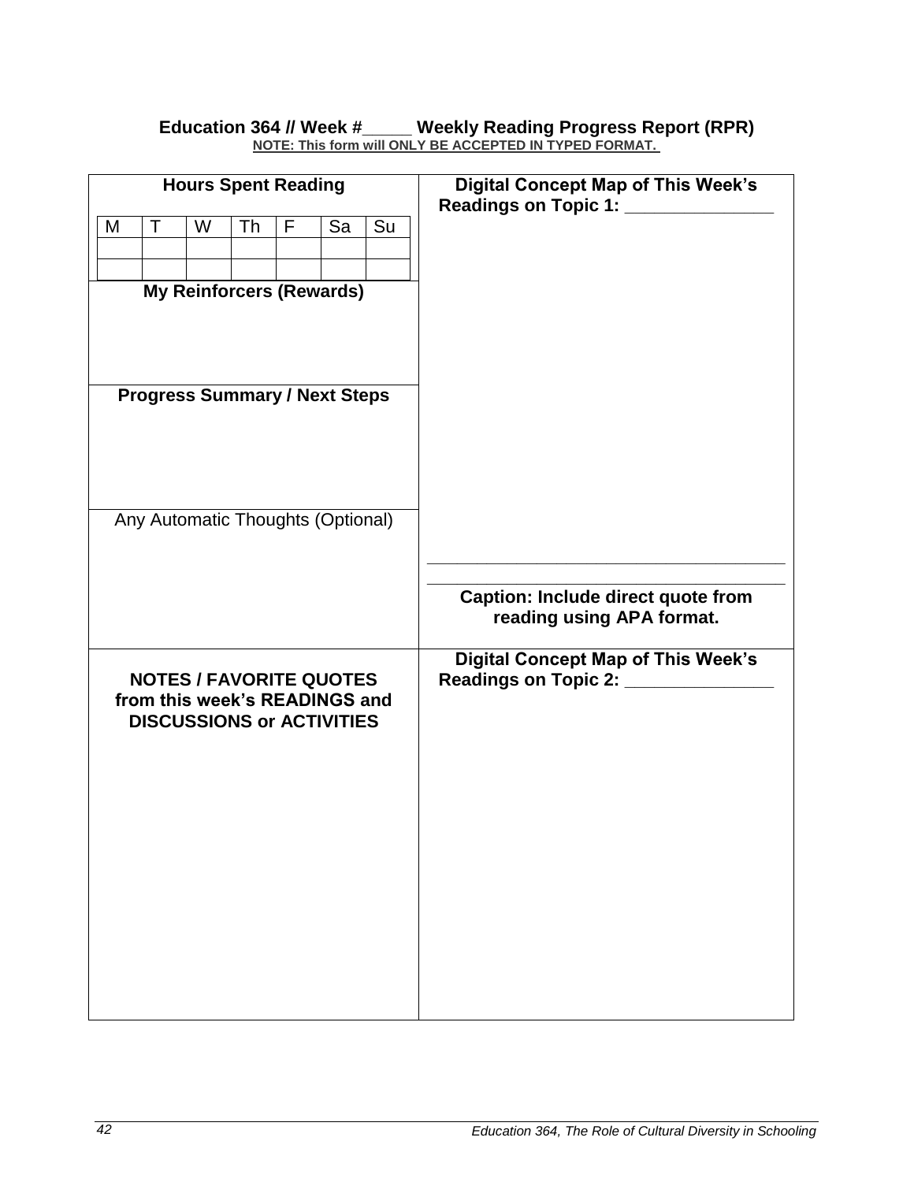**Education 364 // Week #\_\_\_\_\_ Weekly Reading Progress Report (RPR)**

**NOTE: This form will ONLY BE ACCEPTED IN TYPED FORMAT.**

**Hours Spent Reading**

| M | T | W | Th | F | Sa | Su |
|---|---|---|---|---|---|---|
| | | | | | | |
| | | | | | | |

**My Reinforcers (Rewards)**

**Progress Summary / Next Steps**

Any Automatic Thoughts (Optional)

**Digital Concept Map of This Week's Readings on Topic 1: \_\_\_\_\_\_\_\_\_\_\_\_\_\_\_\_**

\_\_\_\_\_\_\_\_\_\_\_\_\_\_\_\_\_\_\_\_\_\_\_\_\_\_\_\_\_\_\_\_\_\_\_\_\_\_\_\_

\_\_\_\_\_\_\_\_\_\_\_\_\_\_\_\_\_\_\_\_\_\_\_\_\_\_\_\_\_\_\_\_\_\_\_\_\_\_\_\_

**Caption: Include direct quote from reading using APA format.**

**NOTES / FAVORITE QUOTES from this week's READINGS and DISCUSSIONS or ACTIVITIES**

**Digital Concept Map of This Week's Readings on Topic 2: \_\_\_\_\_\_\_\_\_\_\_\_\_\_\_\_**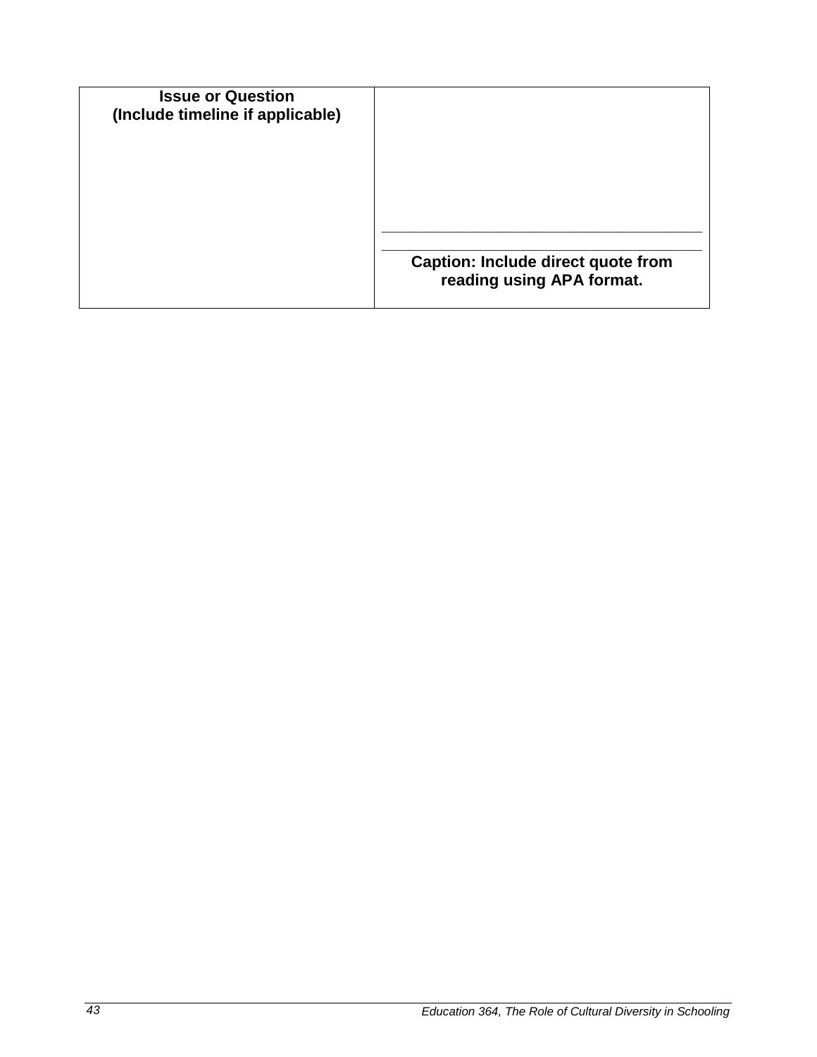| **Issue or Question (Include timeline if applicable)** | ____________________________________________ ____________________________________________ **Caption: Include direct quote from reading using APA format.** |
|---|---|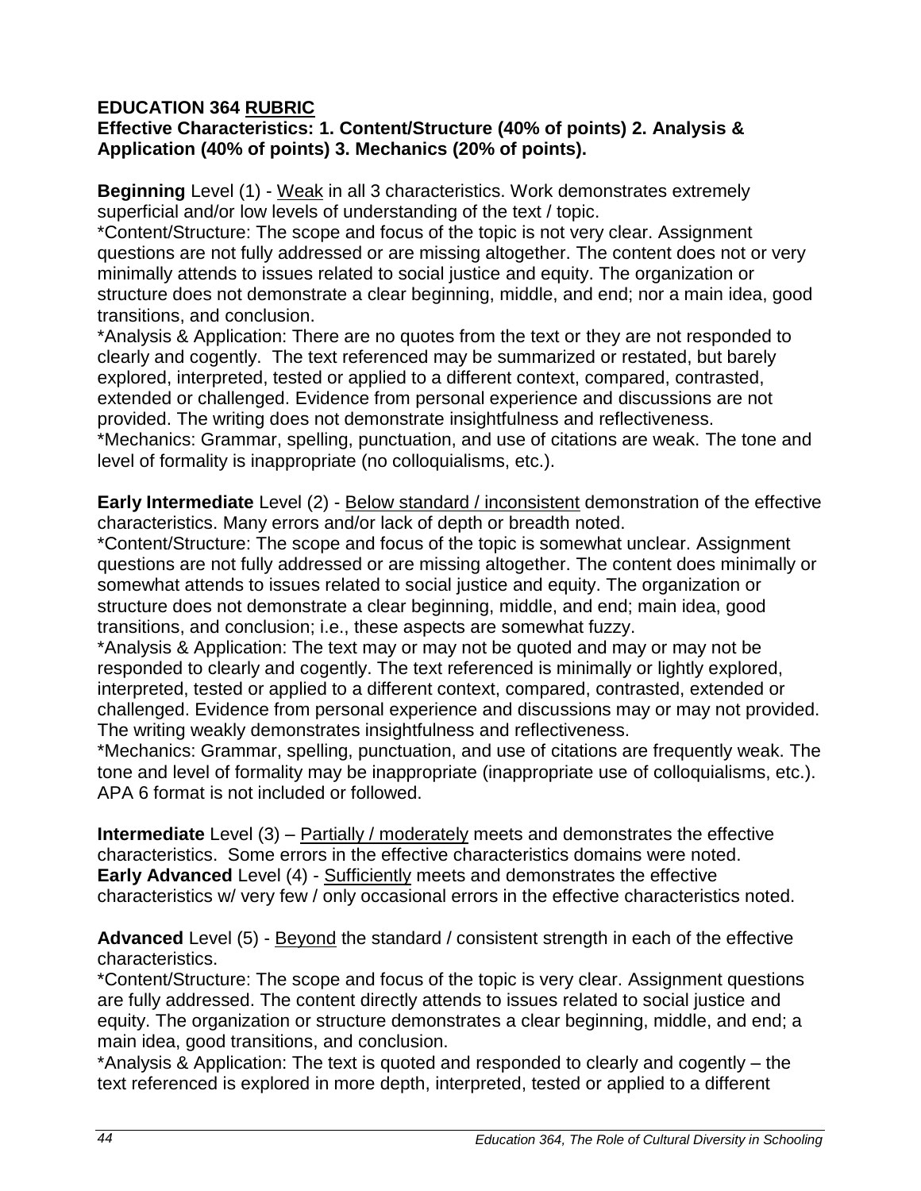**EDUCATION 364 <u>RUBRIC</u>**
**Effective Characteristics: 1. Content/Structure (40% of points) 2. Analysis & Application (40% of points) 3. Mechanics (20% of points).**

**Beginning** Level (1) - <u>Weak</u> in all 3 characteristics. Work demonstrates extremely superficial and/or low levels of understanding of the text / topic.
*Content/Structure: The scope and focus of the topic is not very clear. Assignment questions are not fully addressed or are missing altogether. The content does not or very minimally attends to issues related to social justice and equity. The organization or structure does not demonstrate a clear beginning, middle, and end; nor a main idea, good transitions, and conclusion.
*Analysis & Application: There are no quotes from the text or they are not responded to clearly and cogently. The text referenced may be summarized or restated, but barely explored, interpreted, tested or applied to a different context, compared, contrasted, extended or challenged. Evidence from personal experience and discussions are not provided. The writing does not demonstrate insightfulness and reflectiveness.
*Mechanics: Grammar, spelling, punctuation, and use of citations are weak. The tone and level of formality is inappropriate (no colloquialisms, etc.).

**Early Intermediate** Level (2) - <u>Below standard / inconsistent</u> demonstration of the effective characteristics. Many errors and/or lack of depth or breadth noted.
*Content/Structure: The scope and focus of the topic is somewhat unclear. Assignment questions are not fully addressed or are missing altogether. The content does minimally or somewhat attends to issues related to social justice and equity. The organization or structure does not demonstrate a clear beginning, middle, and end; main idea, good transitions, and conclusion; i.e., these aspects are somewhat fuzzy.
*Analysis & Application: The text may or may not be quoted and may or may not be responded to clearly and cogently. The text referenced is minimally or lightly explored, interpreted, tested or applied to a different context, compared, contrasted, extended or challenged. Evidence from personal experience and discussions may or may not provided. The writing weakly demonstrates insightfulness and reflectiveness.
*Mechanics: Grammar, spelling, punctuation, and use of citations are frequently weak. The tone and level of formality may be inappropriate (inappropriate use of colloquialisms, etc.). APA 6 format is not included or followed.

**Intermediate** Level (3) – <u>Partially / moderately</u> meets and demonstrates the effective characteristics. Some errors in the effective characteristics domains were noted.
**Early Advanced** Level (4) - <u>Sufficiently</u> meets and demonstrates the effective characteristics w/ very few / only occasional errors in the effective characteristics noted.

**Advanced** Level (5) - <u>Beyond</u> the standard / consistent strength in each of the effective characteristics.
*Content/Structure: The scope and focus of the topic is very clear. Assignment questions are fully addressed. The content directly attends to issues related to social justice and equity. The organization or structure demonstrates a clear beginning, middle, and end; a main idea, good transitions, and conclusion.
*Analysis & Application: The text is quoted and responded to clearly and cogently – the text referenced is explored in more depth, interpreted, tested or applied to a different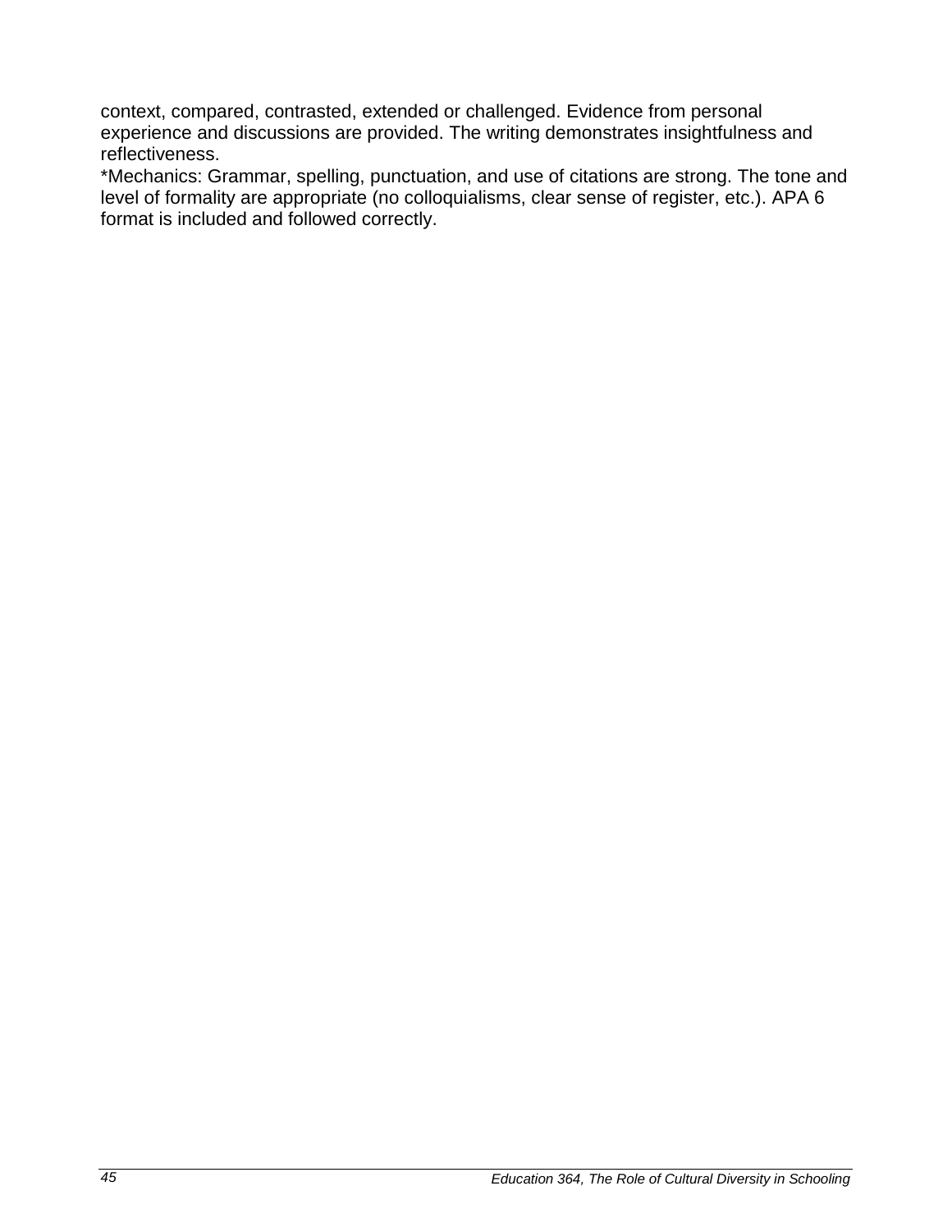context, compared, contrasted, extended or challenged. Evidence from personal experience and discussions are provided. The writing demonstrates insightfulness and reflectiveness.

*Mechanics: Grammar, spelling, punctuation, and use of citations are strong. The tone and level of formality are appropriate (no colloquialisms, clear sense of register, etc.). APA 6 format is included and followed correctly.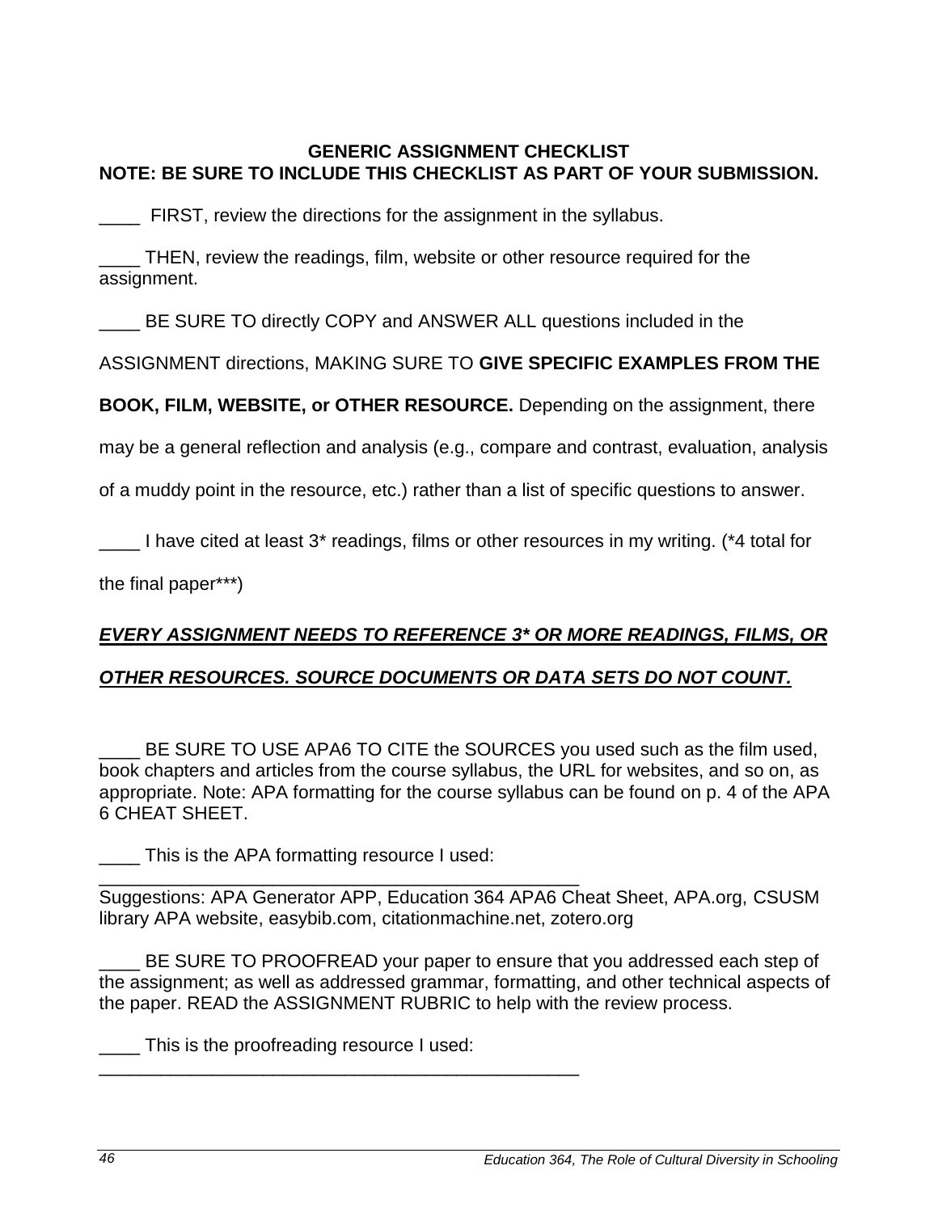**GENERIC ASSIGNMENT CHECKLIST**
**NOTE: BE SURE TO INCLUDE THIS CHECKLIST AS PART OF YOUR SUBMISSION.**

____ FIRST, review the directions for the assignment in the syllabus.

____ THEN, review the readings, film, website or other resource required for the assignment.

____ BE SURE TO directly COPY and ANSWER ALL questions included in the ASSIGNMENT directions, MAKING SURE TO **GIVE SPECIFIC EXAMPLES FROM THE BOOK, FILM, WEBSITE, or OTHER RESOURCE.** Depending on the assignment, there may be a general reflection and analysis (e.g., compare and contrast, evaluation, analysis of a muddy point in the resource, etc.) rather than a list of specific questions to answer.

____ I have cited at least 3* readings, films or other resources in my writing. (*4 total for the final paper***)

***EVERY ASSIGNMENT NEEDS TO REFERENCE 3* OR MORE READINGS, FILMS, OR OTHER RESOURCES. SOURCE DOCUMENTS OR DATA SETS DO NOT COUNT.***

____ BE SURE TO USE APA6 TO CITE the SOURCES you used such as the film used, book chapters and articles from the course syllabus, the URL for websites, and so on, as appropriate. Note: APA formatting for the course syllabus can be found on p. 4 of the APA 6 CHEAT SHEET.

____ This is the APA formatting resource I used: __________________________________________________
Suggestions: APA Generator APP, Education 364 APA6 Cheat Sheet, APA.org, CSUSM library APA website, easybib.com, citationmachine.net, zotero.org

____ BE SURE TO PROOFREAD your paper to ensure that you addressed each step of the assignment; as well as addressed grammar, formatting, and other technical aspects of the paper. READ the ASSIGNMENT RUBRIC to help with the review process.

____ This is the proofreading resource I used: __________________________________________________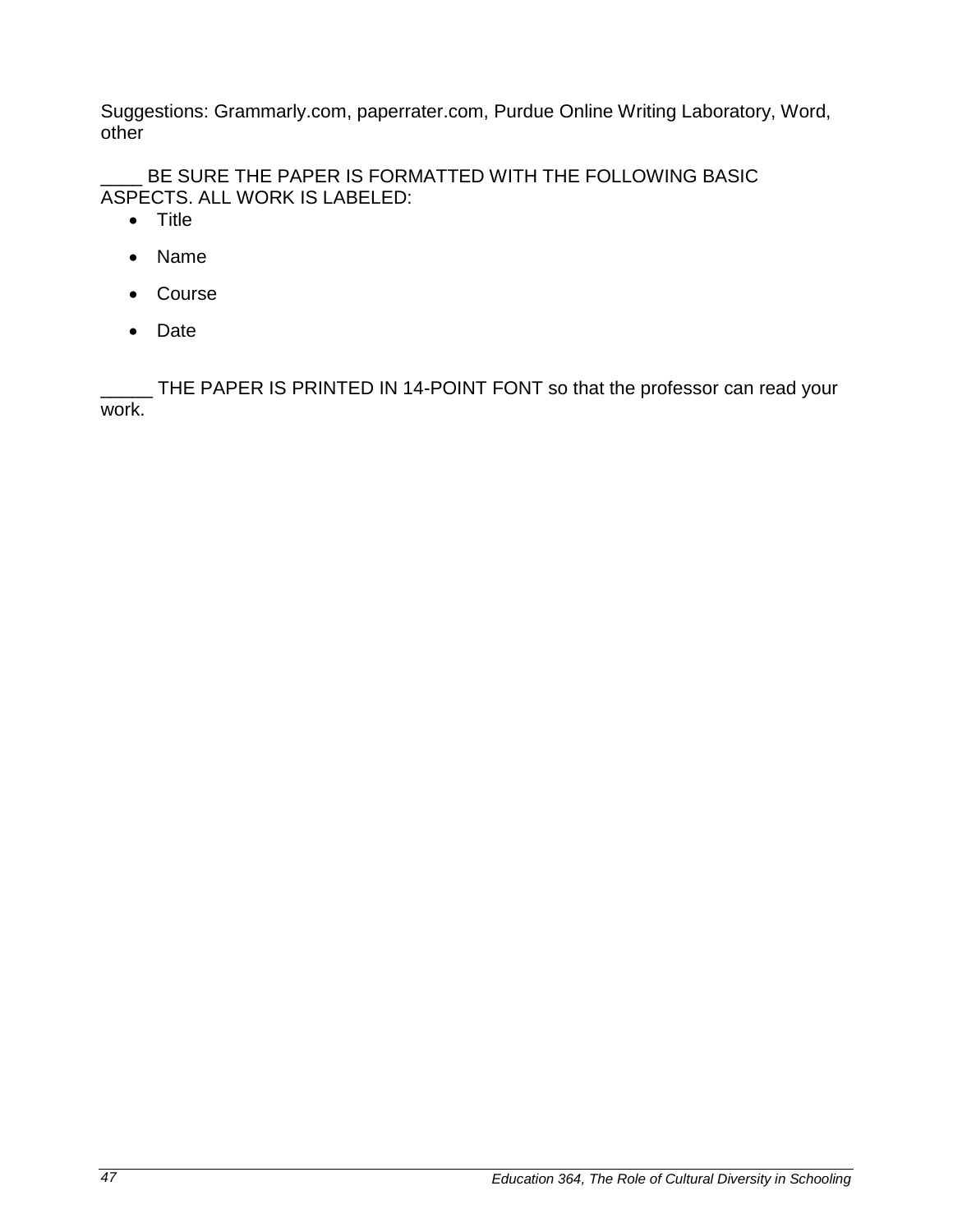Suggestions: Grammarly.com, paperrater.com, Purdue Online Writing Laboratory, Word, other

____ BE SURE THE PAPER IS FORMATTED WITH THE FOLLOWING BASIC ASPECTS. ALL WORK IS LABELED:

- Title
- Name
- Course
- Date

_____ THE PAPER IS PRINTED IN 14-POINT FONT so that the professor can read your work.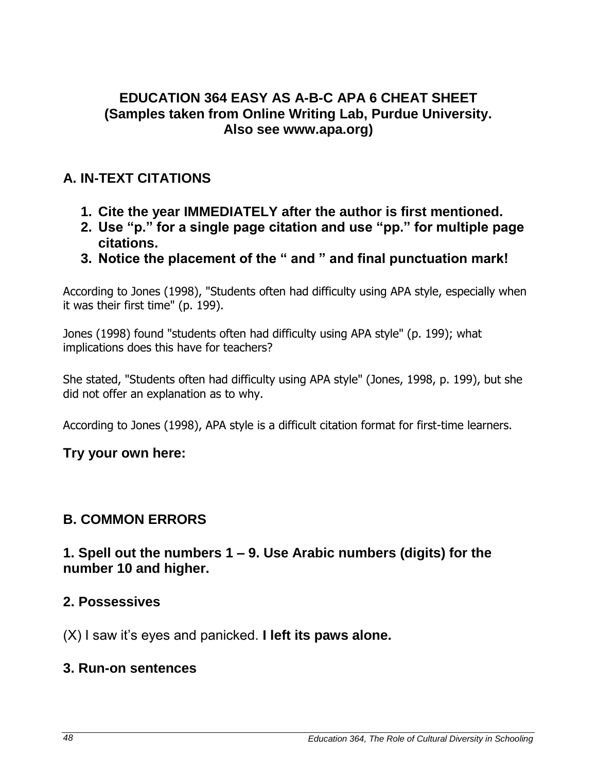# EDUCATION 364 EASY AS A-B-C APA 6 CHEAT SHEET (Samples taken from Online Writing Lab, Purdue University. Also see www.apa.org)

## A. IN-TEXT CITATIONS

1. **Cite the year IMMEDIATELY after the author is first mentioned.**
2. **Use "p." for a single page citation and use "pp." for multiple page citations.**
3. **Notice the placement of the " and " and final punctuation mark!**

According to Jones (1998), "Students often had difficulty using APA style, especially when it was their first time" (p. 199).

Jones (1998) found "students often had difficulty using APA style" (p. 199); what implications does this have for teachers?

She stated, "Students often had difficulty using APA style" (Jones, 1998, p. 199), but she did not offer an explanation as to why.

According to Jones (1998), APA style is a difficult citation format for first-time learners.

**Try your own here:**

## B. COMMON ERRORS

### 1. Spell out the numbers 1 – 9. Use Arabic numbers (digits) for the number 10 and higher.

### 2. Possessives

(X) I saw it's eyes and panicked. **I left its paws alone.**

### 3. Run-on sentences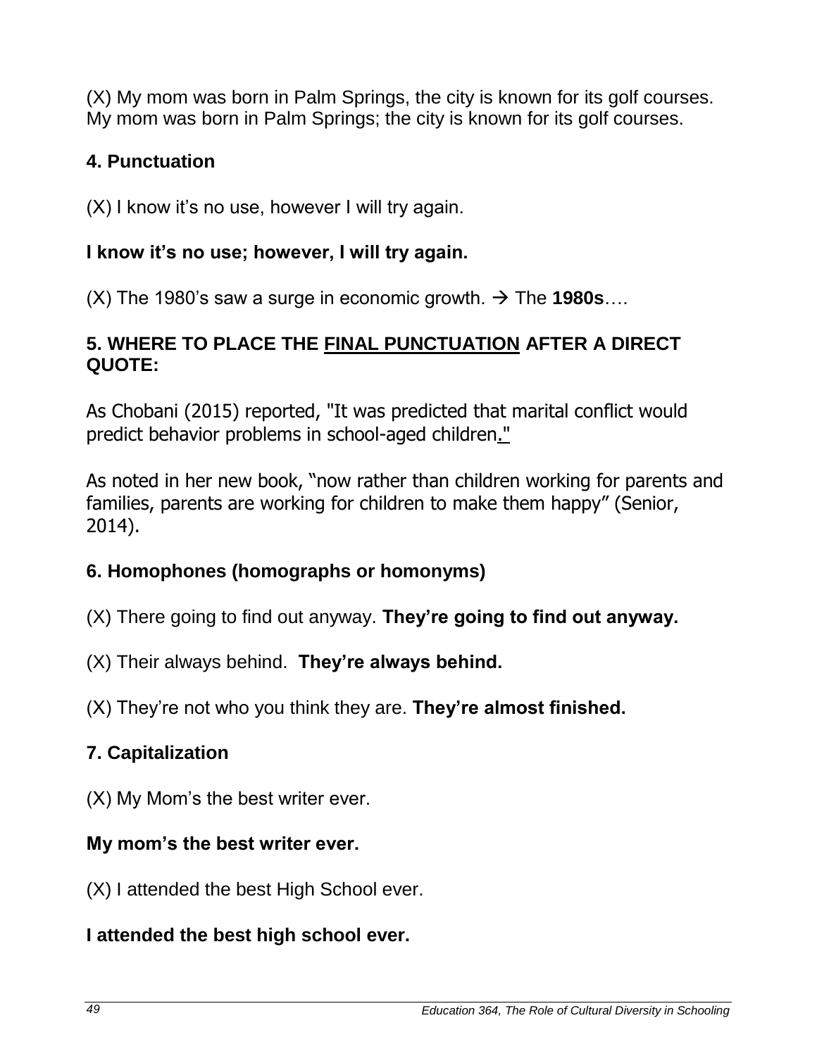(X) My mom was born in Palm Springs, the city is known for its golf courses. My mom was born in Palm Springs; the city is known for its golf courses.

### 4. Punctuation

(X) I know it's no use, however I will try again.

**I know it's no use; however, I will try again.**

(X) The 1980's saw a surge in economic growth. → The **1980s**….

### 5. WHERE TO PLACE THE FINAL PUNCTUATION AFTER A DIRECT QUOTE:

As Chobani (2015) reported, "It was predicted that marital conflict would predict behavior problems in school-aged children."

As noted in her new book, "now rather than children working for parents and families, parents are working for children to make them happy" (Senior, 2014).

### 6. Homophones (homographs or homonyms)

(X) There going to find out anyway. **They're going to find out anyway.**

(X) Their always behind. **They're always behind.**

(X) They're not who you think they are. **They're almost finished.**

### 7. Capitalization

(X) My Mom's the best writer ever.

**My mom's the best writer ever.**

(X) I attended the best High School ever.

**I attended the best high school ever.**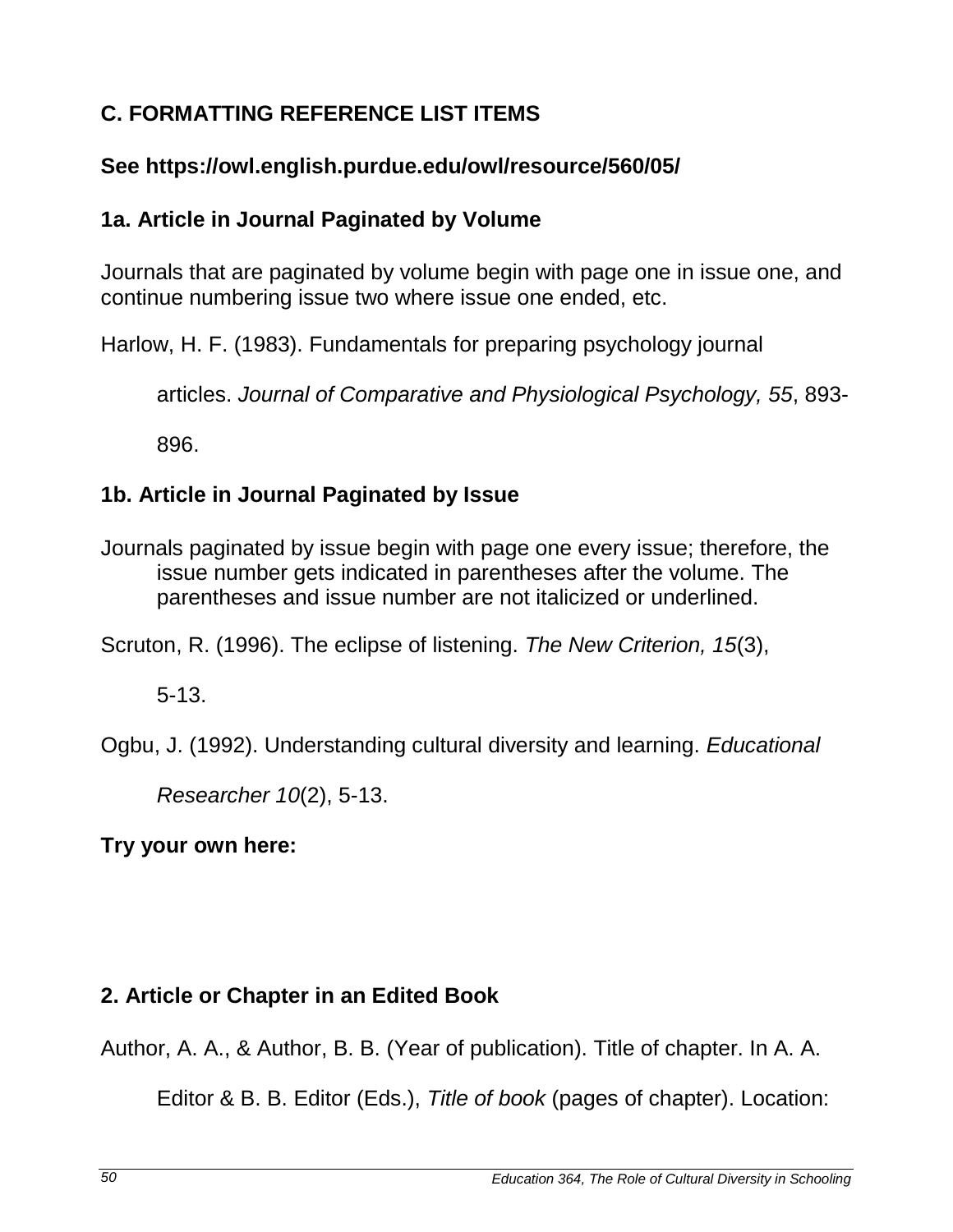### C. FORMATTING REFERENCE LIST ITEMS

**See https://owl.english.purdue.edu/owl/resource/560/05/**

### 1a. Article in Journal Paginated by Volume

Journals that are paginated by volume begin with page one in issue one, and continue numbering issue two where issue one ended, etc.

Harlow, H. F. (1983). Fundamentals for preparing psychology journal articles. *Journal of Comparative and Physiological Psychology, 55*, 893-896.

### 1b. Article in Journal Paginated by Issue

Journals paginated by issue begin with page one every issue; therefore, the issue number gets indicated in parentheses after the volume. The parentheses and issue number are not italicized or underlined.

Scruton, R. (1996). The eclipse of listening. *The New Criterion, 15*(3), 5-13.

Ogbu, J. (1992). Understanding cultural diversity and learning. *Educational Researcher 10*(2), 5-13.

**Try your own here:**

### 2. Article or Chapter in an Edited Book

Author, A. A., & Author, B. B. (Year of publication). Title of chapter. In A. A. Editor & B. B. Editor (Eds.), *Title of book* (pages of chapter). Location: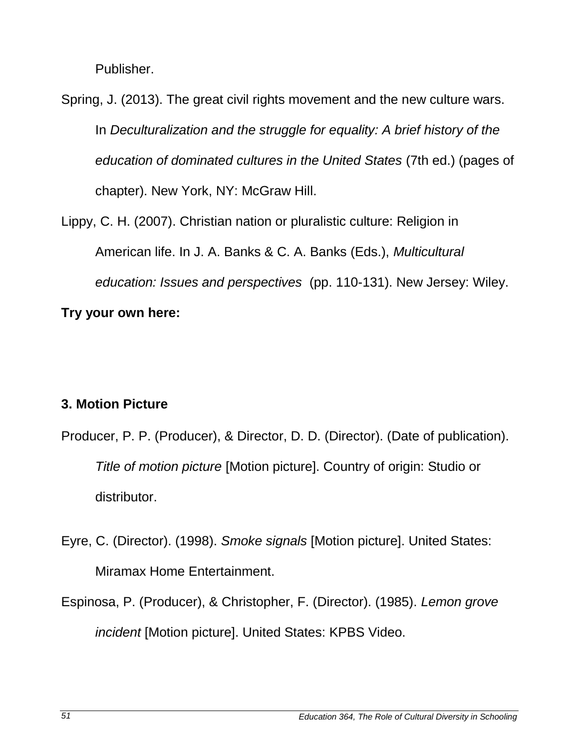Publisher.

Spring, J. (2013). The great civil rights movement and the new culture wars. In *Deculturalization and the struggle for equality: A brief history of the education of dominated cultures in the United States* (7th ed.) (pages of chapter). New York, NY: McGraw Hill.

Lippy, C. H. (2007). Christian nation or pluralistic culture: Religion in American life. In J. A. Banks & C. A. Banks (Eds.), *Multicultural education: Issues and perspectives* (pp. 110-131). New Jersey: Wiley.

**Try your own here:**

**3. Motion Picture**

Producer, P. P. (Producer), & Director, D. D. (Director). (Date of publication). *Title of motion picture* [Motion picture]. Country of origin: Studio or distributor.

Eyre, C. (Director). (1998). *Smoke signals* [Motion picture]. United States: Miramax Home Entertainment.

Espinosa, P. (Producer), & Christopher, F. (Director). (1985). *Lemon grove incident* [Motion picture]. United States: KPBS Video.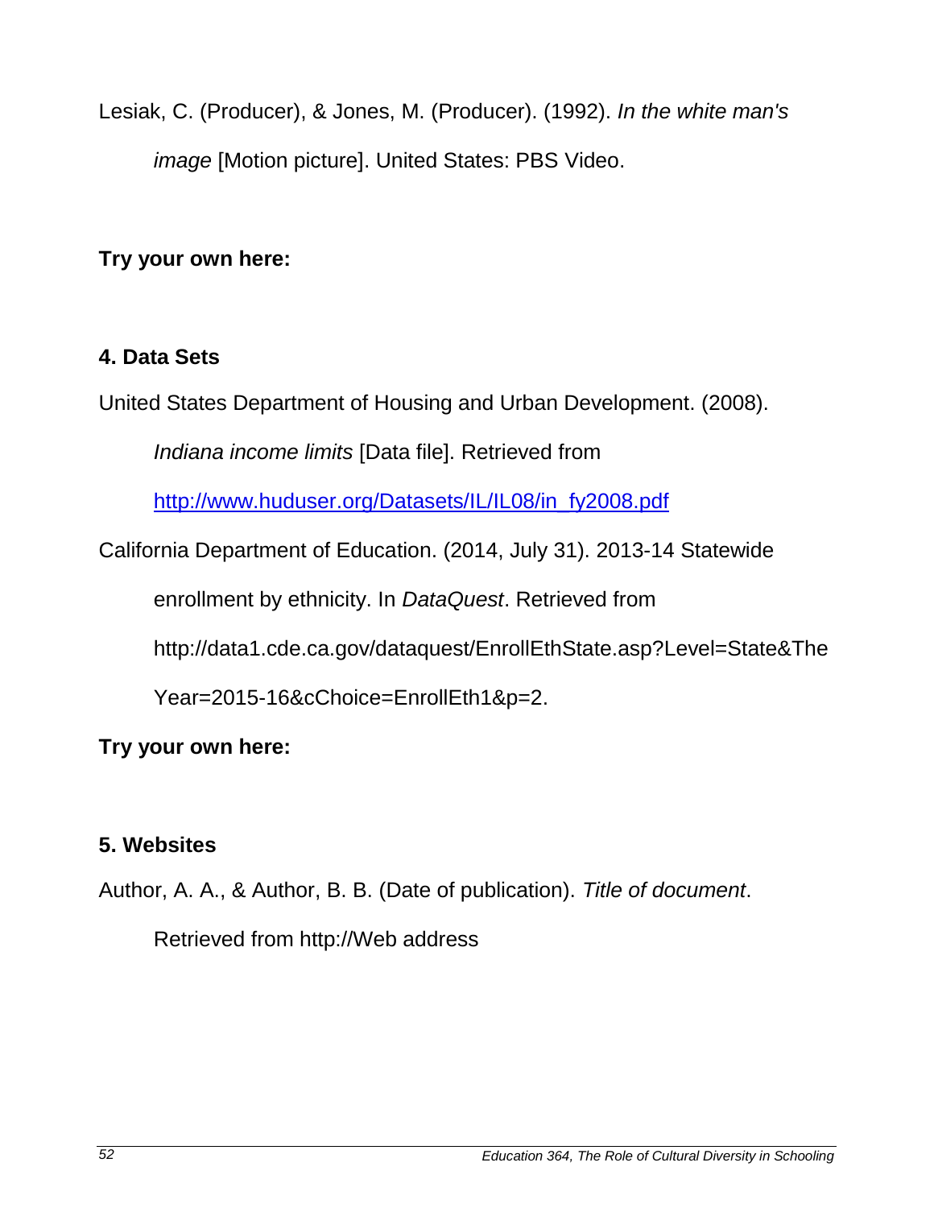Lesiak, C. (Producer), & Jones, M. (Producer). (1992). *In the white man's image* [Motion picture]. United States: PBS Video.

**Try your own here:**

### 4. Data Sets

United States Department of Housing and Urban Development. (2008). *Indiana income limits* [Data file]. Retrieved from [http://www.huduser.org/Datasets/IL/IL08/in_fy2008.pdf](http://www.huduser.org/Datasets/IL/IL08/in_fy2008.pdf)

California Department of Education. (2014, July 31). 2013-14 Statewide enrollment by ethnicity. In *DataQuest*. Retrieved from http://data1.cde.ca.gov/dataquest/EnrollEthState.asp?Level=State&TheYear=2015-16&cChoice=EnrollEth1&p=2.

**Try your own here:**

### 5. Websites

Author, A. A., & Author, B. B. (Date of publication). *Title of document*. Retrieved from http://Web address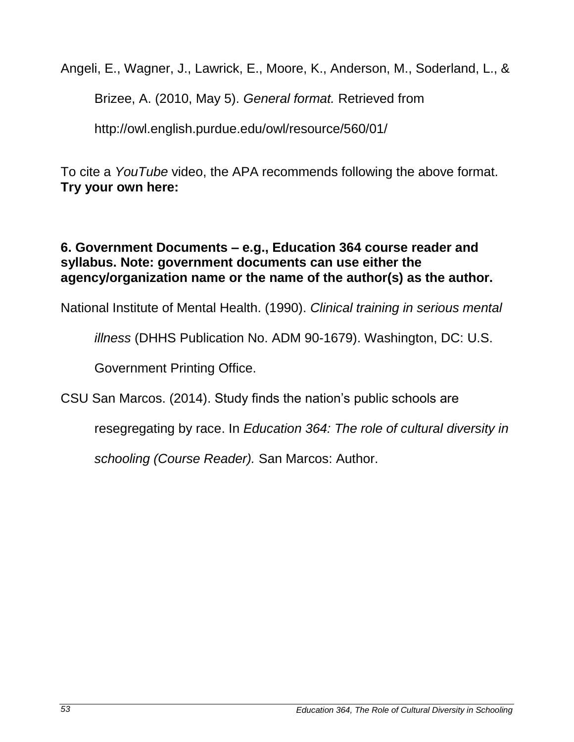Angeli, E., Wagner, J., Lawrick, E., Moore, K., Anderson, M., Soderland, L., & Brizee, A. (2010, May 5). *General format.* Retrieved from http://owl.english.purdue.edu/owl/resource/560/01/

To cite a *YouTube* video, the APA recommends following the above format.
**Try your own here:**

**6. Government Documents – e.g., Education 364 course reader and syllabus. Note: government documents can use either the agency/organization name or the name of the author(s) as the author.**

National Institute of Mental Health. (1990). *Clinical training in serious mental illness* (DHHS Publication No. ADM 90-1679). Washington, DC: U.S. Government Printing Office.

CSU San Marcos. (2014). Study finds the nation's public schools are resegregating by race. In *Education 364: The role of cultural diversity in schooling (Course Reader).* San Marcos: Author.